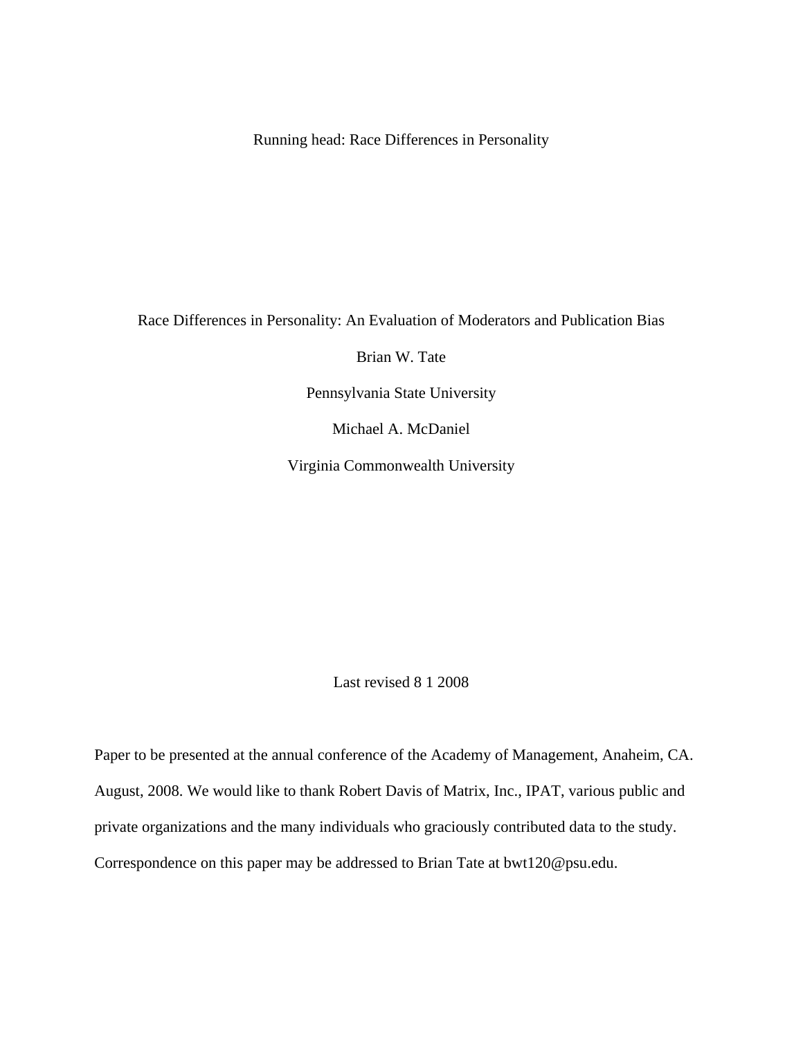Running head: Race Differences in Personality

# Race Differences in Personality: An Evaluation of Moderators and Publication Bias

Brian W. Tate

Pennsylvania State University

Michael A. McDaniel

Virginia Commonwealth University

Last revised 8 1 2008

Paper to be presented at the annual conference of the Academy of Management, Anaheim, CA. August, 2008. We would like to thank Robert Davis of Matrix, Inc., IPAT, various public and private organizations and the many individuals who graciously contributed data to the study. Correspondence on this paper may be addressed to Brian Tate at bwt120@psu.edu.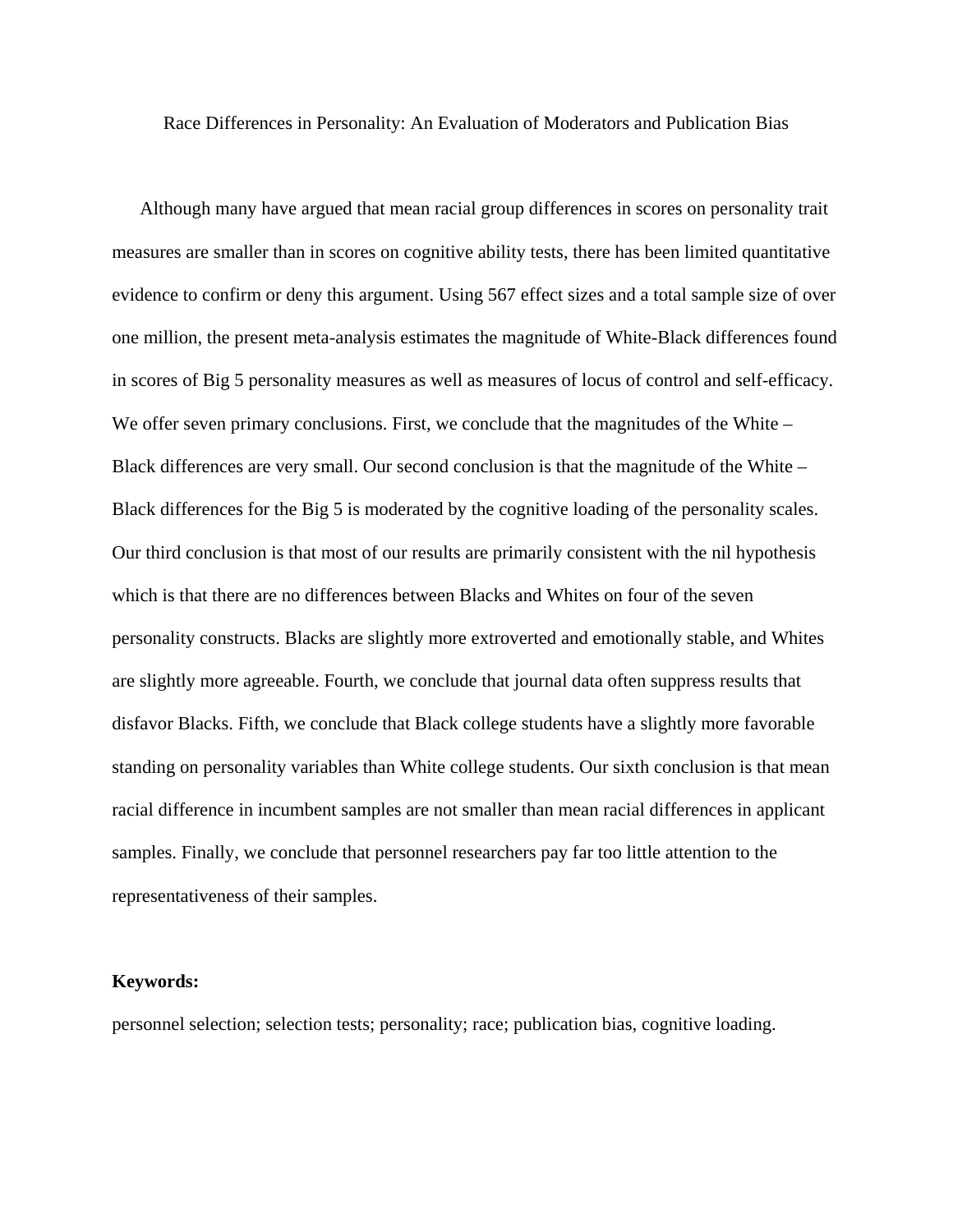Race Differences in Personality: An Evaluation of Moderators and Publication Bias

Although many have argued that mean racial group differences in scores on personality trait measures are smaller than in scores on cognitive ability tests, there has been limited quantitative evidence to confirm or deny this argument. Using 567 effect sizes and a total sample size of over one million, the present meta-analysis estimates the magnitude of White-Black differences found in scores of Big 5 personality measures as well as measures of locus of control and self-efficacy. We offer seven primary conclusions. First, we conclude that the magnitudes of the White – Black differences are very small. Our second conclusion is that the magnitude of the White – Black differences for the Big 5 is moderated by the cognitive loading of the personality scales. Our third conclusion is that most of our results are primarily consistent with the nil hypothesis which is that there are no differences between Blacks and Whites on four of the seven personality constructs. Blacks are slightly more extroverted and emotionally stable, and Whites are slightly more agreeable. Fourth, we conclude that journal data often suppress results that disfavor Blacks. Fifth, we conclude that Black college students have a slightly more favorable standing on personality variables than White college students. Our sixth conclusion is that mean racial difference in incumbent samples are not smaller than mean racial differences in applicant samples. Finally, we conclude that personnel researchers pay far too little attention to the representativeness of their samples.

**Keywords:**

personnel selection; selection tests; personality; race; publication bias, cognitive loading.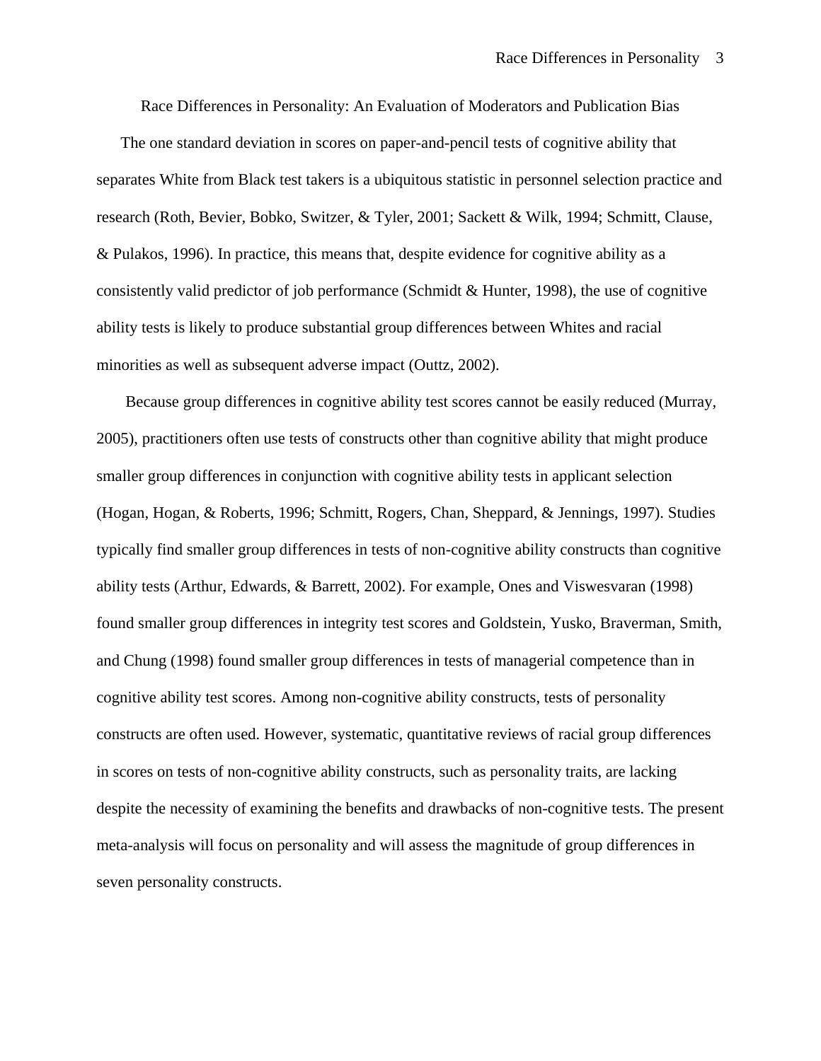# Race Differences in Personality: An Evaluation of Moderators and Publication Bias

The one standard deviation in scores on paper-and-pencil tests of cognitive ability that separates White from Black test takers is a ubiquitous statistic in personnel selection practice and research (Roth, Bevier, Bobko, Switzer, & Tyler, 2001; Sackett & Wilk, 1994; Schmitt, Clause, & Pulakos, 1996). In practice, this means that, despite evidence for cognitive ability as a consistently valid predictor of job performance (Schmidt & Hunter, 1998), the use of cognitive ability tests is likely to produce substantial group differences between Whites and racial minorities as well as subsequent adverse impact (Outtz, 2002).

Because group differences in cognitive ability test scores cannot be easily reduced (Murray, 2005), practitioners often use tests of constructs other than cognitive ability that might produce smaller group differences in conjunction with cognitive ability tests in applicant selection (Hogan, Hogan, & Roberts, 1996; Schmitt, Rogers, Chan, Sheppard, & Jennings, 1997). Studies typically find smaller group differences in tests of non-cognitive ability constructs than cognitive ability tests (Arthur, Edwards, & Barrett, 2002). For example, Ones and Viswesvaran (1998) found smaller group differences in integrity test scores and Goldstein, Yusko, Braverman, Smith, and Chung (1998) found smaller group differences in tests of managerial competence than in cognitive ability test scores. Among non-cognitive ability constructs, tests of personality constructs are often used. However, systematic, quantitative reviews of racial group differences in scores on tests of non-cognitive ability constructs, such as personality traits, are lacking despite the necessity of examining the benefits and drawbacks of non-cognitive tests. The present meta-analysis will focus on personality and will assess the magnitude of group differences in seven personality constructs.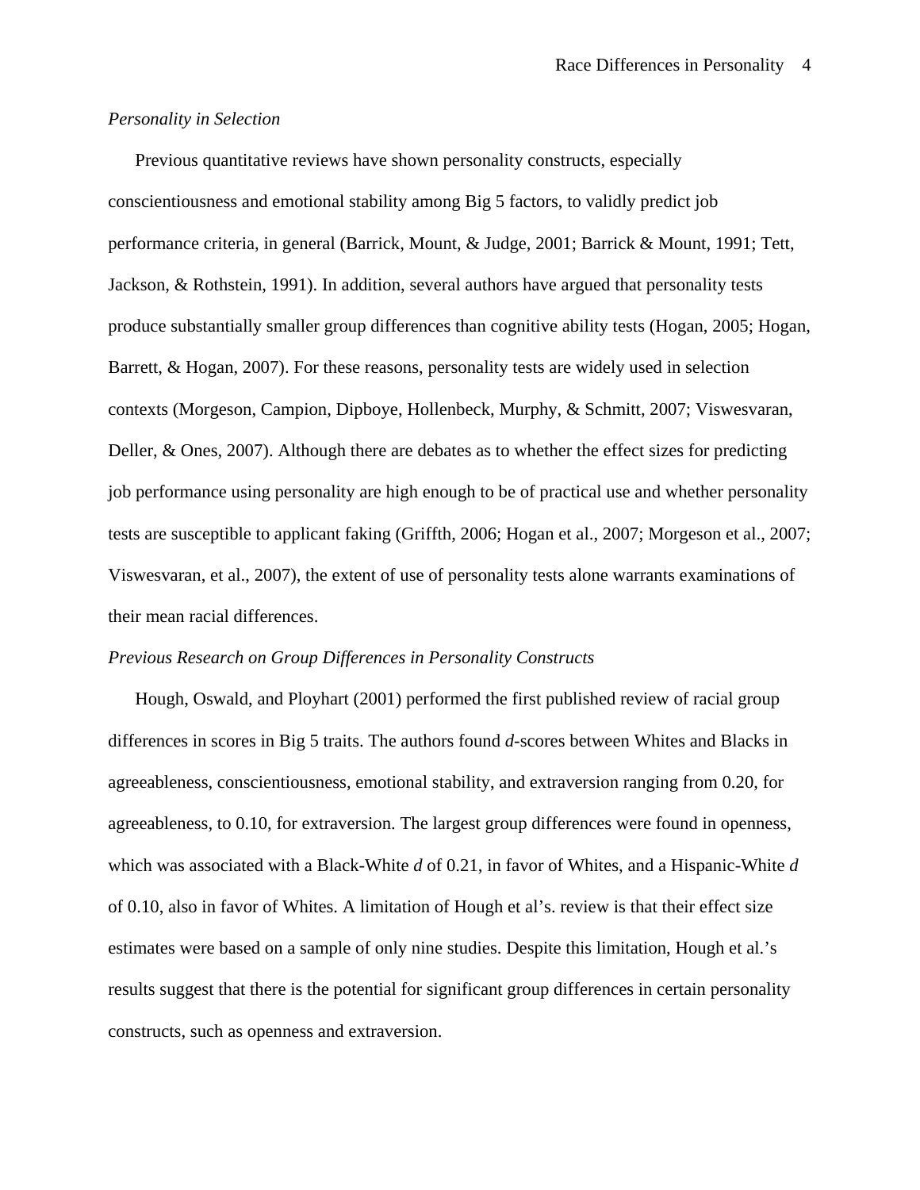*Personality in Selection*

Previous quantitative reviews have shown personality constructs, especially conscientiousness and emotional stability among Big 5 factors, to validly predict job performance criteria, in general (Barrick, Mount, & Judge, 2001; Barrick & Mount, 1991; Tett, Jackson, & Rothstein, 1991). In addition, several authors have argued that personality tests produce substantially smaller group differences than cognitive ability tests (Hogan, 2005; Hogan, Barrett, & Hogan, 2007). For these reasons, personality tests are widely used in selection contexts (Morgeson, Campion, Dipboye, Hollenbeck, Murphy, & Schmitt, 2007; Viswesvaran, Deller, & Ones, 2007). Although there are debates as to whether the effect sizes for predicting job performance using personality are high enough to be of practical use and whether personality tests are susceptible to applicant faking (Griffth, 2006; Hogan et al., 2007; Morgeson et al., 2007; Viswesvaran, et al., 2007), the extent of use of personality tests alone warrants examinations of their mean racial differences.

*Previous Research on Group Differences in Personality Constructs*

Hough, Oswald, and Ployhart (2001) performed the first published review of racial group differences in scores in Big 5 traits. The authors found *d*-scores between Whites and Blacks in agreeableness, conscientiousness, emotional stability, and extraversion ranging from 0.20, for agreeableness, to 0.10, for extraversion. The largest group differences were found in openness, which was associated with a Black-White *d* of 0.21, in favor of Whites, and a Hispanic-White *d* of 0.10, also in favor of Whites. A limitation of Hough et al's. review is that their effect size estimates were based on a sample of only nine studies. Despite this limitation, Hough et al.'s results suggest that there is the potential for significant group differences in certain personality constructs, such as openness and extraversion.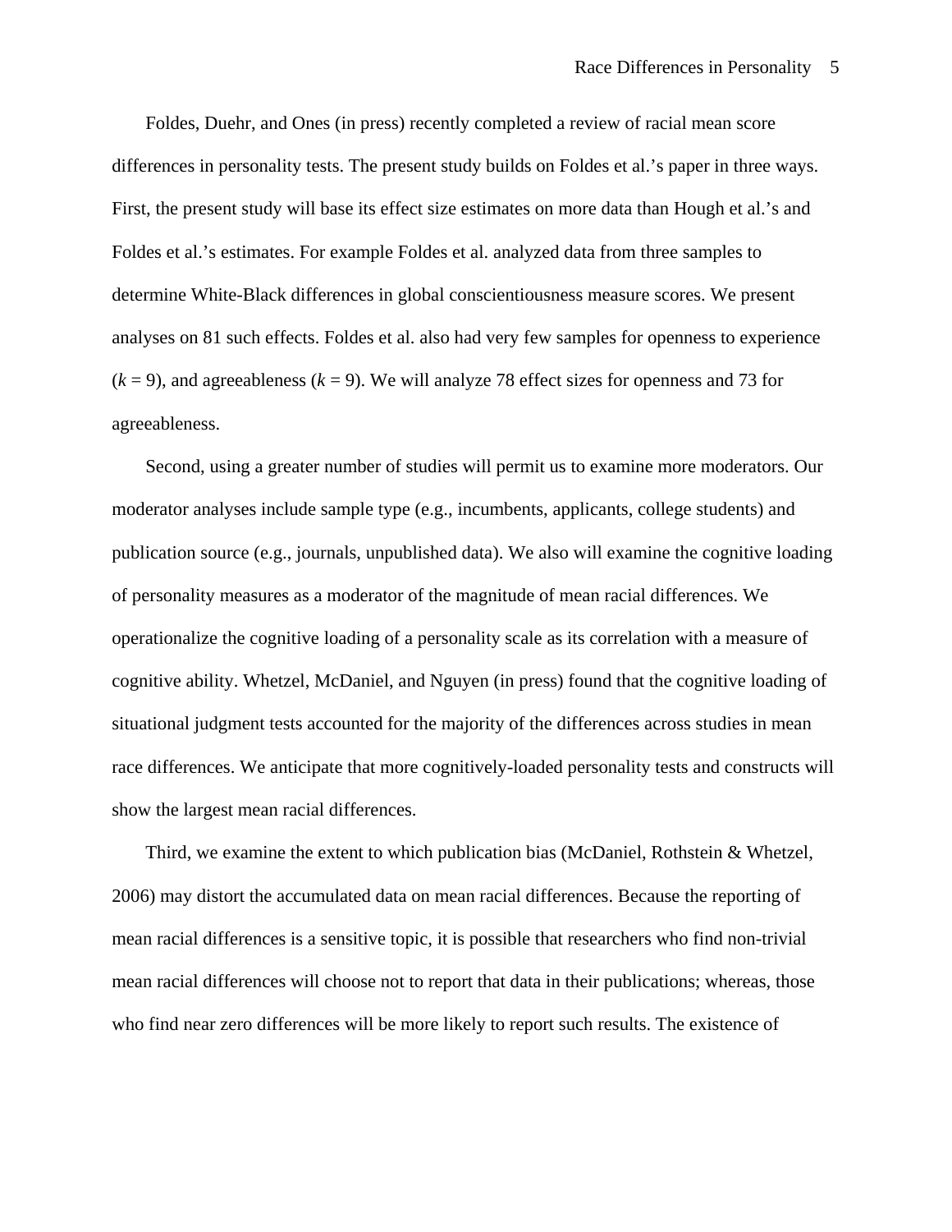Foldes, Duehr, and Ones (in press) recently completed a review of racial mean score differences in personality tests. The present study builds on Foldes et al.'s paper in three ways. First, the present study will base its effect size estimates on more data than Hough et al.'s and Foldes et al.'s estimates. For example Foldes et al. analyzed data from three samples to determine White-Black differences in global conscientiousness measure scores. We present analyses on 81 such effects. Foldes et al. also had very few samples for openness to experience ($k = 9$), and agreeableness ($k = 9$). We will analyze 78 effect sizes for openness and 73 for agreeableness.

Second, using a greater number of studies will permit us to examine more moderators. Our moderator analyses include sample type (e.g., incumbents, applicants, college students) and publication source (e.g., journals, unpublished data). We also will examine the cognitive loading of personality measures as a moderator of the magnitude of mean racial differences. We operationalize the cognitive loading of a personality scale as its correlation with a measure of cognitive ability. Whetzel, McDaniel, and Nguyen (in press) found that the cognitive loading of situational judgment tests accounted for the majority of the differences across studies in mean race differences. We anticipate that more cognitively-loaded personality tests and constructs will show the largest mean racial differences.

Third, we examine the extent to which publication bias (McDaniel, Rothstein & Whetzel, 2006) may distort the accumulated data on mean racial differences. Because the reporting of mean racial differences is a sensitive topic, it is possible that researchers who find non-trivial mean racial differences will choose not to report that data in their publications; whereas, those who find near zero differences will be more likely to report such results. The existence of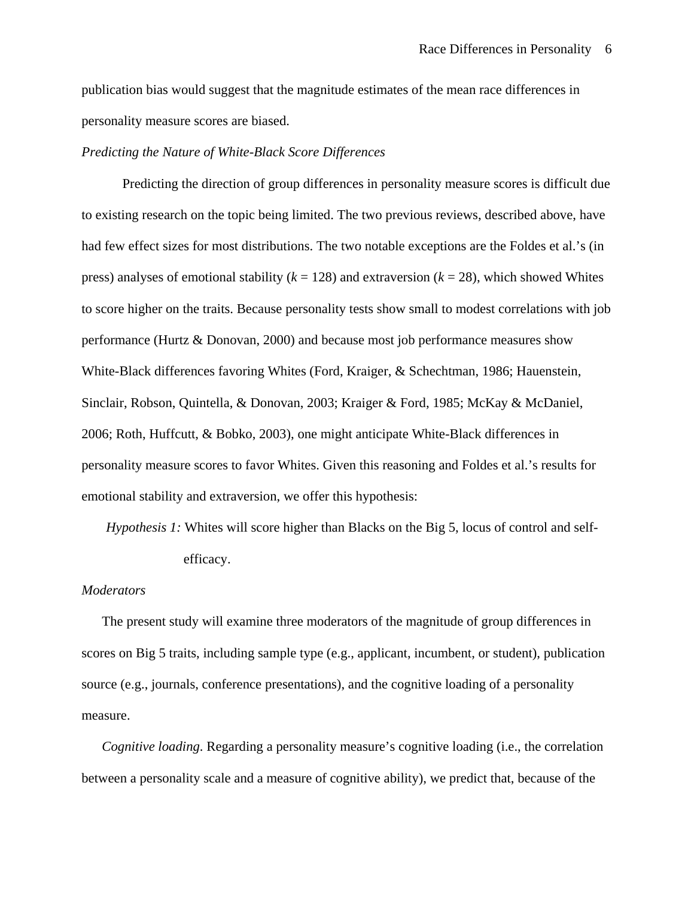publication bias would suggest that the magnitude estimates of the mean race differences in personality measure scores are biased.

*Predicting the Nature of White-Black Score Differences*

Predicting the direction of group differences in personality measure scores is difficult due to existing research on the topic being limited. The two previous reviews, described above, have had few effect sizes for most distributions. The two notable exceptions are the Foldes et al.'s (in press) analyses of emotional stability ($k$ = 128) and extraversion ($k$ = 28), which showed Whites to score higher on the traits. Because personality tests show small to modest correlations with job performance (Hurtz & Donovan, 2000) and because most job performance measures show White-Black differences favoring Whites (Ford, Kraiger, & Schechtman, 1986; Hauenstein, Sinclair, Robson, Quintella, & Donovan, 2003; Kraiger & Ford, 1985; McKay & McDaniel, 2006; Roth, Huffcutt, & Bobko, 2003), one might anticipate White-Black differences in personality measure scores to favor Whites. Given this reasoning and Foldes et al.'s results for emotional stability and extraversion, we offer this hypothesis:

*Hypothesis 1:* Whites will score higher than Blacks on the Big 5, locus of control and self-efficacy.

*Moderators*

The present study will examine three moderators of the magnitude of group differences in scores on Big 5 traits, including sample type (e.g., applicant, incumbent, or student), publication source (e.g., journals, conference presentations), and the cognitive loading of a personality measure.

*Cognitive loading*. Regarding a personality measure's cognitive loading (i.e., the correlation between a personality scale and a measure of cognitive ability), we predict that, because of the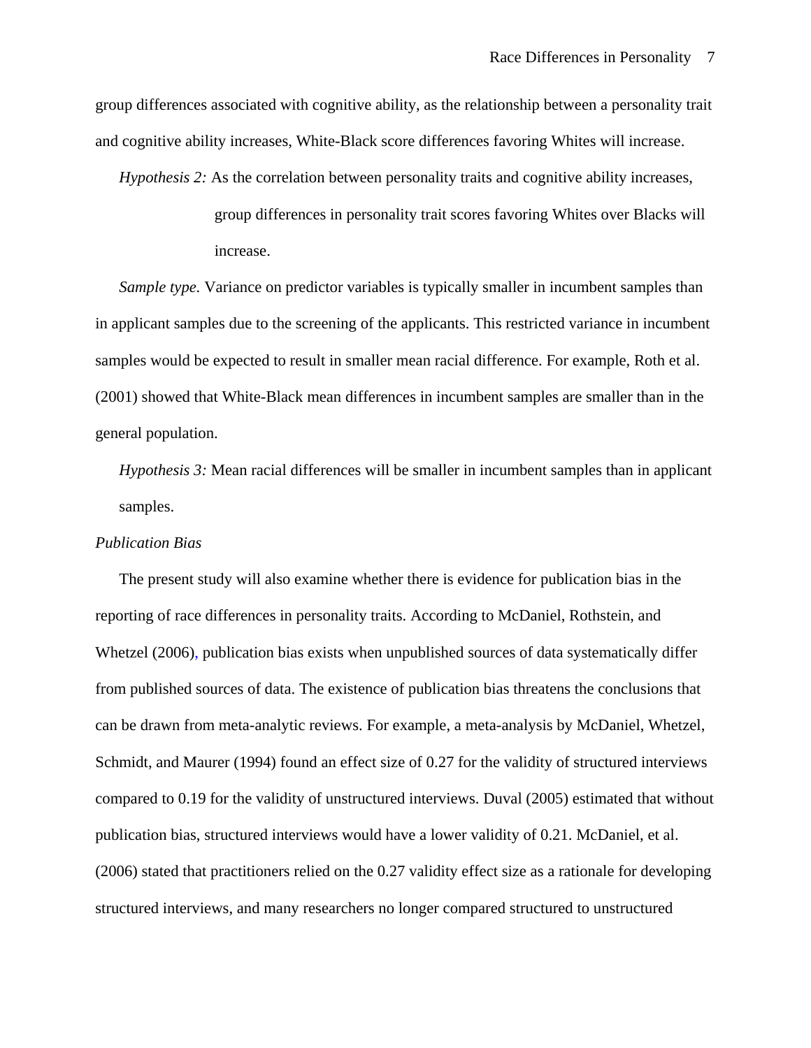group differences associated with cognitive ability, as the relationship between a personality trait and cognitive ability increases, White-Black score differences favoring Whites will increase.

*Hypothesis 2:* As the correlation between personality traits and cognitive ability increases, group differences in personality trait scores favoring Whites over Blacks will increase.

*Sample type.* Variance on predictor variables is typically smaller in incumbent samples than in applicant samples due to the screening of the applicants. This restricted variance in incumbent samples would be expected to result in smaller mean racial difference. For example, Roth et al. (2001) showed that White-Black mean differences in incumbent samples are smaller than in the general population.

*Hypothesis 3:* Mean racial differences will be smaller in incumbent samples than in applicant samples.

*Publication Bias*

The present study will also examine whether there is evidence for publication bias in the reporting of race differences in personality traits. According to McDaniel, Rothstein, and Whetzel (2006), publication bias exists when unpublished sources of data systematically differ from published sources of data. The existence of publication bias threatens the conclusions that can be drawn from meta-analytic reviews. For example, a meta-analysis by McDaniel, Whetzel, Schmidt, and Maurer (1994) found an effect size of 0.27 for the validity of structured interviews compared to 0.19 for the validity of unstructured interviews. Duval (2005) estimated that without publication bias, structured interviews would have a lower validity of 0.21. McDaniel, et al. (2006) stated that practitioners relied on the 0.27 validity effect size as a rationale for developing structured interviews, and many researchers no longer compared structured to unstructured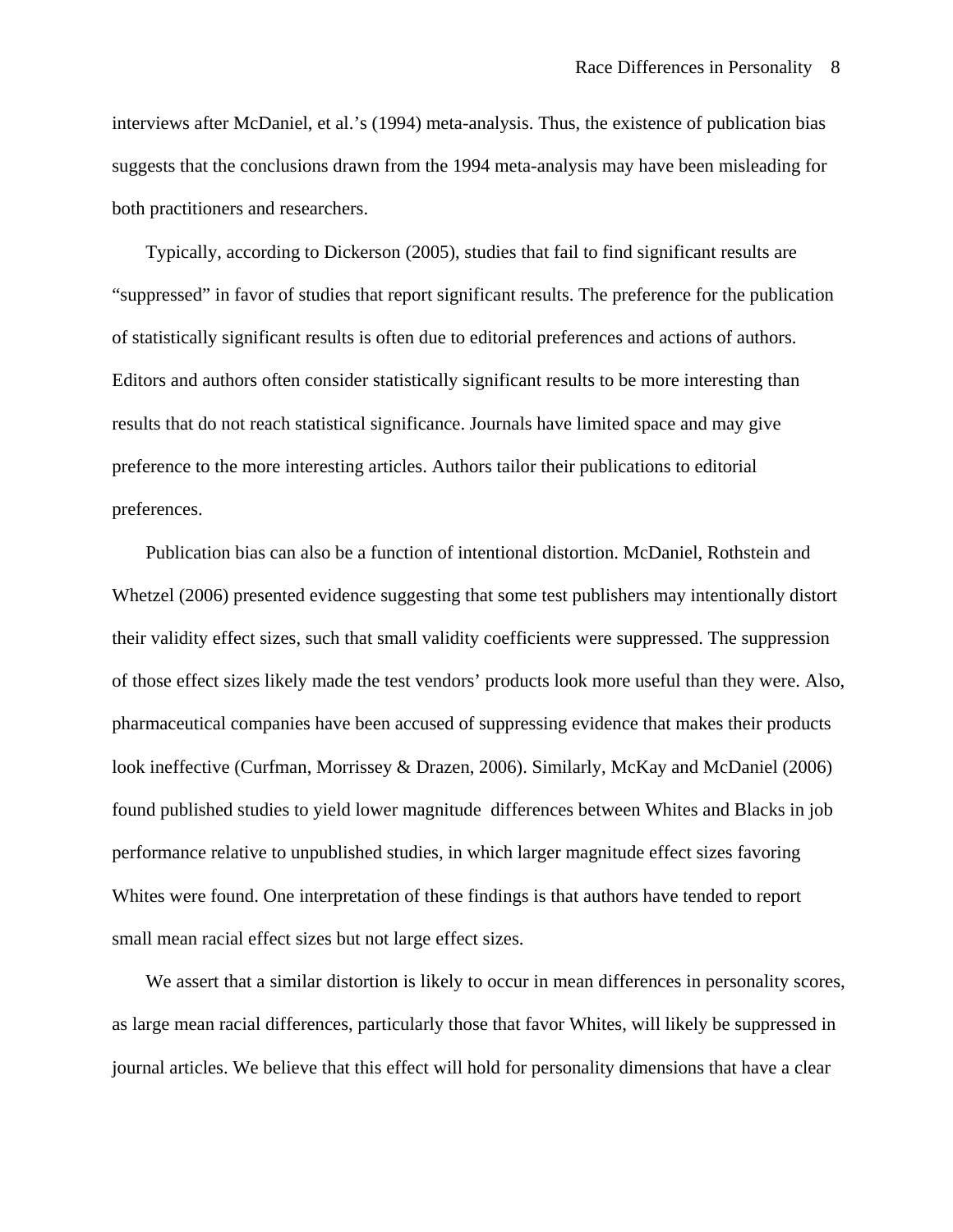interviews after McDaniel, et al.'s (1994) meta-analysis. Thus, the existence of publication bias suggests that the conclusions drawn from the 1994 meta-analysis may have been misleading for both practitioners and researchers.

Typically, according to Dickerson (2005), studies that fail to find significant results are "suppressed" in favor of studies that report significant results. The preference for the publication of statistically significant results is often due to editorial preferences and actions of authors. Editors and authors often consider statistically significant results to be more interesting than results that do not reach statistical significance. Journals have limited space and may give preference to the more interesting articles. Authors tailor their publications to editorial preferences.

Publication bias can also be a function of intentional distortion. McDaniel, Rothstein and Whetzel (2006) presented evidence suggesting that some test publishers may intentionally distort their validity effect sizes, such that small validity coefficients were suppressed. The suppression of those effect sizes likely made the test vendors' products look more useful than they were. Also, pharmaceutical companies have been accused of suppressing evidence that makes their products look ineffective (Curfman, Morrissey & Drazen, 2006). Similarly, McKay and McDaniel (2006) found published studies to yield lower magnitude differences between Whites and Blacks in job performance relative to unpublished studies, in which larger magnitude effect sizes favoring Whites were found. One interpretation of these findings is that authors have tended to report small mean racial effect sizes but not large effect sizes.

We assert that a similar distortion is likely to occur in mean differences in personality scores, as large mean racial differences, particularly those that favor Whites, will likely be suppressed in journal articles. We believe that this effect will hold for personality dimensions that have a clear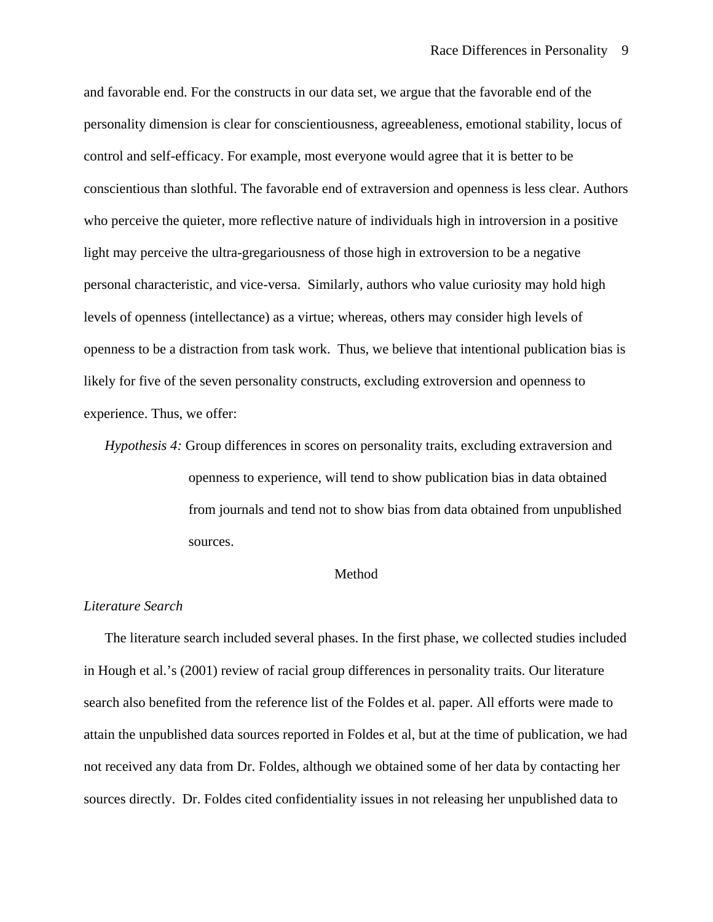and favorable end. For the constructs in our data set, we argue that the favorable end of the personality dimension is clear for conscientiousness, agreeableness, emotional stability, locus of control and self-efficacy. For example, most everyone would agree that it is better to be conscientious than slothful. The favorable end of extraversion and openness is less clear. Authors who perceive the quieter, more reflective nature of individuals high in introversion in a positive light may perceive the ultra-gregariousness of those high in extroversion to be a negative personal characteristic, and vice-versa. Similarly, authors who value curiosity may hold high levels of openness (intellectance) as a virtue; whereas, others may consider high levels of openness to be a distraction from task work. Thus, we believe that intentional publication bias is likely for five of the seven personality constructs, excluding extroversion and openness to experience. Thus, we offer:

*Hypothesis 4:* Group differences in scores on personality traits, excluding extraversion and openness to experience, will tend to show publication bias in data obtained from journals and tend not to show bias from data obtained from unpublished sources.

## Method

### *Literature Search*

The literature search included several phases. In the first phase, we collected studies included in Hough et al.'s (2001) review of racial group differences in personality traits. Our literature search also benefited from the reference list of the Foldes et al. paper. All efforts were made to attain the unpublished data sources reported in Foldes et al, but at the time of publication, we had not received any data from Dr. Foldes, although we obtained some of her data by contacting her sources directly. Dr. Foldes cited confidentiality issues in not releasing her unpublished data to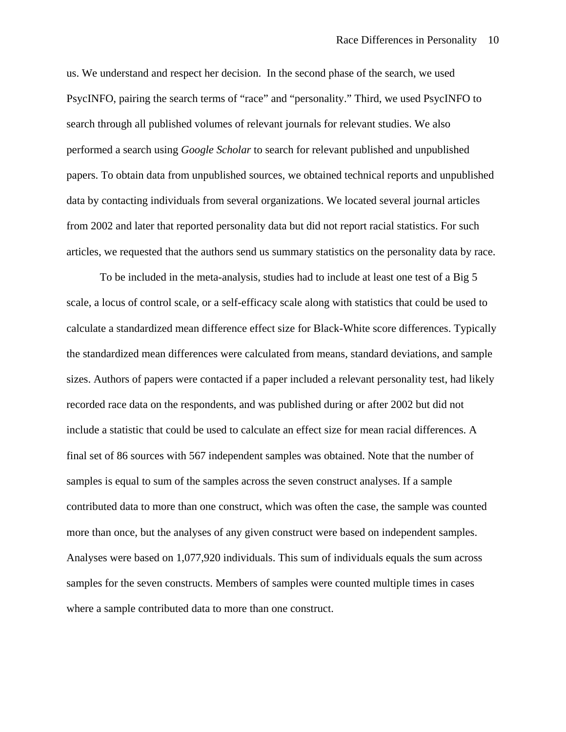us. We understand and respect her decision. In the second phase of the search, we used PsycINFO, pairing the search terms of "race" and "personality." Third, we used PsycINFO to search through all published volumes of relevant journals for relevant studies. We also performed a search using *Google Scholar* to search for relevant published and unpublished papers. To obtain data from unpublished sources, we obtained technical reports and unpublished data by contacting individuals from several organizations. We located several journal articles from 2002 and later that reported personality data but did not report racial statistics. For such articles, we requested that the authors send us summary statistics on the personality data by race.

To be included in the meta-analysis, studies had to include at least one test of a Big 5 scale, a locus of control scale, or a self-efficacy scale along with statistics that could be used to calculate a standardized mean difference effect size for Black-White score differences. Typically the standardized mean differences were calculated from means, standard deviations, and sample sizes. Authors of papers were contacted if a paper included a relevant personality test, had likely recorded race data on the respondents, and was published during or after 2002 but did not include a statistic that could be used to calculate an effect size for mean racial differences. A final set of 86 sources with 567 independent samples was obtained. Note that the number of samples is equal to sum of the samples across the seven construct analyses. If a sample contributed data to more than one construct, which was often the case, the sample was counted more than once, but the analyses of any given construct were based on independent samples. Analyses were based on 1,077,920 individuals. This sum of individuals equals the sum across samples for the seven constructs. Members of samples were counted multiple times in cases where a sample contributed data to more than one construct.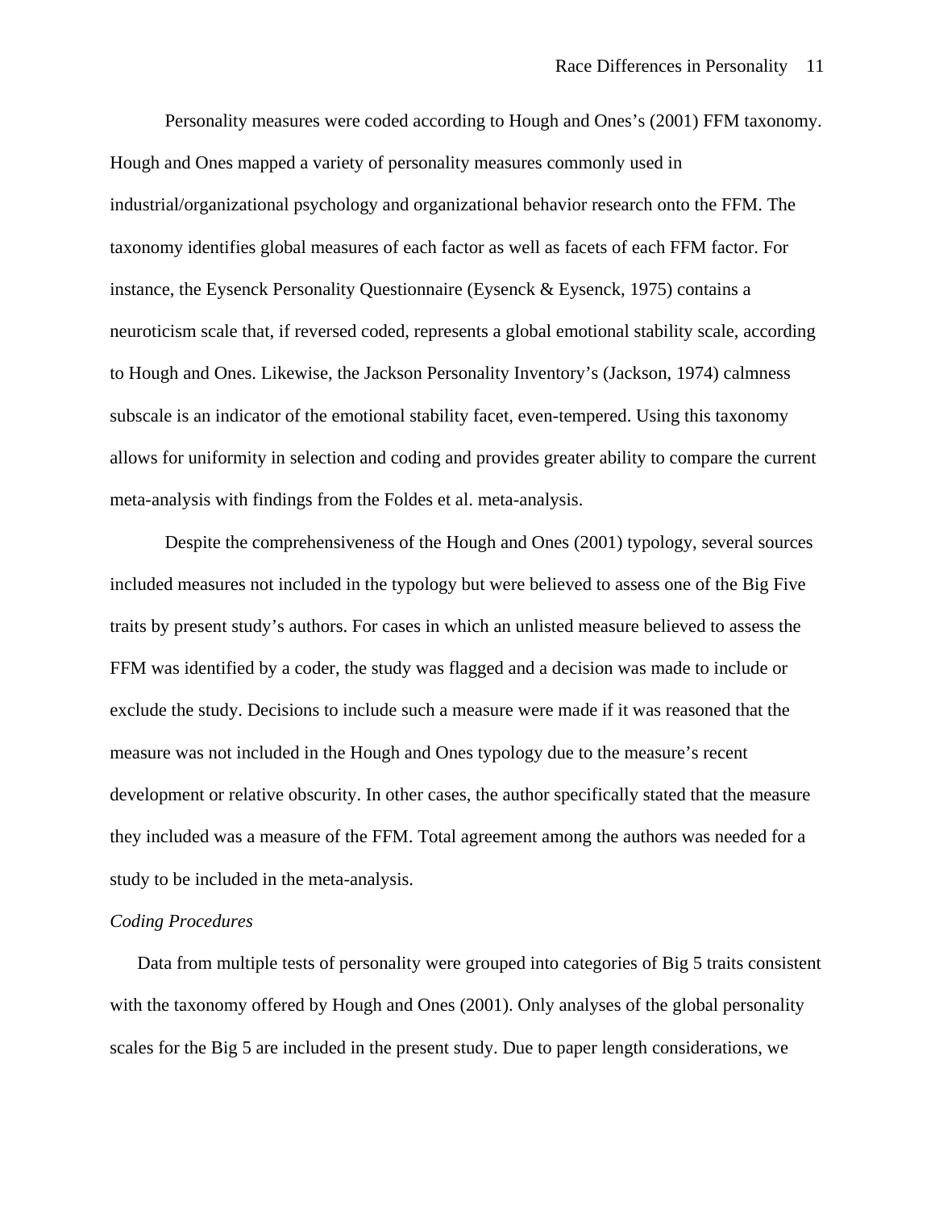Personality measures were coded according to Hough and Ones's (2001) FFM taxonomy. Hough and Ones mapped a variety of personality measures commonly used in industrial/organizational psychology and organizational behavior research onto the FFM. The taxonomy identifies global measures of each factor as well as facets of each FFM factor. For instance, the Eysenck Personality Questionnaire (Eysenck & Eysenck, 1975) contains a neuroticism scale that, if reversed coded, represents a global emotional stability scale, according to Hough and Ones. Likewise, the Jackson Personality Inventory's (Jackson, 1974) calmness subscale is an indicator of the emotional stability facet, even-tempered. Using this taxonomy allows for uniformity in selection and coding and provides greater ability to compare the current meta-analysis with findings from the Foldes et al. meta-analysis.

Despite the comprehensiveness of the Hough and Ones (2001) typology, several sources included measures not included in the typology but were believed to assess one of the Big Five traits by present study's authors. For cases in which an unlisted measure believed to assess the FFM was identified by a coder, the study was flagged and a decision was made to include or exclude the study. Decisions to include such a measure were made if it was reasoned that the measure was not included in the Hough and Ones typology due to the measure's recent development or relative obscurity. In other cases, the author specifically stated that the measure they included was a measure of the FFM. Total agreement among the authors was needed for a study to be included in the meta-analysis.

*Coding Procedures*

Data from multiple tests of personality were grouped into categories of Big 5 traits consistent with the taxonomy offered by Hough and Ones (2001). Only analyses of the global personality scales for the Big 5 are included in the present study. Due to paper length considerations, we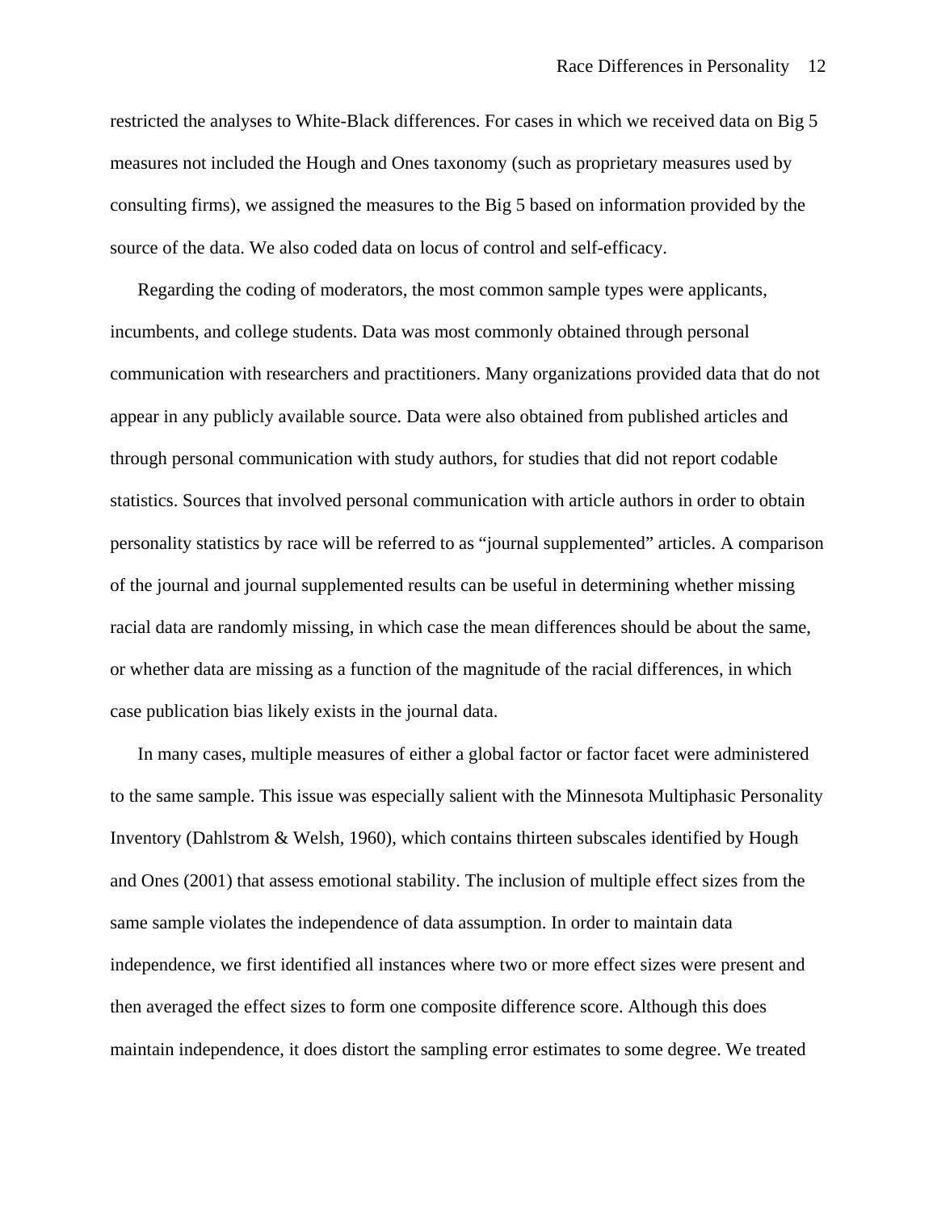restricted the analyses to White-Black differences. For cases in which we received data on Big 5 measures not included the Hough and Ones taxonomy (such as proprietary measures used by consulting firms), we assigned the measures to the Big 5 based on information provided by the source of the data. We also coded data on locus of control and self-efficacy.

Regarding the coding of moderators, the most common sample types were applicants, incumbents, and college students. Data was most commonly obtained through personal communication with researchers and practitioners. Many organizations provided data that do not appear in any publicly available source. Data were also obtained from published articles and through personal communication with study authors, for studies that did not report codable statistics. Sources that involved personal communication with article authors in order to obtain personality statistics by race will be referred to as "journal supplemented" articles. A comparison of the journal and journal supplemented results can be useful in determining whether missing racial data are randomly missing, in which case the mean differences should be about the same, or whether data are missing as a function of the magnitude of the racial differences, in which case publication bias likely exists in the journal data.

In many cases, multiple measures of either a global factor or factor facet were administered to the same sample. This issue was especially salient with the Minnesota Multiphasic Personality Inventory (Dahlstrom & Welsh, 1960), which contains thirteen subscales identified by Hough and Ones (2001) that assess emotional stability. The inclusion of multiple effect sizes from the same sample violates the independence of data assumption. In order to maintain data independence, we first identified all instances where two or more effect sizes were present and then averaged the effect sizes to form one composite difference score. Although this does maintain independence, it does distort the sampling error estimates to some degree. We treated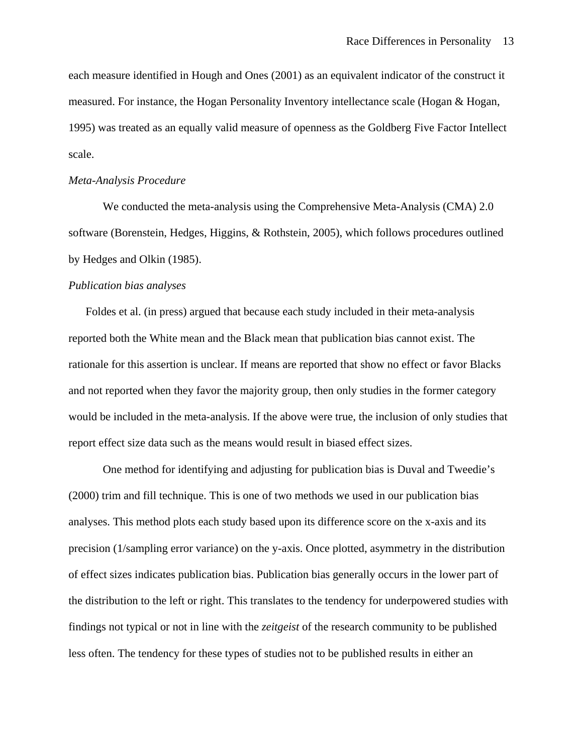each measure identified in Hough and Ones (2001) as an equivalent indicator of the construct it measured. For instance, the Hogan Personality Inventory intellectance scale (Hogan & Hogan, 1995) was treated as an equally valid measure of openness as the Goldberg Five Factor Intellect scale.

*Meta-Analysis Procedure*

We conducted the meta-analysis using the Comprehensive Meta-Analysis (CMA) 2.0 software (Borenstein, Hedges, Higgins, & Rothstein, 2005), which follows procedures outlined by Hedges and Olkin (1985).

*Publication bias analyses*

Foldes et al. (in press) argued that because each study included in their meta-analysis reported both the White mean and the Black mean that publication bias cannot exist. The rationale for this assertion is unclear. If means are reported that show no effect or favor Blacks and not reported when they favor the majority group, then only studies in the former category would be included in the meta-analysis. If the above were true, the inclusion of only studies that report effect size data such as the means would result in biased effect sizes.

One method for identifying and adjusting for publication bias is Duval and Tweedie's (2000) trim and fill technique. This is one of two methods we used in our publication bias analyses. This method plots each study based upon its difference score on the x-axis and its precision (1/sampling error variance) on the y-axis. Once plotted, asymmetry in the distribution of effect sizes indicates publication bias. Publication bias generally occurs in the lower part of the distribution to the left or right. This translates to the tendency for underpowered studies with findings not typical or not in line with the *zeitgeist* of the research community to be published less often. The tendency for these types of studies not to be published results in either an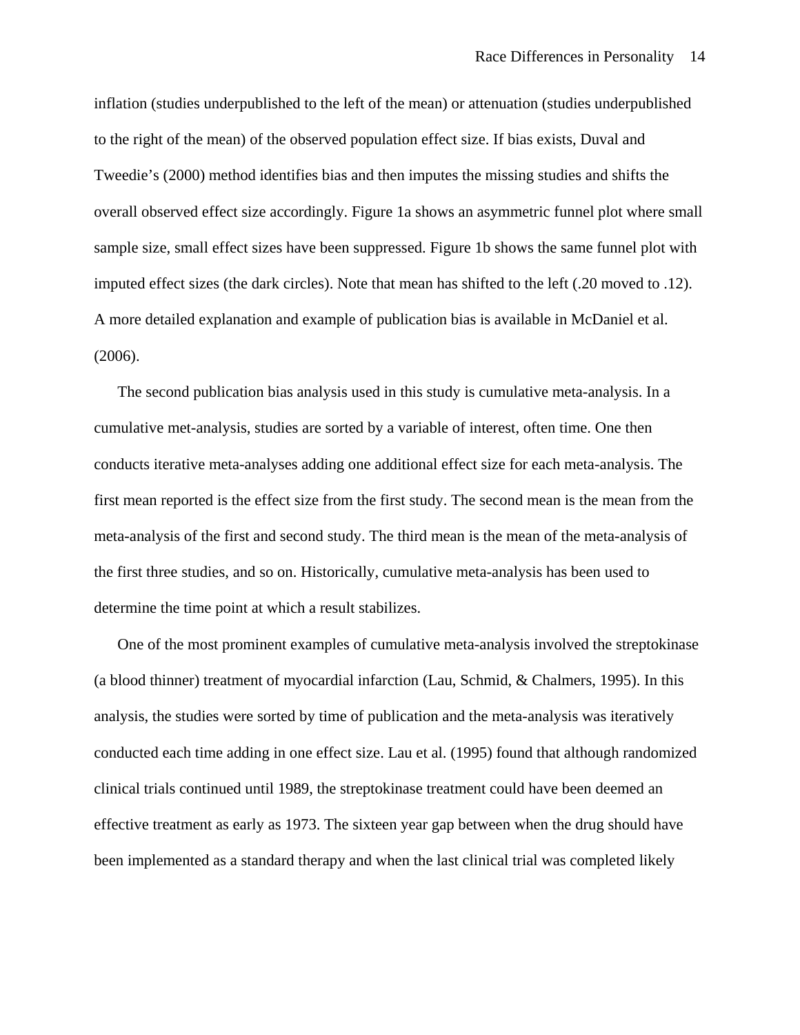inflation (studies underpublished to the left of the mean) or attenuation (studies underpublished to the right of the mean) of the observed population effect size. If bias exists, Duval and Tweedie's (2000) method identifies bias and then imputes the missing studies and shifts the overall observed effect size accordingly. Figure 1a shows an asymmetric funnel plot where small sample size, small effect sizes have been suppressed. Figure 1b shows the same funnel plot with imputed effect sizes (the dark circles). Note that mean has shifted to the left (.20 moved to .12). A more detailed explanation and example of publication bias is available in McDaniel et al. (2006).

The second publication bias analysis used in this study is cumulative meta-analysis. In a cumulative met-analysis, studies are sorted by a variable of interest, often time. One then conducts iterative meta-analyses adding one additional effect size for each meta-analysis. The first mean reported is the effect size from the first study. The second mean is the mean from the meta-analysis of the first and second study. The third mean is the mean of the meta-analysis of the first three studies, and so on. Historically, cumulative meta-analysis has been used to determine the time point at which a result stabilizes.

One of the most prominent examples of cumulative meta-analysis involved the streptokinase (a blood thinner) treatment of myocardial infarction (Lau, Schmid, & Chalmers, 1995). In this analysis, the studies were sorted by time of publication and the meta-analysis was iteratively conducted each time adding in one effect size. Lau et al. (1995) found that although randomized clinical trials continued until 1989, the streptokinase treatment could have been deemed an effective treatment as early as 1973. The sixteen year gap between when the drug should have been implemented as a standard therapy and when the last clinical trial was completed likely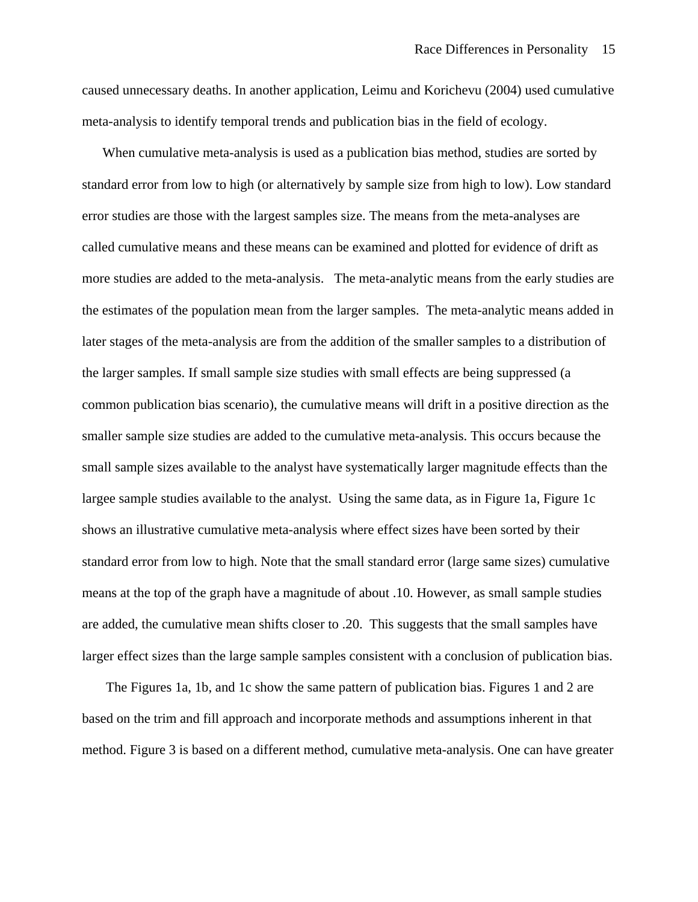caused unnecessary deaths. In another application, Leimu and Korichevu (2004) used cumulative meta-analysis to identify temporal trends and publication bias in the field of ecology.

When cumulative meta-analysis is used as a publication bias method, studies are sorted by standard error from low to high (or alternatively by sample size from high to low). Low standard error studies are those with the largest samples size. The means from the meta-analyses are called cumulative means and these means can be examined and plotted for evidence of drift as more studies are added to the meta-analysis. The meta-analytic means from the early studies are the estimates of the population mean from the larger samples. The meta-analytic means added in later stages of the meta-analysis are from the addition of the smaller samples to a distribution of the larger samples. If small sample size studies with small effects are being suppressed (a common publication bias scenario), the cumulative means will drift in a positive direction as the smaller sample size studies are added to the cumulative meta-analysis. This occurs because the small sample sizes available to the analyst have systematically larger magnitude effects than the largee sample studies available to the analyst. Using the same data, as in Figure 1a, Figure 1c shows an illustrative cumulative meta-analysis where effect sizes have been sorted by their standard error from low to high. Note that the small standard error (large same sizes) cumulative means at the top of the graph have a magnitude of about .10. However, as small sample studies are added, the cumulative mean shifts closer to .20. This suggests that the small samples have larger effect sizes than the large sample samples consistent with a conclusion of publication bias.

The Figures 1a, 1b, and 1c show the same pattern of publication bias. Figures 1 and 2 are based on the trim and fill approach and incorporate methods and assumptions inherent in that method. Figure 3 is based on a different method, cumulative meta-analysis. One can have greater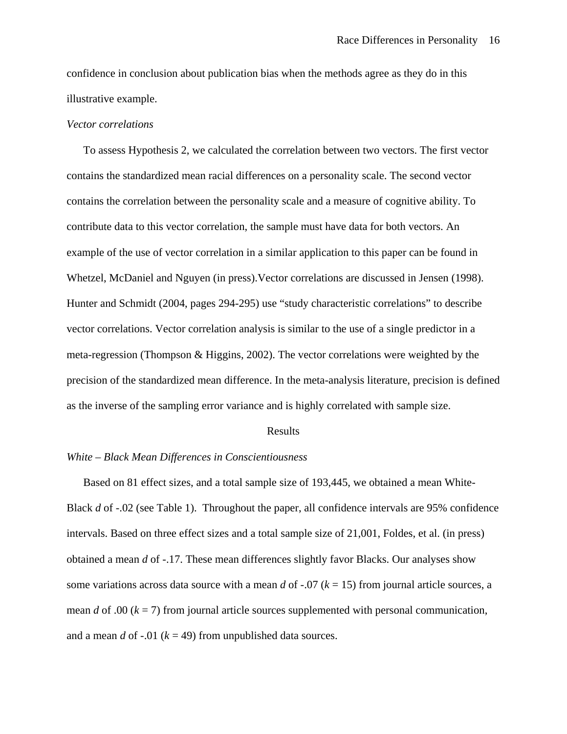confidence in conclusion about publication bias when the methods agree as they do in this illustrative example.

*Vector correlations*

To assess Hypothesis 2, we calculated the correlation between two vectors. The first vector contains the standardized mean racial differences on a personality scale. The second vector contains the correlation between the personality scale and a measure of cognitive ability. To contribute data to this vector correlation, the sample must have data for both vectors. An example of the use of vector correlation in a similar application to this paper can be found in Whetzel, McDaniel and Nguyen (in press).Vector correlations are discussed in Jensen (1998). Hunter and Schmidt (2004, pages 294-295) use "study characteristic correlations" to describe vector correlations. Vector correlation analysis is similar to the use of a single predictor in a meta-regression (Thompson & Higgins, 2002). The vector correlations were weighted by the precision of the standardized mean difference. In the meta-analysis literature, precision is defined as the inverse of the sampling error variance and is highly correlated with sample size.

## Results

*White – Black Mean Differences in Conscientiousness*

Based on 81 effect sizes, and a total sample size of 193,445, we obtained a mean White-Black $d$ of -.02 (see Table 1). Throughout the paper, all confidence intervals are 95% confidence intervals. Based on three effect sizes and a total sample size of 21,001, Foldes, et al. (in press) obtained a mean $d$ of -.17. These mean differences slightly favor Blacks. Our analyses show some variations across data source with a mean $d$ of -.07 ($k$ = 15) from journal article sources, a mean $d$ of .00 ($k$ = 7) from journal article sources supplemented with personal communication, and a mean $d$ of -.01 ($k$ = 49) from unpublished data sources.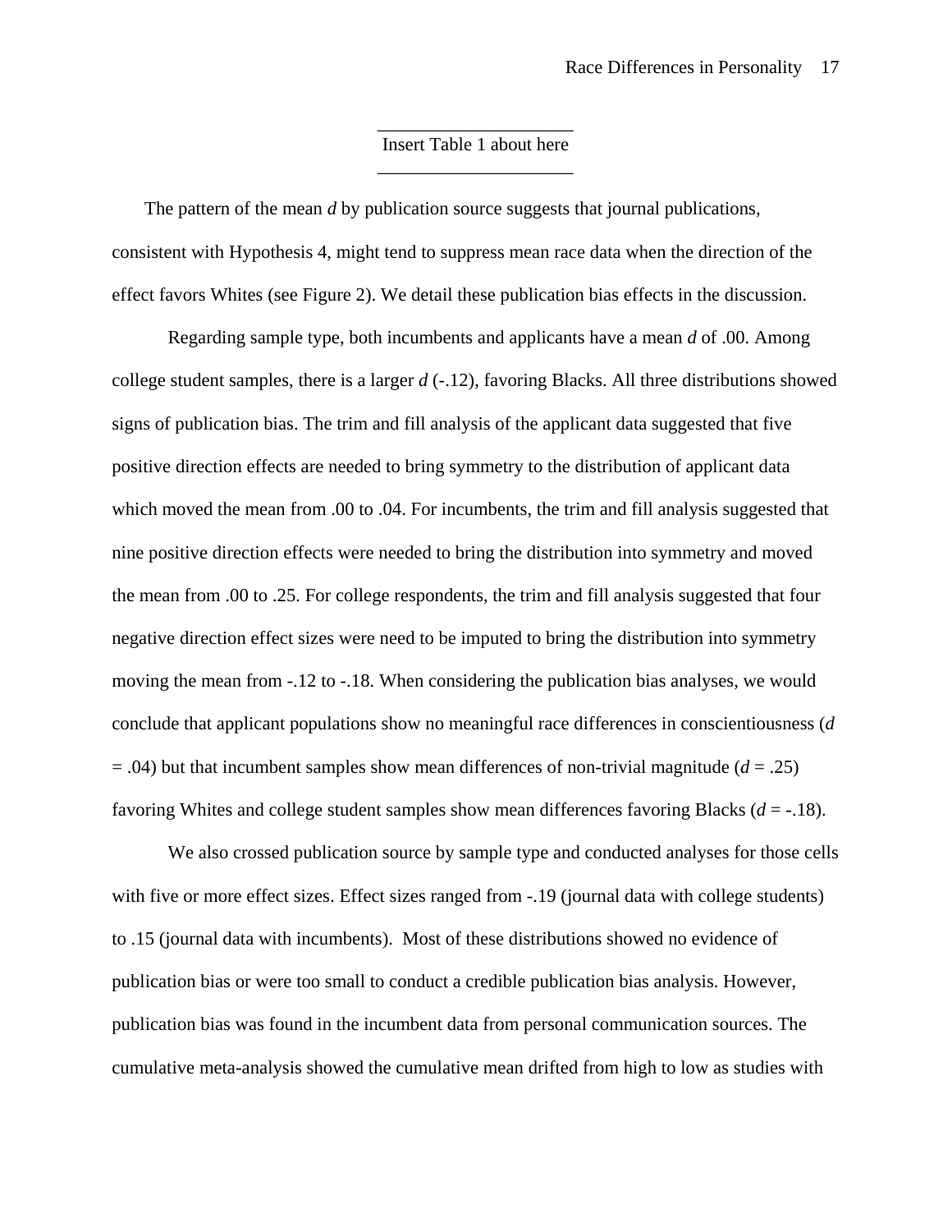Insert Table 1 about here

The pattern of the mean *d* by publication source suggests that journal publications, consistent with Hypothesis 4, might tend to suppress mean race data when the direction of the effect favors Whites (see Figure 2). We detail these publication bias effects in the discussion.

Regarding sample type, both incumbents and applicants have a mean *d* of .00. Among college student samples, there is a larger *d* (-.12), favoring Blacks. All three distributions showed signs of publication bias. The trim and fill analysis of the applicant data suggested that five positive direction effects are needed to bring symmetry to the distribution of applicant data which moved the mean from .00 to .04. For incumbents, the trim and fill analysis suggested that nine positive direction effects were needed to bring the distribution into symmetry and moved the mean from .00 to .25. For college respondents, the trim and fill analysis suggested that four negative direction effect sizes were need to be imputed to bring the distribution into symmetry moving the mean from -.12 to -.18. When considering the publication bias analyses, we would conclude that applicant populations show no meaningful race differences in conscientiousness ($d = .04$) but that incumbent samples show mean differences of non-trivial magnitude ($d = .25$) favoring Whites and college student samples show mean differences favoring Blacks ($d = -.18$).

We also crossed publication source by sample type and conducted analyses for those cells with five or more effect sizes. Effect sizes ranged from -.19 (journal data with college students) to .15 (journal data with incumbents). Most of these distributions showed no evidence of publication bias or were too small to conduct a credible publication bias analysis. However, publication bias was found in the incumbent data from personal communication sources. The cumulative meta-analysis showed the cumulative mean drifted from high to low as studies with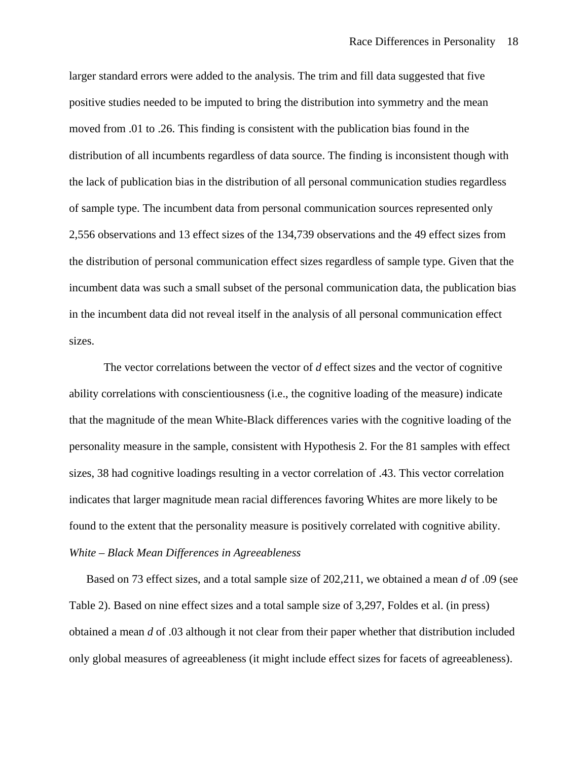larger standard errors were added to the analysis. The trim and fill data suggested that five positive studies needed to be imputed to bring the distribution into symmetry and the mean moved from .01 to .26. This finding is consistent with the publication bias found in the distribution of all incumbents regardless of data source. The finding is inconsistent though with the lack of publication bias in the distribution of all personal communication studies regardless of sample type. The incumbent data from personal communication sources represented only 2,556 observations and 13 effect sizes of the 134,739 observations and the 49 effect sizes from the distribution of personal communication effect sizes regardless of sample type. Given that the incumbent data was such a small subset of the personal communication data, the publication bias in the incumbent data did not reveal itself in the analysis of all personal communication effect sizes.

The vector correlations between the vector of *d* effect sizes and the vector of cognitive ability correlations with conscientiousness (i.e., the cognitive loading of the measure) indicate that the magnitude of the mean White-Black differences varies with the cognitive loading of the personality measure in the sample, consistent with Hypothesis 2. For the 81 samples with effect sizes, 38 had cognitive loadings resulting in a vector correlation of .43. This vector correlation indicates that larger magnitude mean racial differences favoring Whites are more likely to be found to the extent that the personality measure is positively correlated with cognitive ability.

### *White – Black Mean Differences in Agreeableness*

Based on 73 effect sizes, and a total sample size of 202,211, we obtained a mean *d* of .09 (see Table 2). Based on nine effect sizes and a total sample size of 3,297, Foldes et al. (in press) obtained a mean *d* of .03 although it not clear from their paper whether that distribution included only global measures of agreeableness (it might include effect sizes for facets of agreeableness).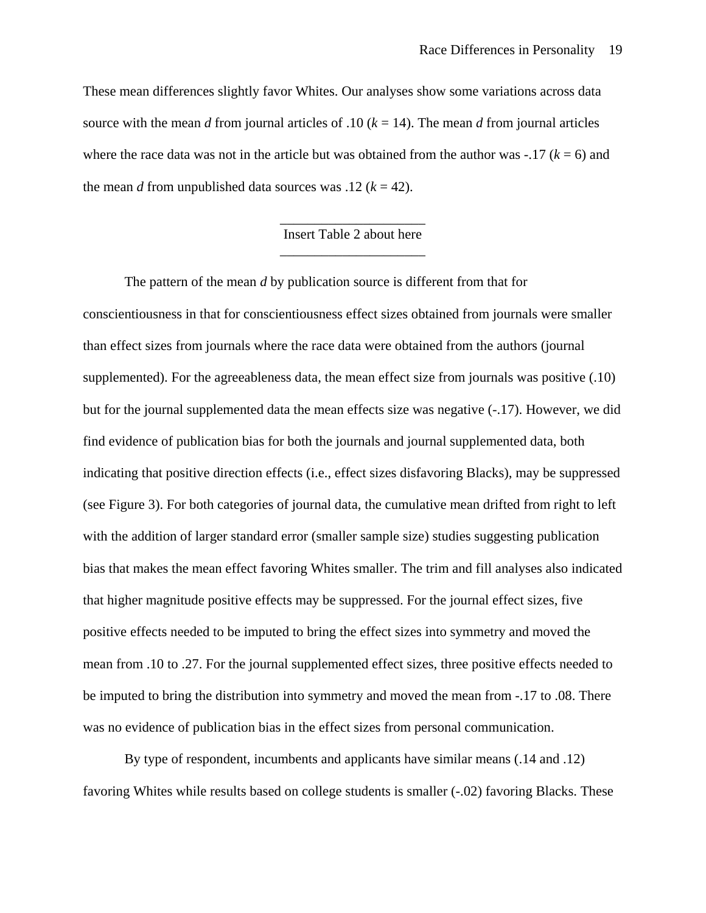These mean differences slightly favor Whites. Our analyses show some variations across data source with the mean *d* from journal articles of .10 ($k = 14$). The mean *d* from journal articles where the race data was not in the article but was obtained from the author was -.17 ($k = 6$) and the mean *d* from unpublished data sources was .12 ($k = 42$).

Insert Table 2 about here

The pattern of the mean *d* by publication source is different from that for conscientiousness in that for conscientiousness effect sizes obtained from journals were smaller than effect sizes from journals where the race data were obtained from the authors (journal supplemented). For the agreeableness data, the mean effect size from journals was positive (.10) but for the journal supplemented data the mean effects size was negative (-.17). However, we did find evidence of publication bias for both the journals and journal supplemented data, both indicating that positive direction effects (i.e., effect sizes disfavoring Blacks), may be suppressed (see Figure 3). For both categories of journal data, the cumulative mean drifted from right to left with the addition of larger standard error (smaller sample size) studies suggesting publication bias that makes the mean effect favoring Whites smaller. The trim and fill analyses also indicated that higher magnitude positive effects may be suppressed. For the journal effect sizes, five positive effects needed to be imputed to bring the effect sizes into symmetry and moved the mean from .10 to .27. For the journal supplemented effect sizes, three positive effects needed to be imputed to bring the distribution into symmetry and moved the mean from -.17 to .08. There was no evidence of publication bias in the effect sizes from personal communication.

By type of respondent, incumbents and applicants have similar means (.14 and .12) favoring Whites while results based on college students is smaller (-.02) favoring Blacks. These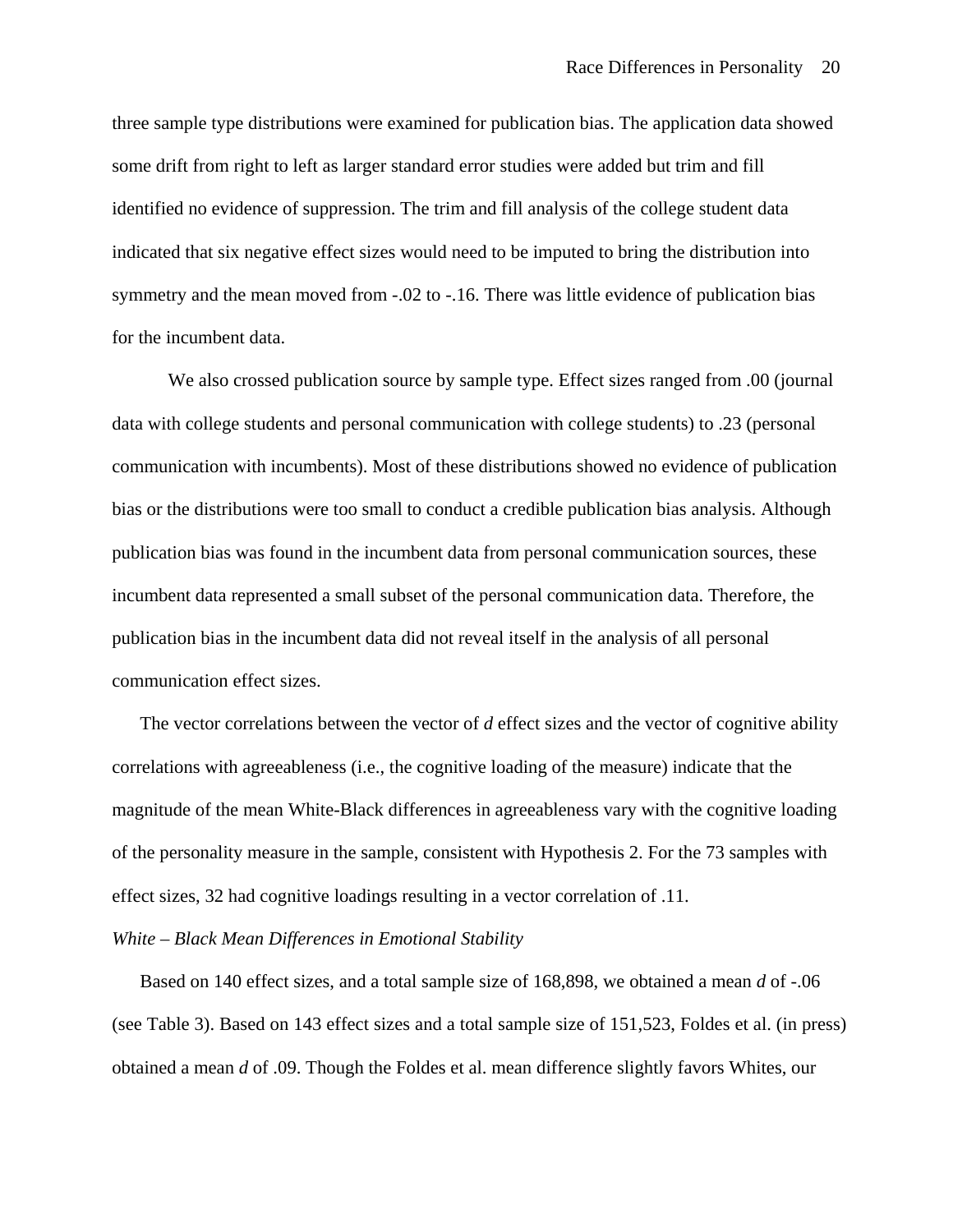three sample type distributions were examined for publication bias. The application data showed some drift from right to left as larger standard error studies were added but trim and fill identified no evidence of suppression. The trim and fill analysis of the college student data indicated that six negative effect sizes would need to be imputed to bring the distribution into symmetry and the mean moved from -.02 to -.16. There was little evidence of publication bias for the incumbent data.

We also crossed publication source by sample type. Effect sizes ranged from .00 (journal data with college students and personal communication with college students) to .23 (personal communication with incumbents). Most of these distributions showed no evidence of publication bias or the distributions were too small to conduct a credible publication bias analysis. Although publication bias was found in the incumbent data from personal communication sources, these incumbent data represented a small subset of the personal communication data. Therefore, the publication bias in the incumbent data did not reveal itself in the analysis of all personal communication effect sizes.

The vector correlations between the vector of *d* effect sizes and the vector of cognitive ability correlations with agreeableness (i.e., the cognitive loading of the measure) indicate that the magnitude of the mean White-Black differences in agreeableness vary with the cognitive loading of the personality measure in the sample, consistent with Hypothesis 2. For the 73 samples with effect sizes, 32 had cognitive loadings resulting in a vector correlation of .11.

*White – Black Mean Differences in Emotional Stability*

Based on 140 effect sizes, and a total sample size of 168,898, we obtained a mean *d* of -.06 (see Table 3). Based on 143 effect sizes and a total sample size of 151,523, Foldes et al. (in press) obtained a mean *d* of .09. Though the Foldes et al. mean difference slightly favors Whites, our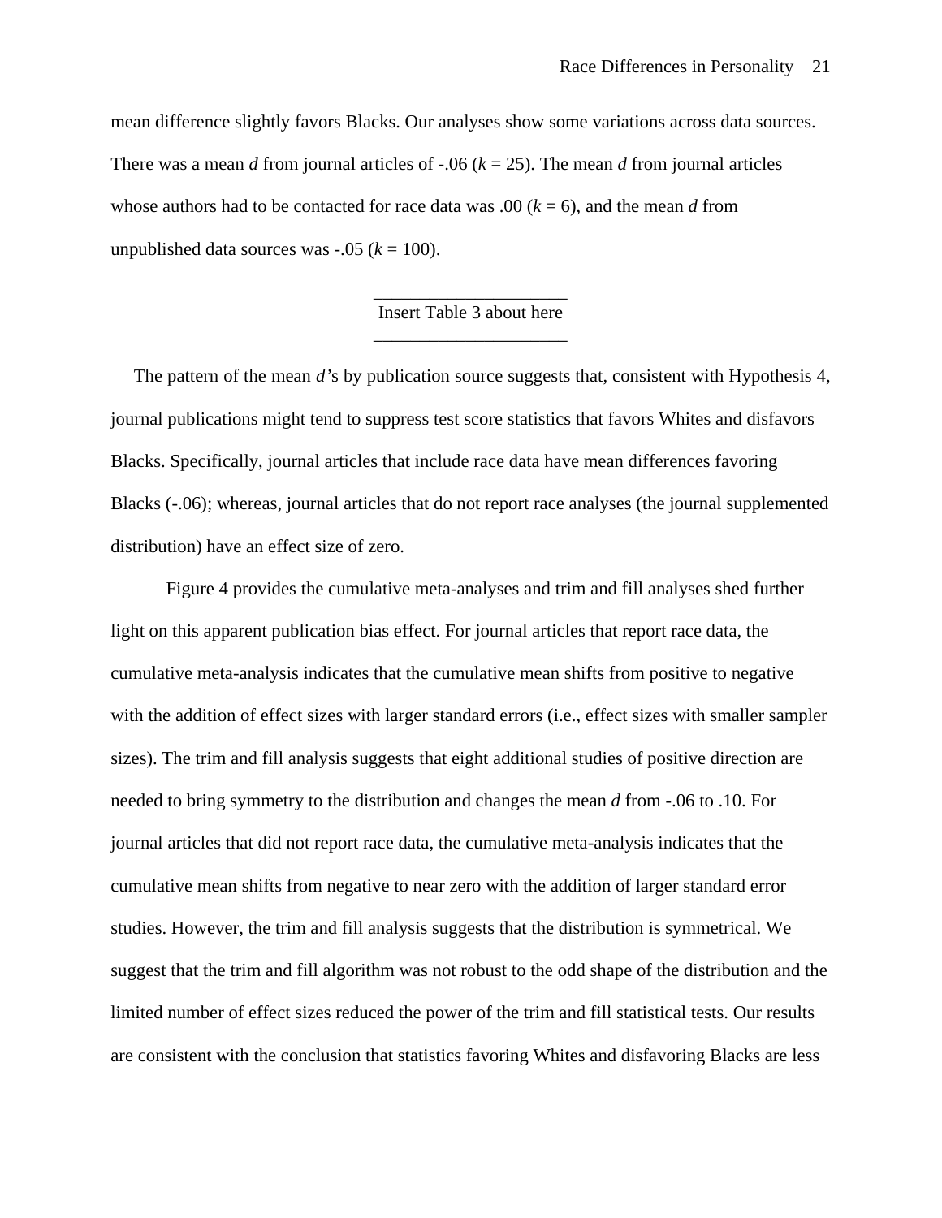mean difference slightly favors Blacks. Our analyses show some variations across data sources. There was a mean *d* from journal articles of -.06 ($k$ = 25). The mean *d* from journal articles whose authors had to be contacted for race data was .00 ($k$ = 6), and the mean *d* from unpublished data sources was -.05 ($k$ = 100).

---

Insert Table 3 about here

---

The pattern of the mean *d*'s by publication source suggests that, consistent with Hypothesis 4, journal publications might tend to suppress test score statistics that favors Whites and disfavors Blacks. Specifically, journal articles that include race data have mean differences favoring Blacks (-.06); whereas, journal articles that do not report race analyses (the journal supplemented distribution) have an effect size of zero.

Figure 4 provides the cumulative meta-analyses and trim and fill analyses shed further light on this apparent publication bias effect. For journal articles that report race data, the cumulative meta-analysis indicates that the cumulative mean shifts from positive to negative with the addition of effect sizes with larger standard errors (i.e., effect sizes with smaller sampler sizes). The trim and fill analysis suggests that eight additional studies of positive direction are needed to bring symmetry to the distribution and changes the mean *d* from -.06 to .10. For journal articles that did not report race data, the cumulative meta-analysis indicates that the cumulative mean shifts from negative to near zero with the addition of larger standard error studies. However, the trim and fill analysis suggests that the distribution is symmetrical. We suggest that the trim and fill algorithm was not robust to the odd shape of the distribution and the limited number of effect sizes reduced the power of the trim and fill statistical tests. Our results are consistent with the conclusion that statistics favoring Whites and disfavoring Blacks are less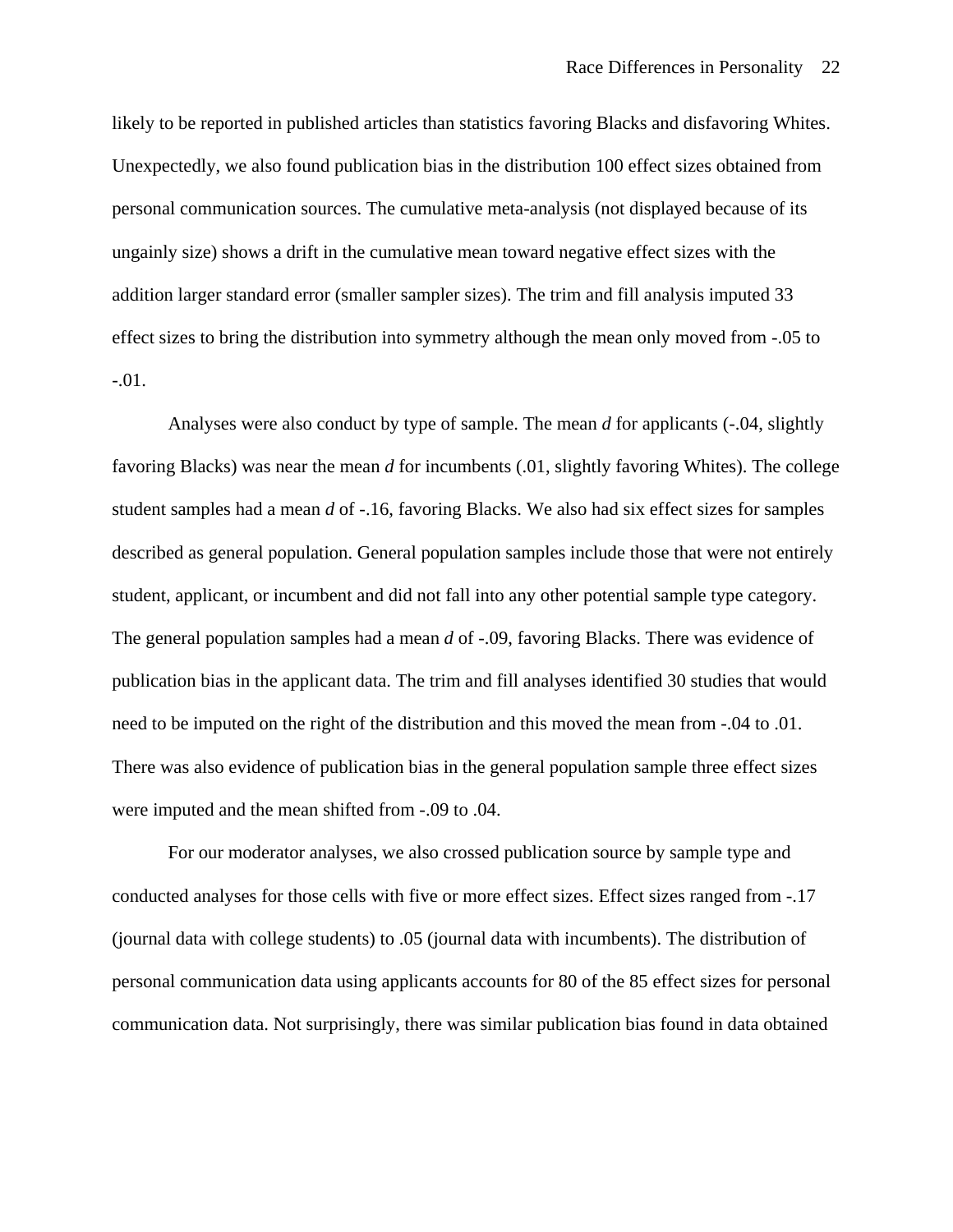likely to be reported in published articles than statistics favoring Blacks and disfavoring Whites. Unexpectedly, we also found publication bias in the distribution 100 effect sizes obtained from personal communication sources. The cumulative meta-analysis (not displayed because of its ungainly size) shows a drift in the cumulative mean toward negative effect sizes with the addition larger standard error (smaller sampler sizes). The trim and fill analysis imputed 33 effect sizes to bring the distribution into symmetry although the mean only moved from -.05 to -.01.

Analyses were also conduct by type of sample. The mean *d* for applicants (-.04, slightly favoring Blacks) was near the mean *d* for incumbents (.01, slightly favoring Whites). The college student samples had a mean *d* of -.16, favoring Blacks. We also had six effect sizes for samples described as general population. General population samples include those that were not entirely student, applicant, or incumbent and did not fall into any other potential sample type category. The general population samples had a mean *d* of -.09, favoring Blacks. There was evidence of publication bias in the applicant data. The trim and fill analyses identified 30 studies that would need to be imputed on the right of the distribution and this moved the mean from -.04 to .01. There was also evidence of publication bias in the general population sample three effect sizes were imputed and the mean shifted from -.09 to .04.

For our moderator analyses, we also crossed publication source by sample type and conducted analyses for those cells with five or more effect sizes. Effect sizes ranged from -.17 (journal data with college students) to .05 (journal data with incumbents). The distribution of personal communication data using applicants accounts for 80 of the 85 effect sizes for personal communication data. Not surprisingly, there was similar publication bias found in data obtained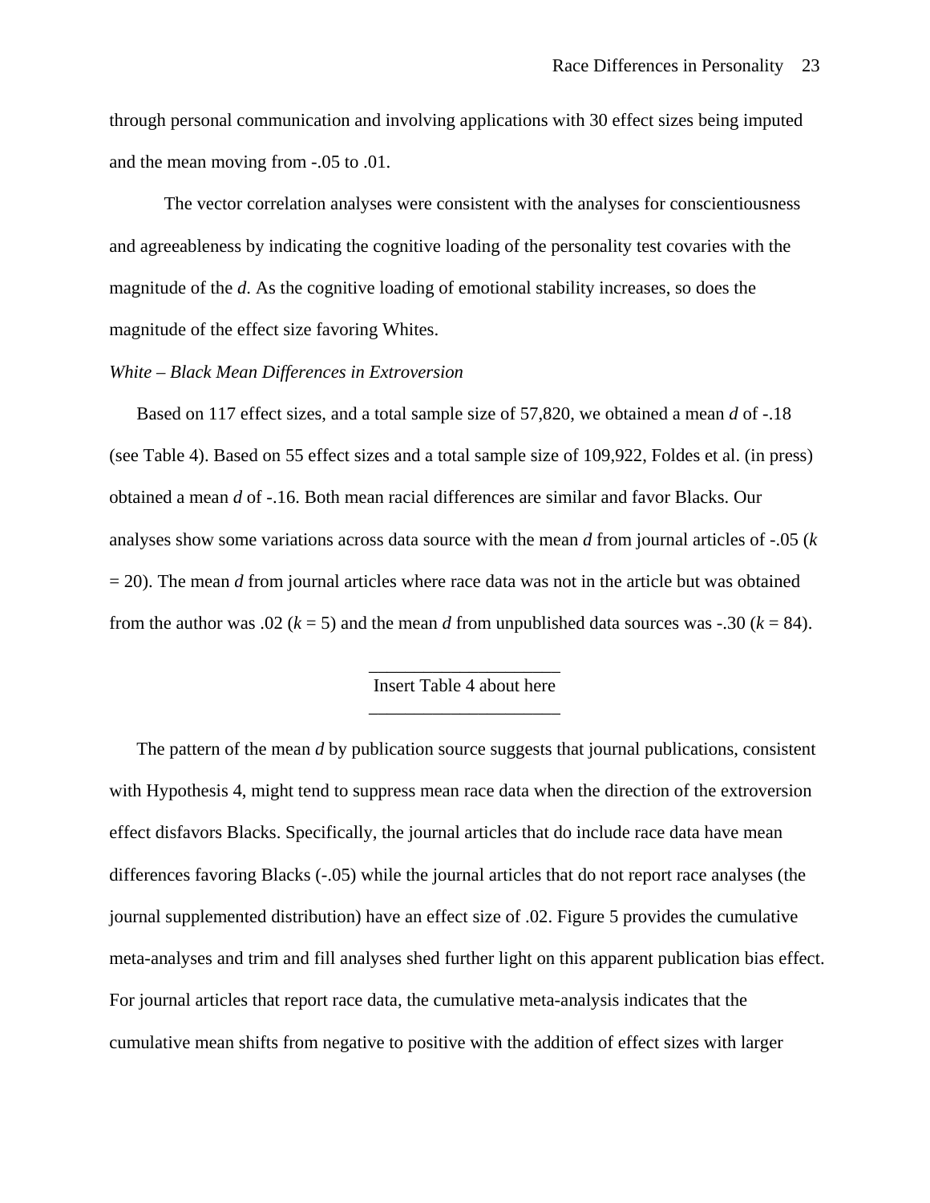through personal communication and involving applications with 30 effect sizes being imputed and the mean moving from -.05 to .01.

The vector correlation analyses were consistent with the analyses for conscientiousness and agreeableness by indicating the cognitive loading of the personality test covaries with the magnitude of the *d*. As the cognitive loading of emotional stability increases, so does the magnitude of the effect size favoring Whites.

*White – Black Mean Differences in Extroversion*

Based on 117 effect sizes, and a total sample size of 57,820, we obtained a mean *d* of -.18 (see Table 4). Based on 55 effect sizes and a total sample size of 109,922, Foldes et al. (in press) obtained a mean *d* of -.16. Both mean racial differences are similar and favor Blacks. Our analyses show some variations across data source with the mean *d* from journal articles of -.05 ($k$ = 20). The mean *d* from journal articles where race data was not in the article but was obtained from the author was .02 ($k$ = 5) and the mean *d* from unpublished data sources was -.30 ($k$ = 84).

Insert Table 4 about here

The pattern of the mean *d* by publication source suggests that journal publications, consistent with Hypothesis 4, might tend to suppress mean race data when the direction of the extroversion effect disfavors Blacks. Specifically, the journal articles that do include race data have mean differences favoring Blacks (-.05) while the journal articles that do not report race analyses (the journal supplemented distribution) have an effect size of .02. Figure 5 provides the cumulative meta-analyses and trim and fill analyses shed further light on this apparent publication bias effect. For journal articles that report race data, the cumulative meta-analysis indicates that the cumulative mean shifts from negative to positive with the addition of effect sizes with larger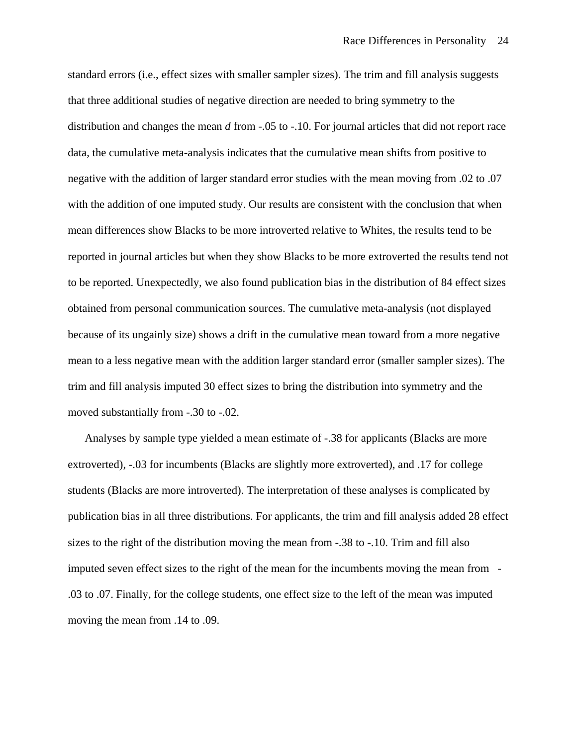standard errors (i.e., effect sizes with smaller sampler sizes). The trim and fill analysis suggests that three additional studies of negative direction are needed to bring symmetry to the distribution and changes the mean *d* from -.05 to -.10. For journal articles that did not report race data, the cumulative meta-analysis indicates that the cumulative mean shifts from positive to negative with the addition of larger standard error studies with the mean moving from .02 to .07 with the addition of one imputed study. Our results are consistent with the conclusion that when mean differences show Blacks to be more introverted relative to Whites, the results tend to be reported in journal articles but when they show Blacks to be more extroverted the results tend not to be reported. Unexpectedly, we also found publication bias in the distribution of 84 effect sizes obtained from personal communication sources. The cumulative meta-analysis (not displayed because of its ungainly size) shows a drift in the cumulative mean toward from a more negative mean to a less negative mean with the addition larger standard error (smaller sampler sizes). The trim and fill analysis imputed 30 effect sizes to bring the distribution into symmetry and the moved substantially from -.30 to -.02.

Analyses by sample type yielded a mean estimate of -.38 for applicants (Blacks are more extroverted), -.03 for incumbents (Blacks are slightly more extroverted), and .17 for college students (Blacks are more introverted). The interpretation of these analyses is complicated by publication bias in all three distributions. For applicants, the trim and fill analysis added 28 effect sizes to the right of the distribution moving the mean from -.38 to -.10. Trim and fill also imputed seven effect sizes to the right of the mean for the incumbents moving the mean from -.03 to .07. Finally, for the college students, one effect size to the left of the mean was imputed moving the mean from .14 to .09.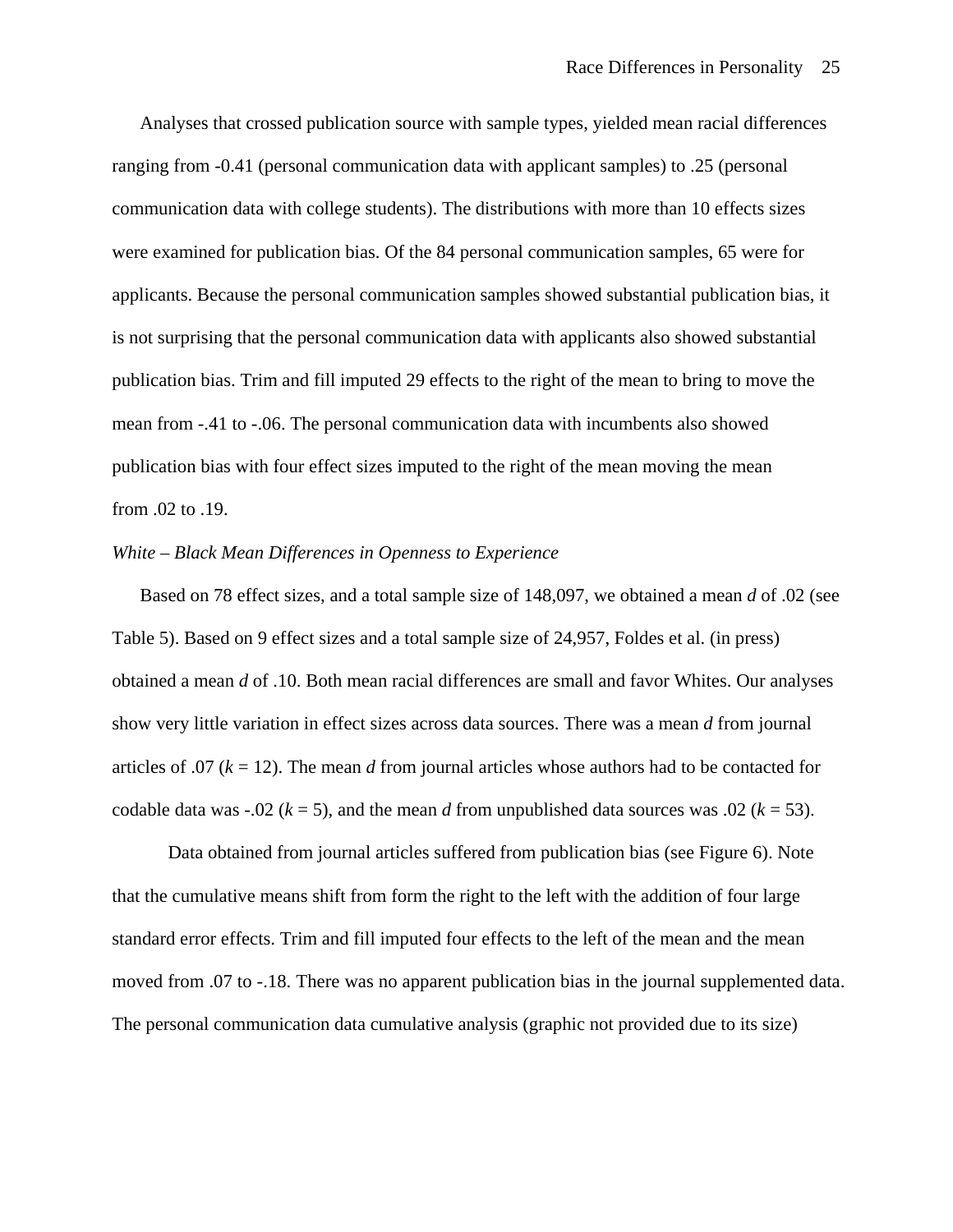Analyses that crossed publication source with sample types, yielded mean racial differences ranging from -0.41 (personal communication data with applicant samples) to .25 (personal communication data with college students). The distributions with more than 10 effects sizes were examined for publication bias. Of the 84 personal communication samples, 65 were for applicants. Because the personal communication samples showed substantial publication bias, it is not surprising that the personal communication data with applicants also showed substantial publication bias. Trim and fill imputed 29 effects to the right of the mean to bring to move the mean from -.41 to -.06. The personal communication data with incumbents also showed publication bias with four effect sizes imputed to the right of the mean moving the mean from .02 to .19.

*White – Black Mean Differences in Openness to Experience*

Based on 78 effect sizes, and a total sample size of 148,097, we obtained a mean *d* of .02 (see Table 5). Based on 9 effect sizes and a total sample size of 24,957, Foldes et al. (in press) obtained a mean *d* of .10. Both mean racial differences are small and favor Whites. Our analyses show very little variation in effect sizes across data sources. There was a mean *d* from journal articles of .07 ($k$ = 12). The mean *d* from journal articles whose authors had to be contacted for codable data was -.02 ($k$ = 5), and the mean *d* from unpublished data sources was .02 ($k$ = 53).

Data obtained from journal articles suffered from publication bias (see Figure 6). Note that the cumulative means shift from form the right to the left with the addition of four large standard error effects. Trim and fill imputed four effects to the left of the mean and the mean moved from .07 to -.18. There was no apparent publication bias in the journal supplemented data. The personal communication data cumulative analysis (graphic not provided due to its size)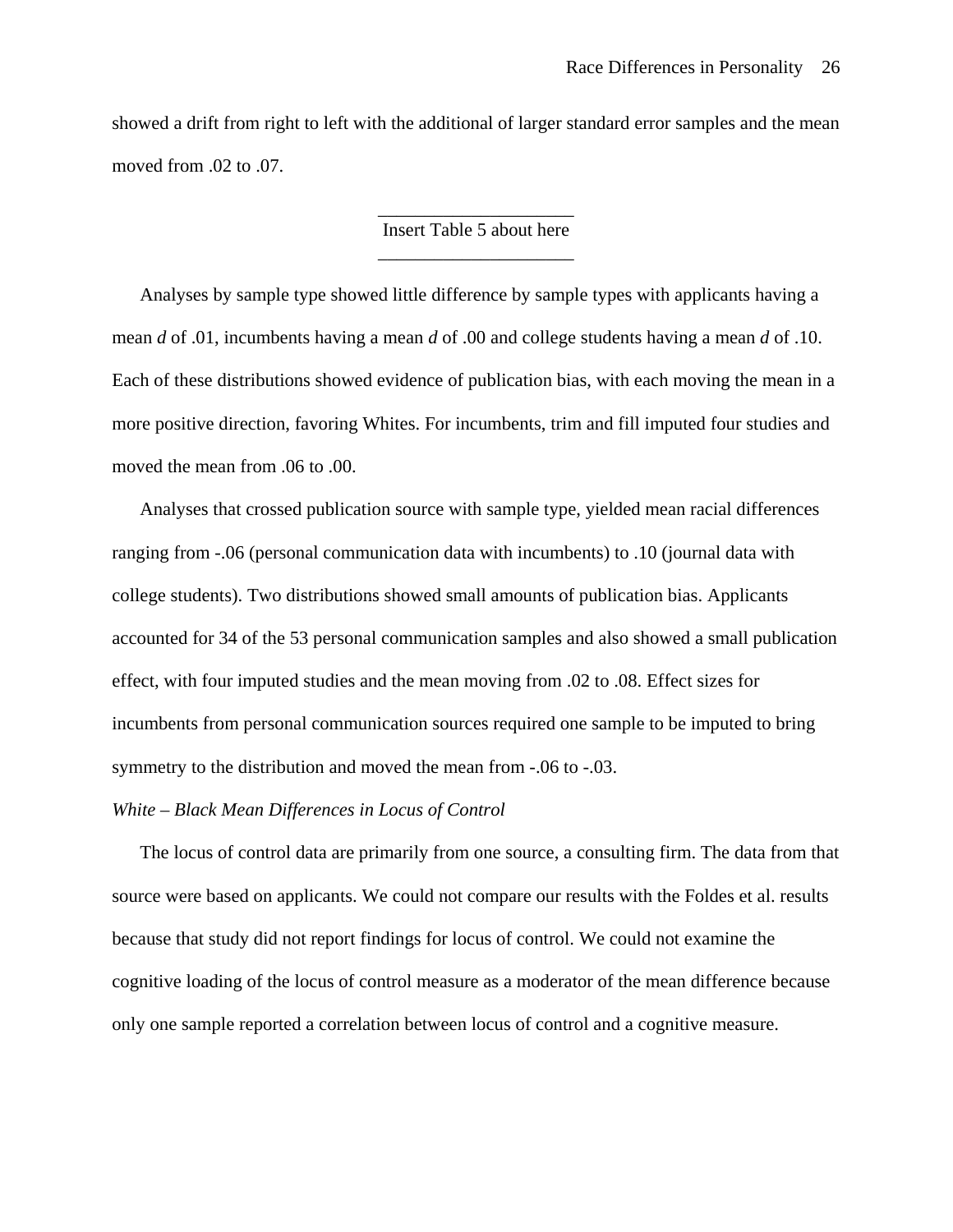showed a drift from right to left with the additional of larger standard error samples and the mean moved from .02 to .07.

Insert Table 5 about here

Analyses by sample type showed little difference by sample types with applicants having a mean *d* of .01, incumbents having a mean *d* of .00 and college students having a mean *d* of .10. Each of these distributions showed evidence of publication bias, with each moving the mean in a more positive direction, favoring Whites. For incumbents, trim and fill imputed four studies and moved the mean from .06 to .00.

Analyses that crossed publication source with sample type, yielded mean racial differences ranging from -.06 (personal communication data with incumbents) to .10 (journal data with college students). Two distributions showed small amounts of publication bias. Applicants accounted for 34 of the 53 personal communication samples and also showed a small publication effect, with four imputed studies and the mean moving from .02 to .08. Effect sizes for incumbents from personal communication sources required one sample to be imputed to bring symmetry to the distribution and moved the mean from -.06 to -.03.

*White – Black Mean Differences in Locus of Control*

The locus of control data are primarily from one source, a consulting firm. The data from that source were based on applicants. We could not compare our results with the Foldes et al. results because that study did not report findings for locus of control. We could not examine the cognitive loading of the locus of control measure as a moderator of the mean difference because only one sample reported a correlation between locus of control and a cognitive measure.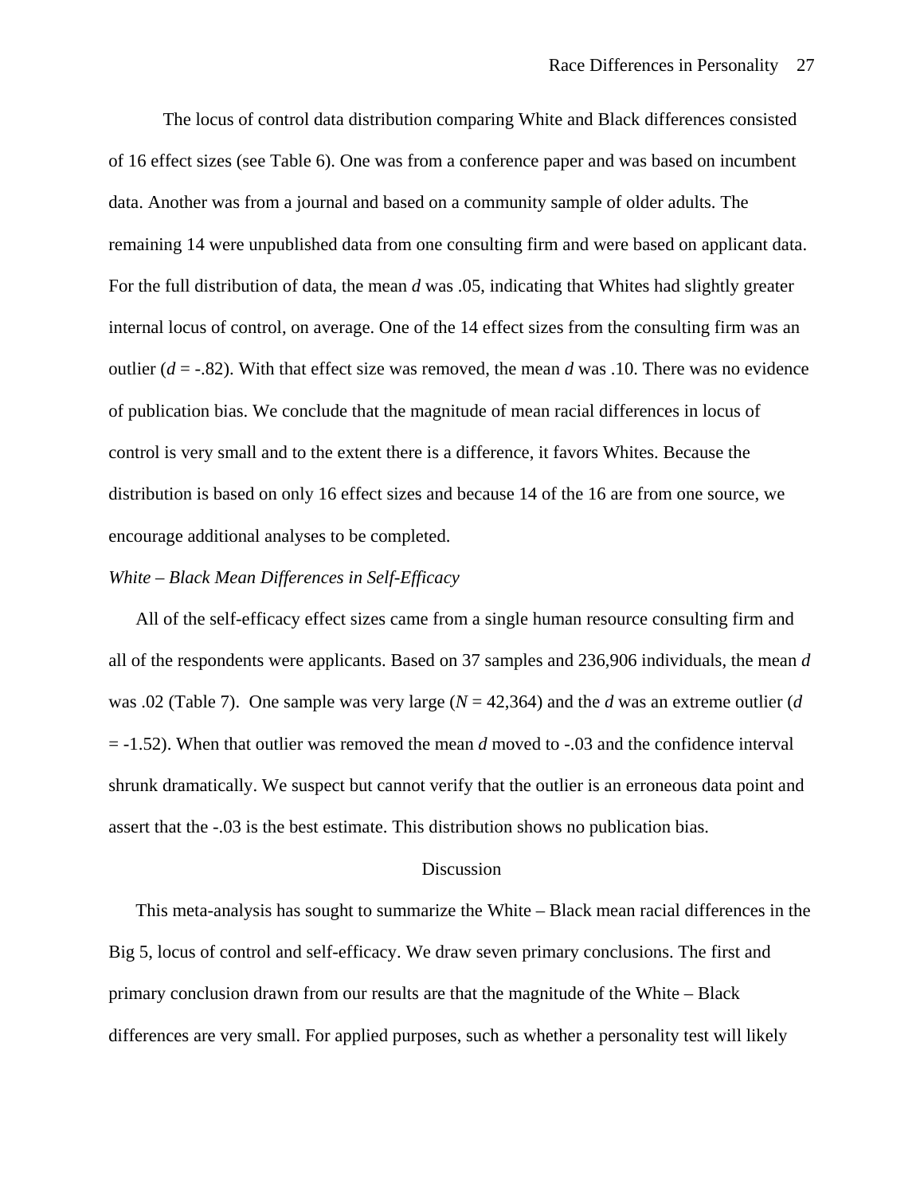The locus of control data distribution comparing White and Black differences consisted of 16 effect sizes (see Table 6). One was from a conference paper and was based on incumbent data. Another was from a journal and based on a community sample of older adults. The remaining 14 were unpublished data from one consulting firm and were based on applicant data. For the full distribution of data, the mean *d* was .05, indicating that Whites had slightly greater internal locus of control, on average. One of the 14 effect sizes from the consulting firm was an outlier (*d* = -.82). With that effect size was removed, the mean *d* was .10. There was no evidence of publication bias. We conclude that the magnitude of mean racial differences in locus of control is very small and to the extent there is a difference, it favors Whites. Because the distribution is based on only 16 effect sizes and because 14 of the 16 are from one source, we encourage additional analyses to be completed.

*White – Black Mean Differences in Self-Efficacy*

All of the self-efficacy effect sizes came from a single human resource consulting firm and all of the respondents were applicants. Based on 37 samples and 236,906 individuals, the mean *d* was .02 (Table 7). One sample was very large (*N* = 42,364) and the *d* was an extreme outlier (*d* = -1.52). When that outlier was removed the mean *d* moved to -.03 and the confidence interval shrunk dramatically. We suspect but cannot verify that the outlier is an erroneous data point and assert that the -.03 is the best estimate. This distribution shows no publication bias.

## Discussion

This meta-analysis has sought to summarize the White – Black mean racial differences in the Big 5, locus of control and self-efficacy. We draw seven primary conclusions. The first and primary conclusion drawn from our results are that the magnitude of the White – Black differences are very small. For applied purposes, such as whether a personality test will likely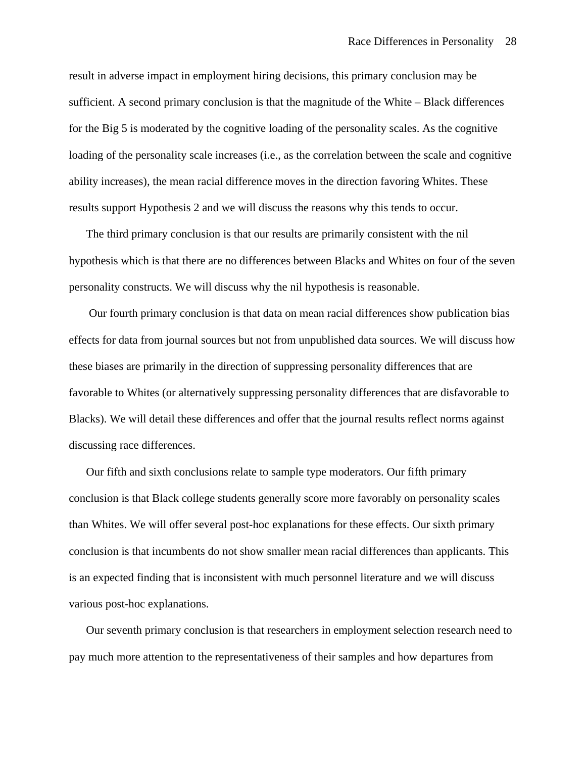result in adverse impact in employment hiring decisions, this primary conclusion may be sufficient. A second primary conclusion is that the magnitude of the White – Black differences for the Big 5 is moderated by the cognitive loading of the personality scales. As the cognitive loading of the personality scale increases (i.e., as the correlation between the scale and cognitive ability increases), the mean racial difference moves in the direction favoring Whites. These results support Hypothesis 2 and we will discuss the reasons why this tends to occur.

The third primary conclusion is that our results are primarily consistent with the nil hypothesis which is that there are no differences between Blacks and Whites on four of the seven personality constructs. We will discuss why the nil hypothesis is reasonable.

Our fourth primary conclusion is that data on mean racial differences show publication bias effects for data from journal sources but not from unpublished data sources. We will discuss how these biases are primarily in the direction of suppressing personality differences that are favorable to Whites (or alternatively suppressing personality differences that are disfavorable to Blacks). We will detail these differences and offer that the journal results reflect norms against discussing race differences.

Our fifth and sixth conclusions relate to sample type moderators. Our fifth primary conclusion is that Black college students generally score more favorably on personality scales than Whites. We will offer several post-hoc explanations for these effects. Our sixth primary conclusion is that incumbents do not show smaller mean racial differences than applicants. This is an expected finding that is inconsistent with much personnel literature and we will discuss various post-hoc explanations.

Our seventh primary conclusion is that researchers in employment selection research need to pay much more attention to the representativeness of their samples and how departures from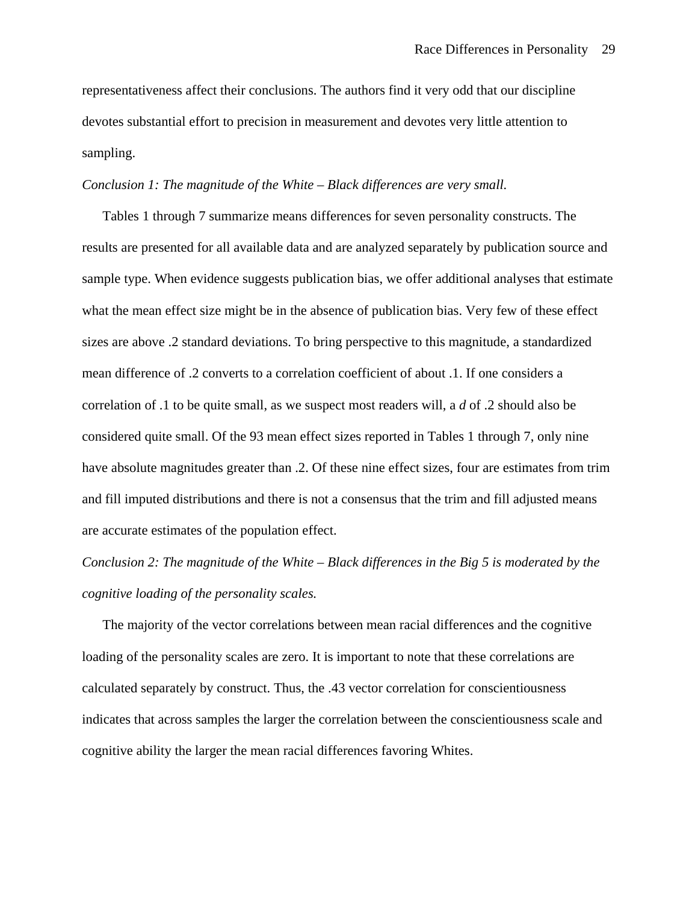representativeness affect their conclusions. The authors find it very odd that our discipline devotes substantial effort to precision in measurement and devotes very little attention to sampling.

*Conclusion 1: The magnitude of the White – Black differences are very small.*

Tables 1 through 7 summarize means differences for seven personality constructs. The results are presented for all available data and are analyzed separately by publication source and sample type. When evidence suggests publication bias, we offer additional analyses that estimate what the mean effect size might be in the absence of publication bias. Very few of these effect sizes are above .2 standard deviations. To bring perspective to this magnitude, a standardized mean difference of .2 converts to a correlation coefficient of about .1. If one considers a correlation of .1 to be quite small, as we suspect most readers will, a $d$ of .2 should also be considered quite small. Of the 93 mean effect sizes reported in Tables 1 through 7, only nine have absolute magnitudes greater than .2. Of these nine effect sizes, four are estimates from trim and fill imputed distributions and there is not a consensus that the trim and fill adjusted means are accurate estimates of the population effect.

*Conclusion 2: The magnitude of the White – Black differences in the Big 5 is moderated by the cognitive loading of the personality scales.*

The majority of the vector correlations between mean racial differences and the cognitive loading of the personality scales are zero. It is important to note that these correlations are calculated separately by construct. Thus, the .43 vector correlation for conscientiousness indicates that across samples the larger the correlation between the conscientiousness scale and cognitive ability the larger the mean racial differences favoring Whites.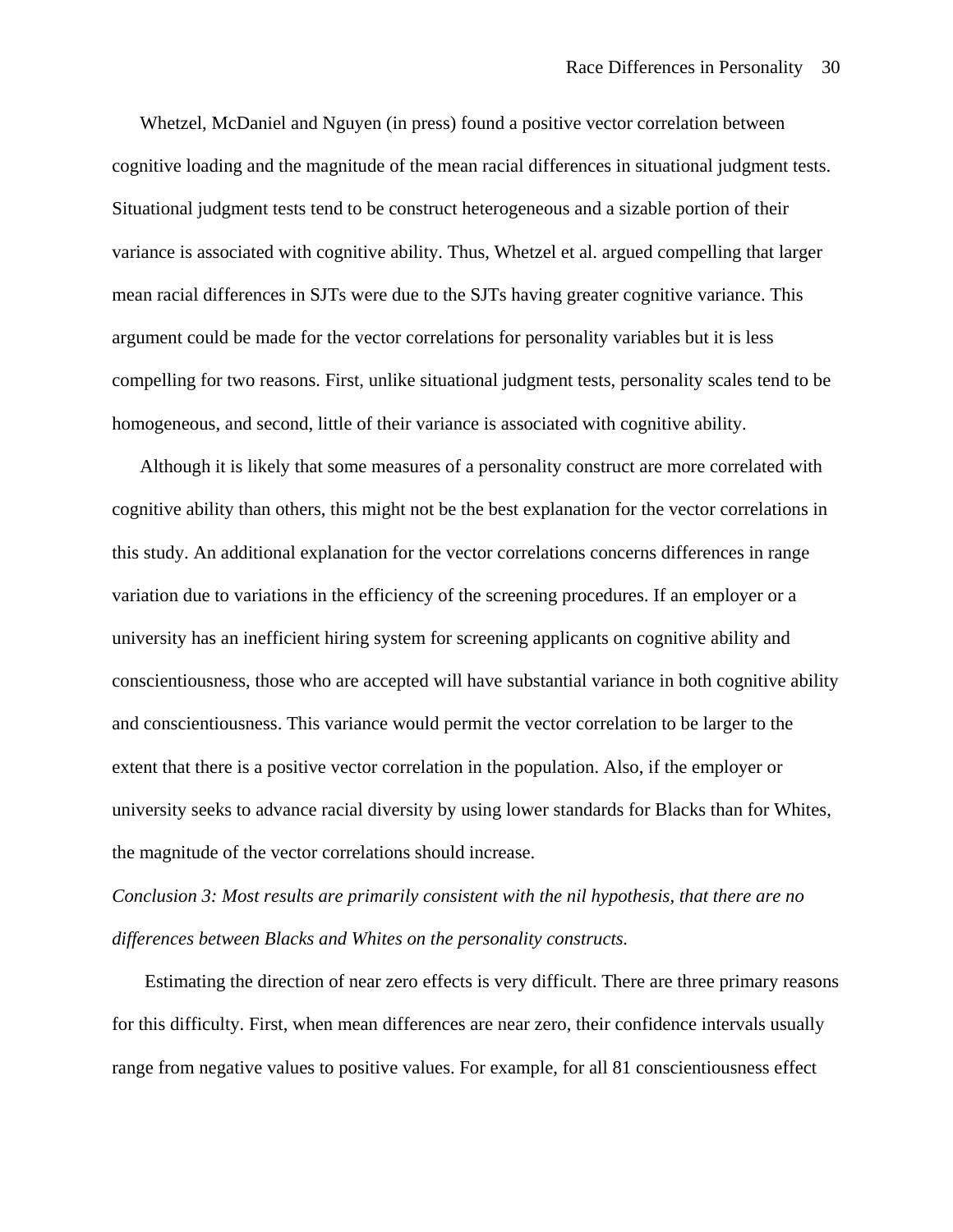Whetzel, McDaniel and Nguyen (in press) found a positive vector correlation between cognitive loading and the magnitude of the mean racial differences in situational judgment tests. Situational judgment tests tend to be construct heterogeneous and a sizable portion of their variance is associated with cognitive ability. Thus, Whetzel et al. argued compelling that larger mean racial differences in SJTs were due to the SJTs having greater cognitive variance. This argument could be made for the vector correlations for personality variables but it is less compelling for two reasons. First, unlike situational judgment tests, personality scales tend to be homogeneous, and second, little of their variance is associated with cognitive ability.

Although it is likely that some measures of a personality construct are more correlated with cognitive ability than others, this might not be the best explanation for the vector correlations in this study. An additional explanation for the vector correlations concerns differences in range variation due to variations in the efficiency of the screening procedures. If an employer or a university has an inefficient hiring system for screening applicants on cognitive ability and conscientiousness, those who are accepted will have substantial variance in both cognitive ability and conscientiousness. This variance would permit the vector correlation to be larger to the extent that there is a positive vector correlation in the population. Also, if the employer or university seeks to advance racial diversity by using lower standards for Blacks than for Whites, the magnitude of the vector correlations should increase.

*Conclusion 3: Most results are primarily consistent with the nil hypothesis, that there are no differences between Blacks and Whites on the personality constructs.*

Estimating the direction of near zero effects is very difficult. There are three primary reasons for this difficulty. First, when mean differences are near zero, their confidence intervals usually range from negative values to positive values. For example, for all 81 conscientiousness effect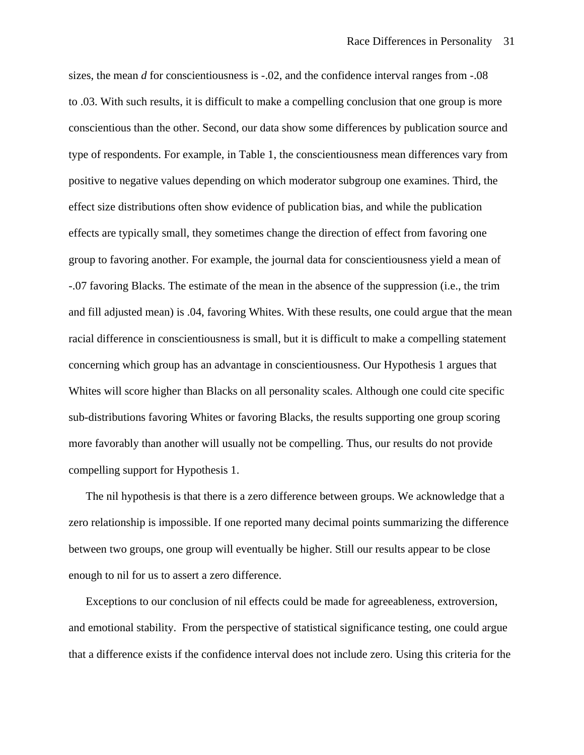sizes, the mean *d* for conscientiousness is -.02, and the confidence interval ranges from -.08 to .03. With such results, it is difficult to make a compelling conclusion that one group is more conscientious than the other. Second, our data show some differences by publication source and type of respondents. For example, in Table 1, the conscientiousness mean differences vary from positive to negative values depending on which moderator subgroup one examines. Third, the effect size distributions often show evidence of publication bias, and while the publication effects are typically small, they sometimes change the direction of effect from favoring one group to favoring another. For example, the journal data for conscientiousness yield a mean of -.07 favoring Blacks. The estimate of the mean in the absence of the suppression (i.e., the trim and fill adjusted mean) is .04, favoring Whites. With these results, one could argue that the mean racial difference in conscientiousness is small, but it is difficult to make a compelling statement concerning which group has an advantage in conscientiousness. Our Hypothesis 1 argues that Whites will score higher than Blacks on all personality scales. Although one could cite specific sub-distributions favoring Whites or favoring Blacks, the results supporting one group scoring more favorably than another will usually not be compelling. Thus, our results do not provide compelling support for Hypothesis 1.

The nil hypothesis is that there is a zero difference between groups. We acknowledge that a zero relationship is impossible. If one reported many decimal points summarizing the difference between two groups, one group will eventually be higher. Still our results appear to be close enough to nil for us to assert a zero difference.

Exceptions to our conclusion of nil effects could be made for agreeableness, extroversion, and emotional stability. From the perspective of statistical significance testing, one could argue that a difference exists if the confidence interval does not include zero. Using this criteria for the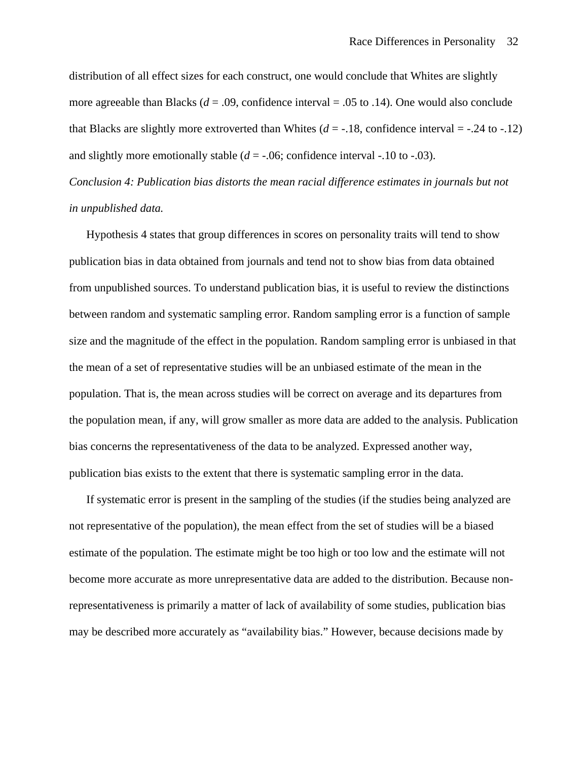distribution of all effect sizes for each construct, one would conclude that Whites are slightly more agreeable than Blacks ($d$ = .09, confidence interval = .05 to .14). One would also conclude that Blacks are slightly more extroverted than Whites ($d$ = -.18, confidence interval = -.24 to -.12) and slightly more emotionally stable ($d$ = -.06; confidence interval -.10 to -.03).

*Conclusion 4: Publication bias distorts the mean racial difference estimates in journals but not in unpublished data.*

Hypothesis 4 states that group differences in scores on personality traits will tend to show publication bias in data obtained from journals and tend not to show bias from data obtained from unpublished sources. To understand publication bias, it is useful to review the distinctions between random and systematic sampling error. Random sampling error is a function of sample size and the magnitude of the effect in the population. Random sampling error is unbiased in that the mean of a set of representative studies will be an unbiased estimate of the mean in the population. That is, the mean across studies will be correct on average and its departures from the population mean, if any, will grow smaller as more data are added to the analysis. Publication bias concerns the representativeness of the data to be analyzed. Expressed another way, publication bias exists to the extent that there is systematic sampling error in the data.

If systematic error is present in the sampling of the studies (if the studies being analyzed are not representative of the population), the mean effect from the set of studies will be a biased estimate of the population. The estimate might be too high or too low and the estimate will not become more accurate as more unrepresentative data are added to the distribution. Because non-representativeness is primarily a matter of lack of availability of some studies, publication bias may be described more accurately as "availability bias." However, because decisions made by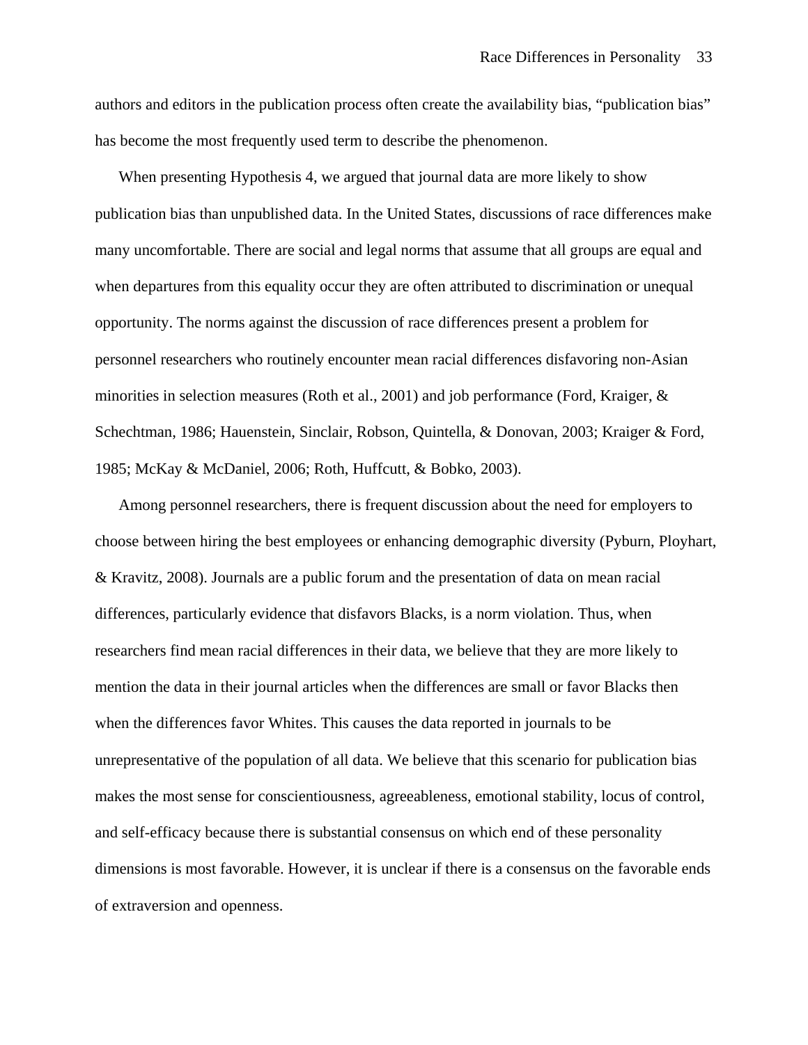authors and editors in the publication process often create the availability bias, "publication bias" has become the most frequently used term to describe the phenomenon.

When presenting Hypothesis 4, we argued that journal data are more likely to show publication bias than unpublished data. In the United States, discussions of race differences make many uncomfortable. There are social and legal norms that assume that all groups are equal and when departures from this equality occur they are often attributed to discrimination or unequal opportunity. The norms against the discussion of race differences present a problem for personnel researchers who routinely encounter mean racial differences disfavoring non-Asian minorities in selection measures (Roth et al., 2001) and job performance (Ford, Kraiger, & Schechtman, 1986; Hauenstein, Sinclair, Robson, Quintella, & Donovan, 2003; Kraiger & Ford, 1985; McKay & McDaniel, 2006; Roth, Huffcutt, & Bobko, 2003).

Among personnel researchers, there is frequent discussion about the need for employers to choose between hiring the best employees or enhancing demographic diversity (Pyburn, Ployhart, & Kravitz, 2008). Journals are a public forum and the presentation of data on mean racial differences, particularly evidence that disfavors Blacks, is a norm violation. Thus, when researchers find mean racial differences in their data, we believe that they are more likely to mention the data in their journal articles when the differences are small or favor Blacks then when the differences favor Whites. This causes the data reported in journals to be unrepresentative of the population of all data. We believe that this scenario for publication bias makes the most sense for conscientiousness, agreeableness, emotional stability, locus of control, and self-efficacy because there is substantial consensus on which end of these personality dimensions is most favorable. However, it is unclear if there is a consensus on the favorable ends of extraversion and openness.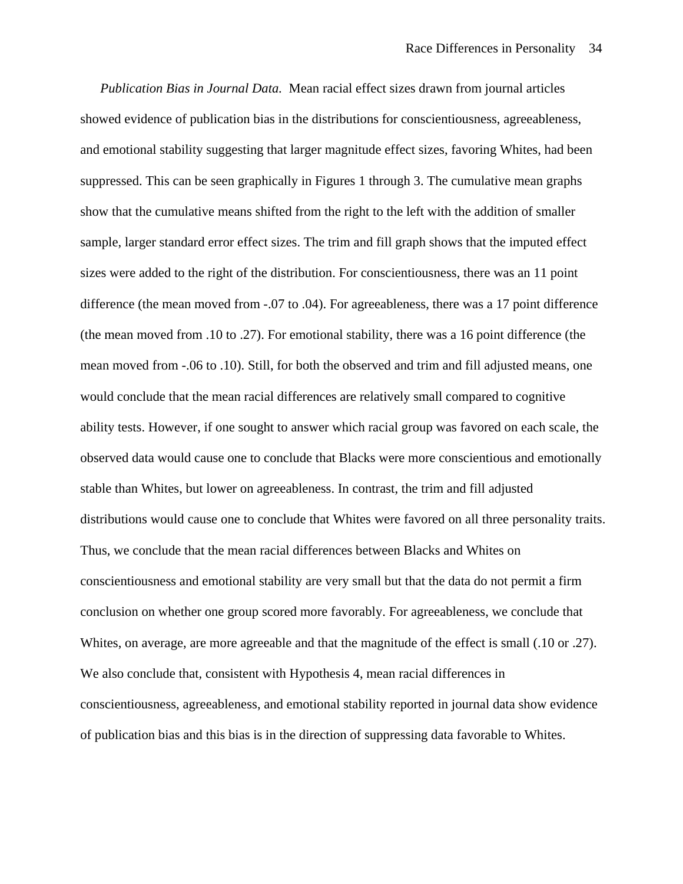*Publication Bias in Journal Data.* Mean racial effect sizes drawn from journal articles showed evidence of publication bias in the distributions for conscientiousness, agreeableness, and emotional stability suggesting that larger magnitude effect sizes, favoring Whites, had been suppressed. This can be seen graphically in Figures 1 through 3. The cumulative mean graphs show that the cumulative means shifted from the right to the left with the addition of smaller sample, larger standard error effect sizes. The trim and fill graph shows that the imputed effect sizes were added to the right of the distribution. For conscientiousness, there was an 11 point difference (the mean moved from -.07 to .04). For agreeableness, there was a 17 point difference (the mean moved from .10 to .27). For emotional stability, there was a 16 point difference (the mean moved from -.06 to .10). Still, for both the observed and trim and fill adjusted means, one would conclude that the mean racial differences are relatively small compared to cognitive ability tests. However, if one sought to answer which racial group was favored on each scale, the observed data would cause one to conclude that Blacks were more conscientious and emotionally stable than Whites, but lower on agreeableness. In contrast, the trim and fill adjusted distributions would cause one to conclude that Whites were favored on all three personality traits. Thus, we conclude that the mean racial differences between Blacks and Whites on conscientiousness and emotional stability are very small but that the data do not permit a firm conclusion on whether one group scored more favorably. For agreeableness, we conclude that Whites, on average, are more agreeable and that the magnitude of the effect is small (.10 or .27). We also conclude that, consistent with Hypothesis 4, mean racial differences in conscientiousness, agreeableness, and emotional stability reported in journal data show evidence of publication bias and this bias is in the direction of suppressing data favorable to Whites.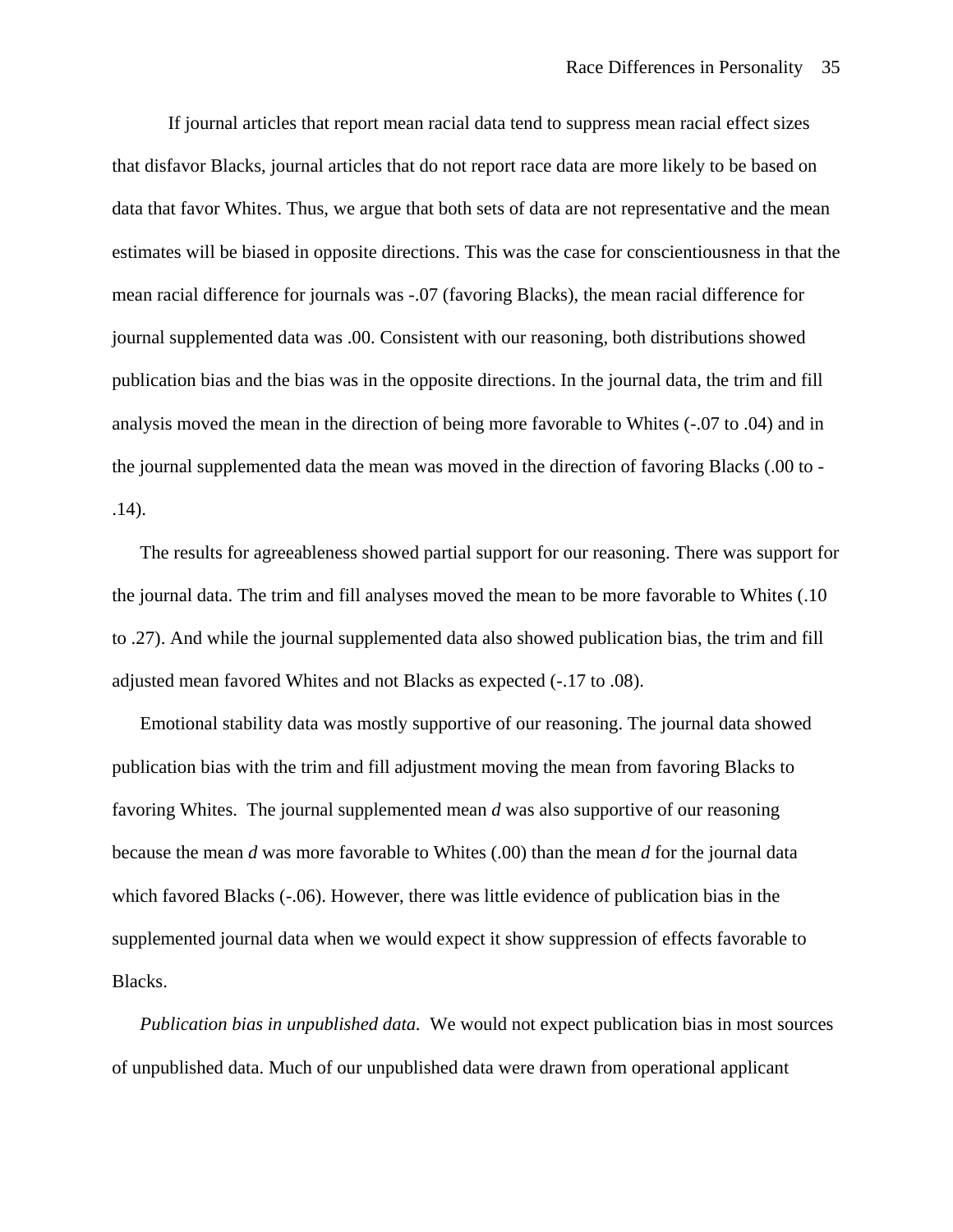If journal articles that report mean racial data tend to suppress mean racial effect sizes that disfavor Blacks, journal articles that do not report race data are more likely to be based on data that favor Whites. Thus, we argue that both sets of data are not representative and the mean estimates will be biased in opposite directions. This was the case for conscientiousness in that the mean racial difference for journals was -.07 (favoring Blacks), the mean racial difference for journal supplemented data was .00. Consistent with our reasoning, both distributions showed publication bias and the bias was in the opposite directions. In the journal data, the trim and fill analysis moved the mean in the direction of being more favorable to Whites (-.07 to .04) and in the journal supplemented data the mean was moved in the direction of favoring Blacks (.00 to -.14).

The results for agreeableness showed partial support for our reasoning. There was support for the journal data. The trim and fill analyses moved the mean to be more favorable to Whites (.10 to .27). And while the journal supplemented data also showed publication bias, the trim and fill adjusted mean favored Whites and not Blacks as expected (-.17 to .08).

Emotional stability data was mostly supportive of our reasoning. The journal data showed publication bias with the trim and fill adjustment moving the mean from favoring Blacks to favoring Whites. The journal supplemented mean $d$ was also supportive of our reasoning because the mean $d$ was more favorable to Whites (.00) than the mean $d$ for the journal data which favored Blacks (-.06). However, there was little evidence of publication bias in the supplemented journal data when we would expect it show suppression of effects favorable to Blacks.

*Publication bias in unpublished data.* We would not expect publication bias in most sources of unpublished data. Much of our unpublished data were drawn from operational applicant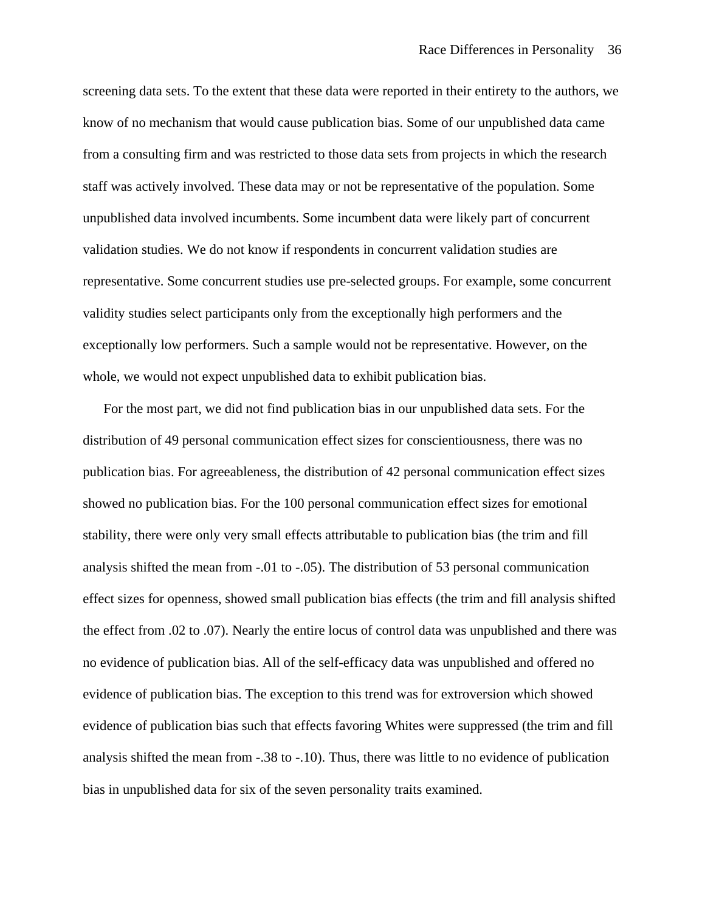screening data sets. To the extent that these data were reported in their entirety to the authors, we know of no mechanism that would cause publication bias. Some of our unpublished data came from a consulting firm and was restricted to those data sets from projects in which the research staff was actively involved. These data may or not be representative of the population. Some unpublished data involved incumbents. Some incumbent data were likely part of concurrent validation studies. We do not know if respondents in concurrent validation studies are representative. Some concurrent studies use pre-selected groups. For example, some concurrent validity studies select participants only from the exceptionally high performers and the exceptionally low performers. Such a sample would not be representative. However, on the whole, we would not expect unpublished data to exhibit publication bias.

For the most part, we did not find publication bias in our unpublished data sets. For the distribution of 49 personal communication effect sizes for conscientiousness, there was no publication bias. For agreeableness, the distribution of 42 personal communication effect sizes showed no publication bias. For the 100 personal communication effect sizes for emotional stability, there were only very small effects attributable to publication bias (the trim and fill analysis shifted the mean from -.01 to -.05). The distribution of 53 personal communication effect sizes for openness, showed small publication bias effects (the trim and fill analysis shifted the effect from .02 to .07). Nearly the entire locus of control data was unpublished and there was no evidence of publication bias. All of the self-efficacy data was unpublished and offered no evidence of publication bias. The exception to this trend was for extroversion which showed evidence of publication bias such that effects favoring Whites were suppressed (the trim and fill analysis shifted the mean from -.38 to -.10). Thus, there was little to no evidence of publication bias in unpublished data for six of the seven personality traits examined.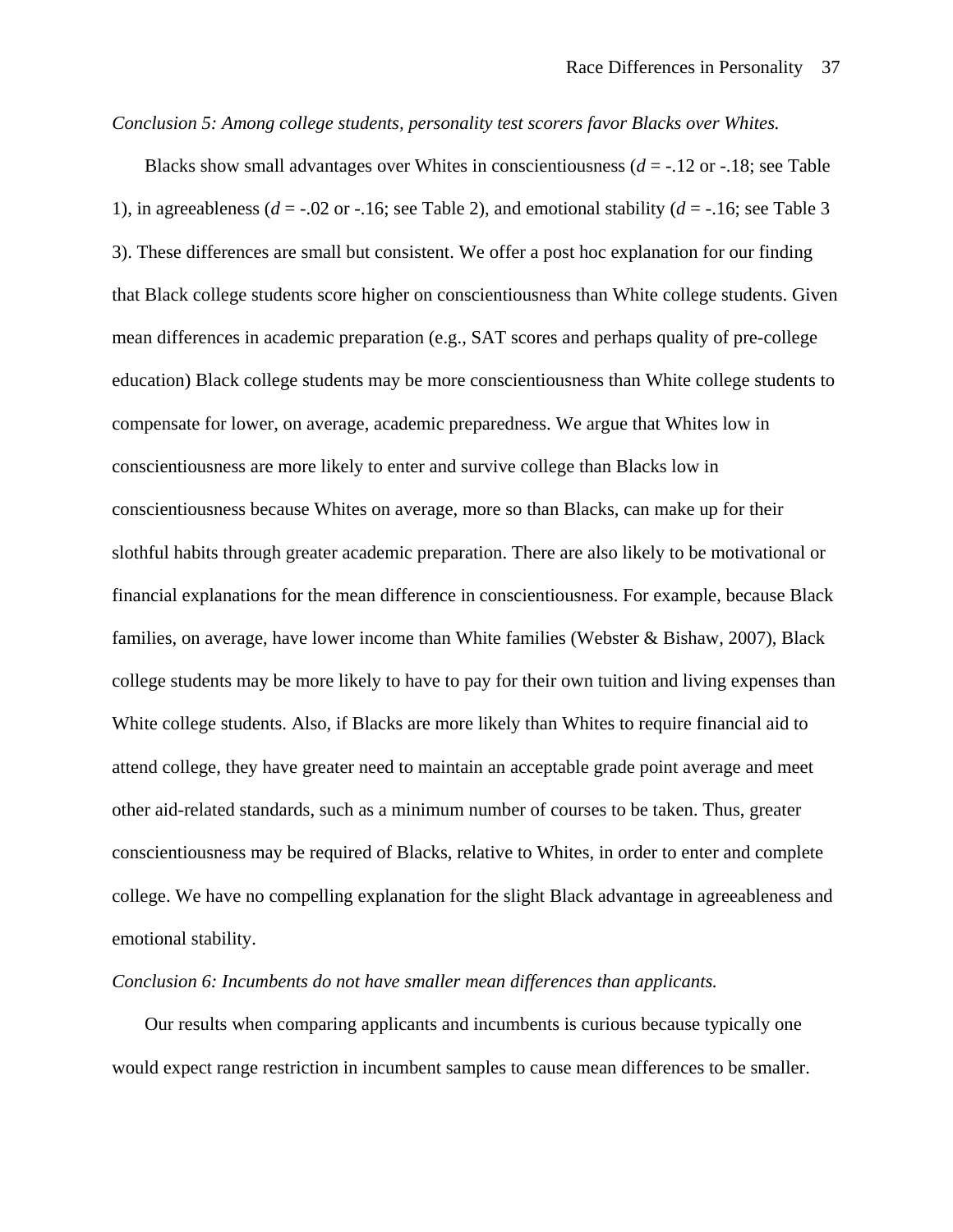*Conclusion 5: Among college students, personality test scorers favor Blacks over Whites.*

Blacks show small advantages over Whites in conscientiousness ($d$ = -.12 or -.18; see Table 1), in agreeableness ($d$ = -.02 or -.16; see Table 2), and emotional stability ($d$ = -.16; see Table 3 3). These differences are small but consistent. We offer a post hoc explanation for our finding that Black college students score higher on conscientiousness than White college students. Given mean differences in academic preparation (e.g., SAT scores and perhaps quality of pre-college education) Black college students may be more conscientiousness than White college students to compensate for lower, on average, academic preparedness. We argue that Whites low in conscientiousness are more likely to enter and survive college than Blacks low in conscientiousness because Whites on average, more so than Blacks, can make up for their slothful habits through greater academic preparation. There are also likely to be motivational or financial explanations for the mean difference in conscientiousness. For example, because Black families, on average, have lower income than White families (Webster & Bishaw, 2007), Black college students may be more likely to have to pay for their own tuition and living expenses than White college students. Also, if Blacks are more likely than Whites to require financial aid to attend college, they have greater need to maintain an acceptable grade point average and meet other aid-related standards, such as a minimum number of courses to be taken. Thus, greater conscientiousness may be required of Blacks, relative to Whites, in order to enter and complete college. We have no compelling explanation for the slight Black advantage in agreeableness and emotional stability.

*Conclusion 6: Incumbents do not have smaller mean differences than applicants.*

Our results when comparing applicants and incumbents is curious because typically one would expect range restriction in incumbent samples to cause mean differences to be smaller.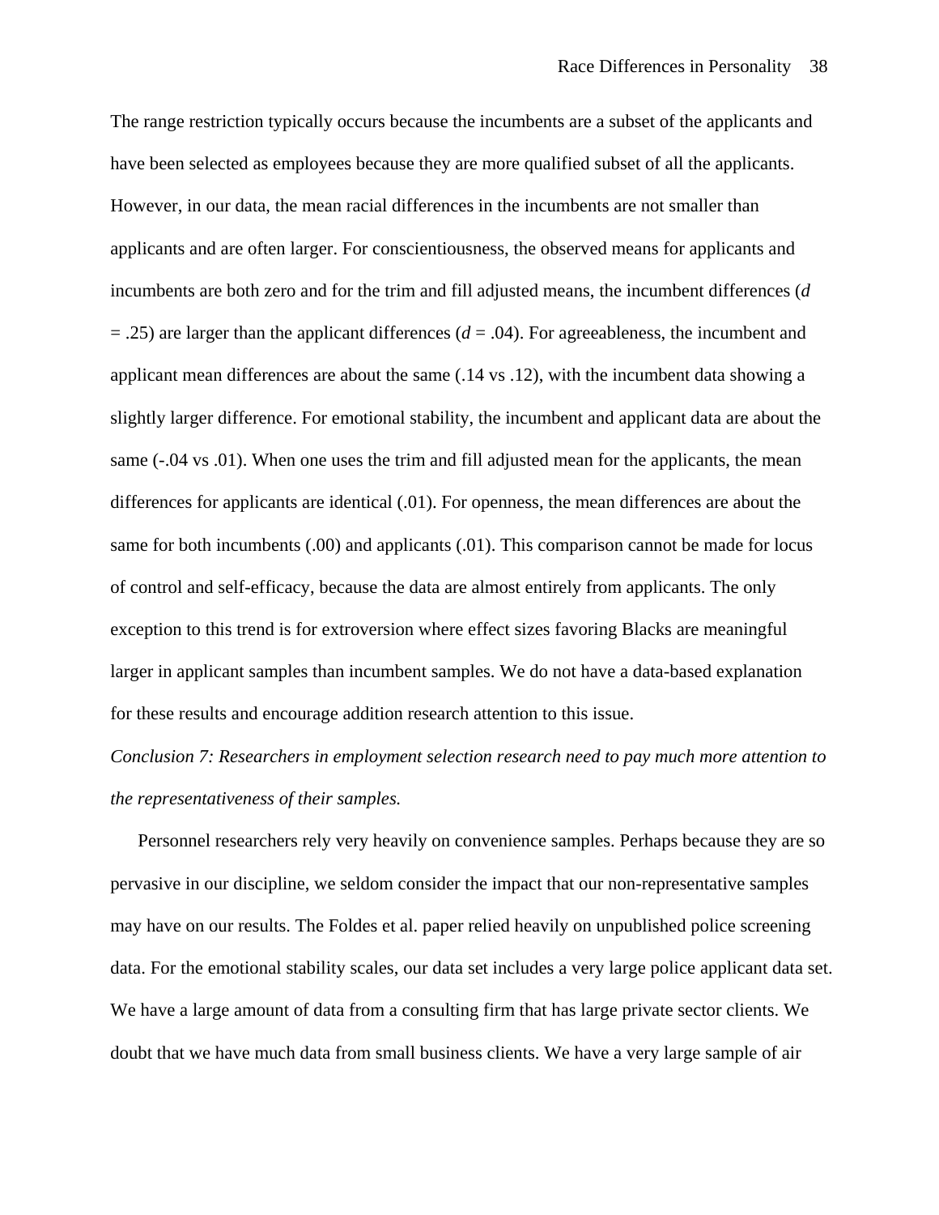The range restriction typically occurs because the incumbents are a subset of the applicants and have been selected as employees because they are more qualified subset of all the applicants. However, in our data, the mean racial differences in the incumbents are not smaller than applicants and are often larger. For conscientiousness, the observed means for applicants and incumbents are both zero and for the trim and fill adjusted means, the incumbent differences ($d$ = .25) are larger than the applicant differences ($d$ = .04). For agreeableness, the incumbent and applicant mean differences are about the same (.14 vs .12), with the incumbent data showing a slightly larger difference. For emotional stability, the incumbent and applicant data are about the same (-.04 vs .01). When one uses the trim and fill adjusted mean for the applicants, the mean differences for applicants are identical (.01). For openness, the mean differences are about the same for both incumbents (.00) and applicants (.01). This comparison cannot be made for locus of control and self-efficacy, because the data are almost entirely from applicants. The only exception to this trend is for extroversion where effect sizes favoring Blacks are meaningful larger in applicant samples than incumbent samples. We do not have a data-based explanation for these results and encourage addition research attention to this issue.

*Conclusion 7: Researchers in employment selection research need to pay much more attention to the representativeness of their samples.*

Personnel researchers rely very heavily on convenience samples. Perhaps because they are so pervasive in our discipline, we seldom consider the impact that our non-representative samples may have on our results. The Foldes et al. paper relied heavily on unpublished police screening data. For the emotional stability scales, our data set includes a very large police applicant data set. We have a large amount of data from a consulting firm that has large private sector clients. We doubt that we have much data from small business clients. We have a very large sample of air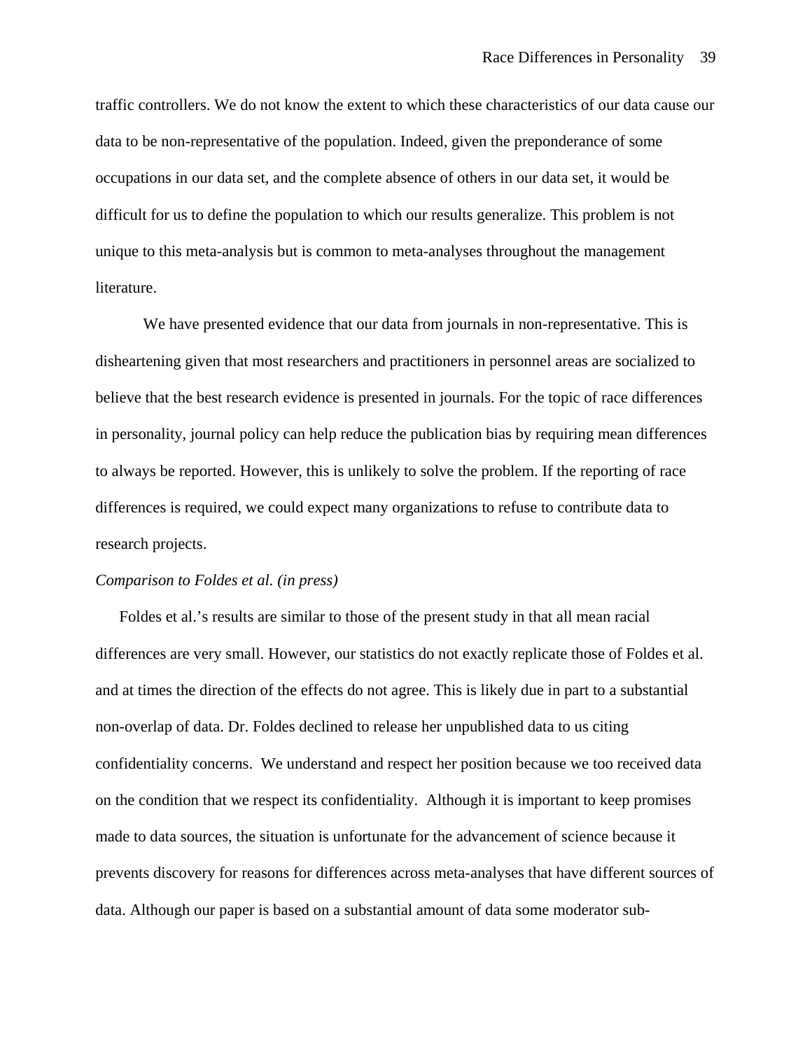traffic controllers. We do not know the extent to which these characteristics of our data cause our data to be non-representative of the population. Indeed, given the preponderance of some occupations in our data set, and the complete absence of others in our data set, it would be difficult for us to define the population to which our results generalize. This problem is not unique to this meta-analysis but is common to meta-analyses throughout the management literature.

We have presented evidence that our data from journals in non-representative. This is disheartening given that most researchers and practitioners in personnel areas are socialized to believe that the best research evidence is presented in journals. For the topic of race differences in personality, journal policy can help reduce the publication bias by requiring mean differences to always be reported. However, this is unlikely to solve the problem. If the reporting of race differences is required, we could expect many organizations to refuse to contribute data to research projects.

*Comparison to Foldes et al. (in press)*

Foldes et al.'s results are similar to those of the present study in that all mean racial differences are very small. However, our statistics do not exactly replicate those of Foldes et al. and at times the direction of the effects do not agree. This is likely due in part to a substantial non-overlap of data. Dr. Foldes declined to release her unpublished data to us citing confidentiality concerns. We understand and respect her position because we too received data on the condition that we respect its confidentiality. Although it is important to keep promises made to data sources, the situation is unfortunate for the advancement of science because it prevents discovery for reasons for differences across meta-analyses that have different sources of data. Although our paper is based on a substantial amount of data some moderator sub-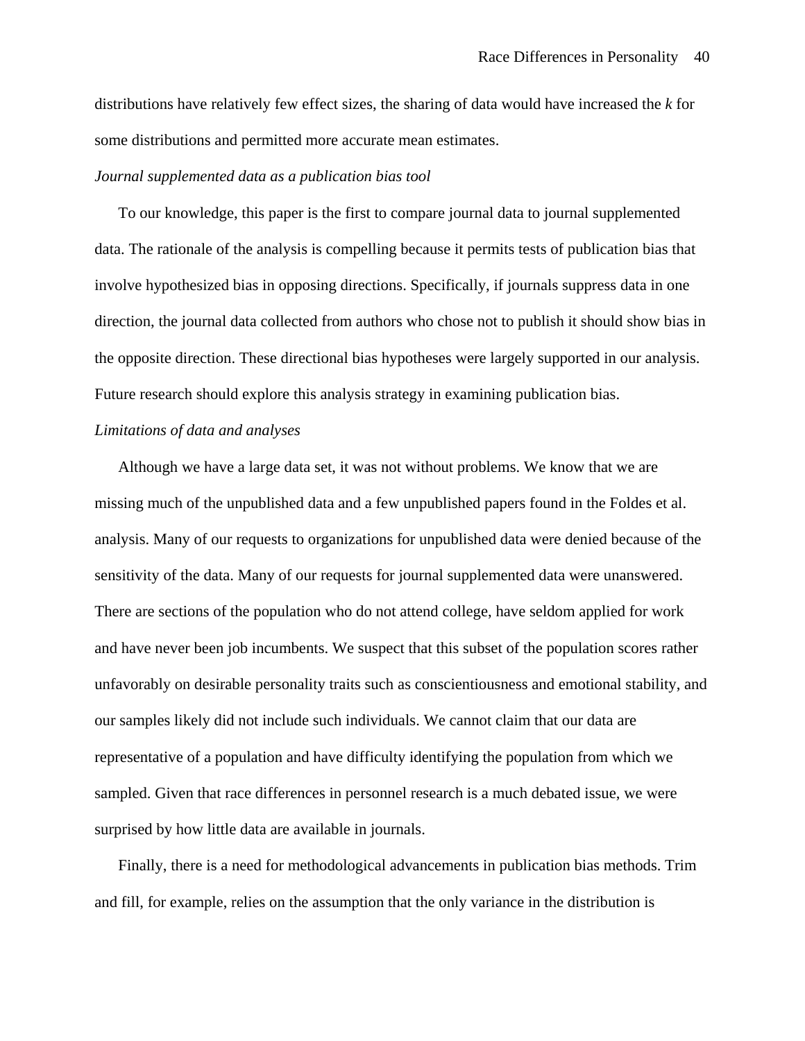distributions have relatively few effect sizes, the sharing of data would have increased the *k* for some distributions and permitted more accurate mean estimates.

*Journal supplemented data as a publication bias tool*

To our knowledge, this paper is the first to compare journal data to journal supplemented data. The rationale of the analysis is compelling because it permits tests of publication bias that involve hypothesized bias in opposing directions. Specifically, if journals suppress data in one direction, the journal data collected from authors who chose not to publish it should show bias in the opposite direction. These directional bias hypotheses were largely supported in our analysis. Future research should explore this analysis strategy in examining publication bias.

*Limitations of data and analyses*

Although we have a large data set, it was not without problems. We know that we are missing much of the unpublished data and a few unpublished papers found in the Foldes et al. analysis. Many of our requests to organizations for unpublished data were denied because of the sensitivity of the data. Many of our requests for journal supplemented data were unanswered. There are sections of the population who do not attend college, have seldom applied for work and have never been job incumbents. We suspect that this subset of the population scores rather unfavorably on desirable personality traits such as conscientiousness and emotional stability, and our samples likely did not include such individuals. We cannot claim that our data are representative of a population and have difficulty identifying the population from which we sampled. Given that race differences in personnel research is a much debated issue, we were surprised by how little data are available in journals.

Finally, there is a need for methodological advancements in publication bias methods. Trim and fill, for example, relies on the assumption that the only variance in the distribution is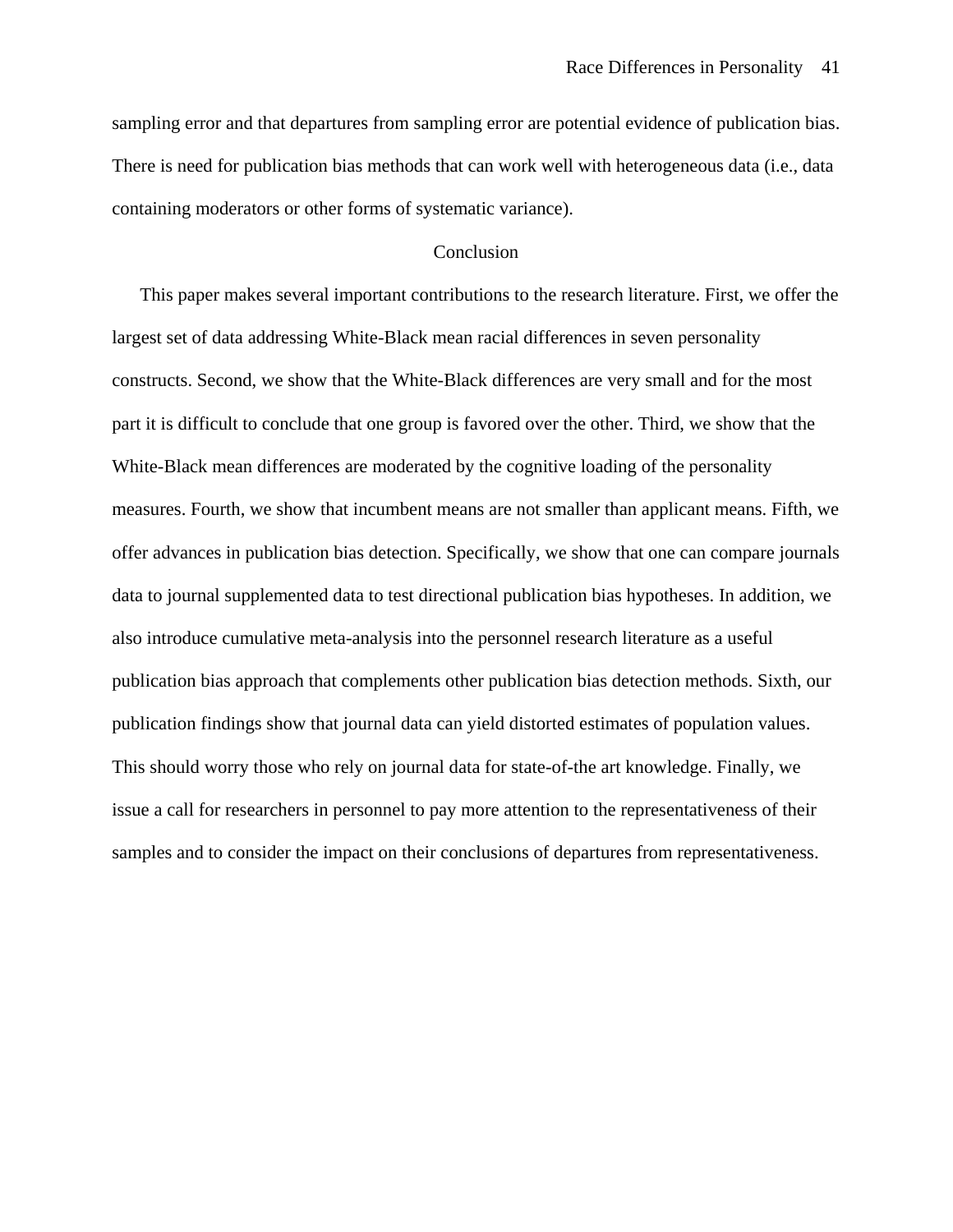sampling error and that departures from sampling error are potential evidence of publication bias. There is need for publication bias methods that can work well with heterogeneous data (i.e., data containing moderators or other forms of systematic variance).

## Conclusion

This paper makes several important contributions to the research literature. First, we offer the largest set of data addressing White-Black mean racial differences in seven personality constructs. Second, we show that the White-Black differences are very small and for the most part it is difficult to conclude that one group is favored over the other. Third, we show that the White-Black mean differences are moderated by the cognitive loading of the personality measures. Fourth, we show that incumbent means are not smaller than applicant means. Fifth, we offer advances in publication bias detection. Specifically, we show that one can compare journals data to journal supplemented data to test directional publication bias hypotheses. In addition, we also introduce cumulative meta-analysis into the personnel research literature as a useful publication bias approach that complements other publication bias detection methods. Sixth, our publication findings show that journal data can yield distorted estimates of population values. This should worry those who rely on journal data for state-of-the art knowledge. Finally, we issue a call for researchers in personnel to pay more attention to the representativeness of their samples and to consider the impact on their conclusions of departures from representativeness.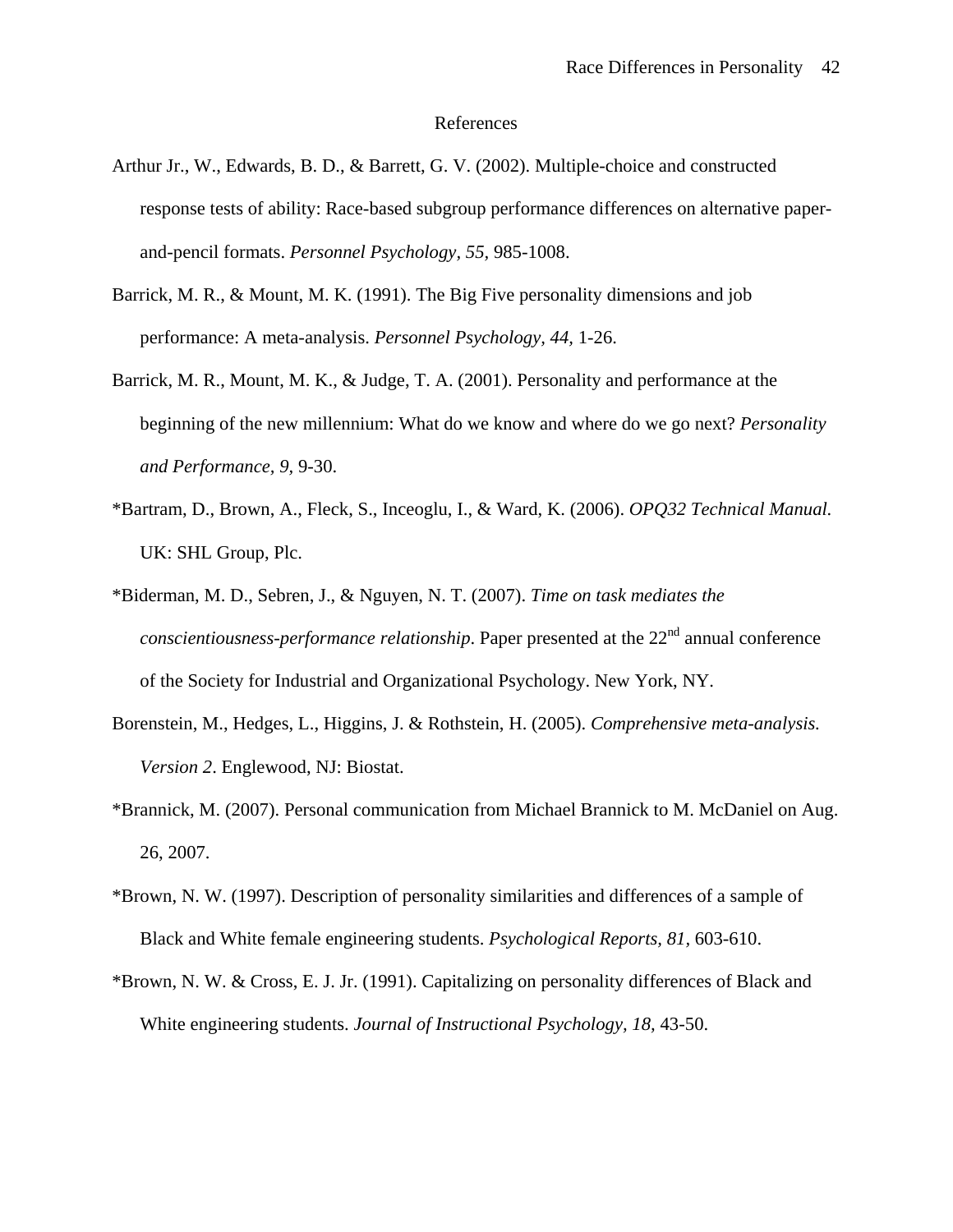# References

Arthur Jr., W., Edwards, B. D., & Barrett, G. V. (2002). Multiple-choice and constructed response tests of ability: Race-based subgroup performance differences on alternative paper-and-pencil formats. *Personnel Psychology, 55,* 985-1008.

Barrick, M. R., & Mount, M. K. (1991). The Big Five personality dimensions and job performance: A meta-analysis. *Personnel Psychology*, *44,* 1-26.

Barrick, M. R., Mount, M. K., & Judge, T. A. (2001). Personality and performance at the beginning of the new millennium: What do we know and where do we go next? *Personality and Performance, 9,* 9-30.

*Bartram, D., Brown, A., Fleck, S., Inceoglu, I., & Ward, K. (2006). *OPQ32 Technical Manual.* UK: SHL Group, Plc.

*Biderman, M. D., Sebren, J., & Nguyen, N. T. (2007). *Time on task mediates the conscientiousness-performance relationship*. Paper presented at the 22nd annual conference of the Society for Industrial and Organizational Psychology. New York, NY.

Borenstein, M., Hedges, L., Higgins, J. & Rothstein, H. (2005). *Comprehensive meta-analysis. Version 2*. Englewood, NJ: Biostat.

*Brannick, M. (2007). Personal communication from Michael Brannick to M. McDaniel on Aug. 26, 2007.

*Brown, N. W. (1997). Description of personality similarities and differences of a sample of Black and White female engineering students. *Psychological Reports, 81*, 603-610.

*Brown, N. W. & Cross, E. J. Jr. (1991). Capitalizing on personality differences of Black and White engineering students. *Journal of Instructional Psychology, 18,* 43-50.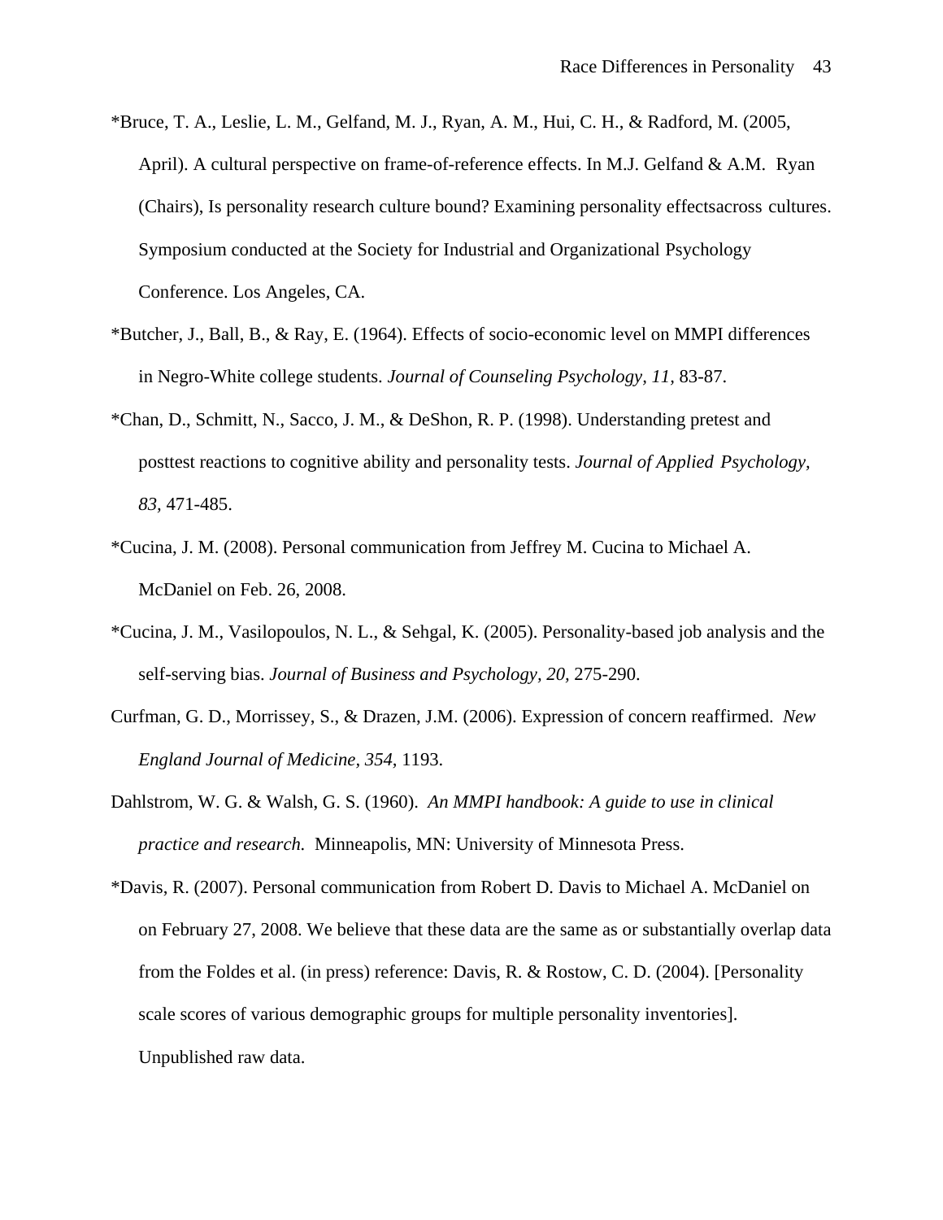*Bruce, T. A., Leslie, L. M., Gelfand, M. J., Ryan, A. M., Hui, C. H., & Radford, M. (2005, April). A cultural perspective on frame-of-reference effects. In M.J. Gelfand & A.M. Ryan (Chairs), Is personality research culture bound? Examining personality effectsacross cultures. Symposium conducted at the Society for Industrial and Organizational Psychology Conference. Los Angeles, CA.

*Butcher, J., Ball, B., & Ray, E. (1964). Effects of socio-economic level on MMPI differences in Negro-White college students. *Journal of Counseling Psychology, 11,* 83-87.

*Chan, D., Schmitt, N., Sacco, J. M., & DeShon, R. P. (1998). Understanding pretest and posttest reactions to cognitive ability and personality tests. *Journal of Applied Psychology, 83,* 471-485.

*Cucina, J. M. (2008). Personal communication from Jeffrey M. Cucina to Michael A. McDaniel on Feb. 26, 2008.

*Cucina, J. M., Vasilopoulos, N. L., & Sehgal, K. (2005). Personality-based job analysis and the self-serving bias. *Journal of Business and Psychology, 20,* 275-290.

Curfman, G. D., Morrissey, S., & Drazen, J.M. (2006). Expression of concern reaffirmed. *New England Journal of Medicine, 354,* 1193.

Dahlstrom, W. G. & Walsh, G. S. (1960). *An MMPI handbook: A guide to use in clinical practice and research.* Minneapolis, MN: University of Minnesota Press.

*Davis, R. (2007). Personal communication from Robert D. Davis to Michael A. McDaniel on on February 27, 2008. We believe that these data are the same as or substantially overlap data from the Foldes et al. (in press) reference: Davis, R. & Rostow, C. D. (2004). [Personality scale scores of various demographic groups for multiple personality inventories]. Unpublished raw data.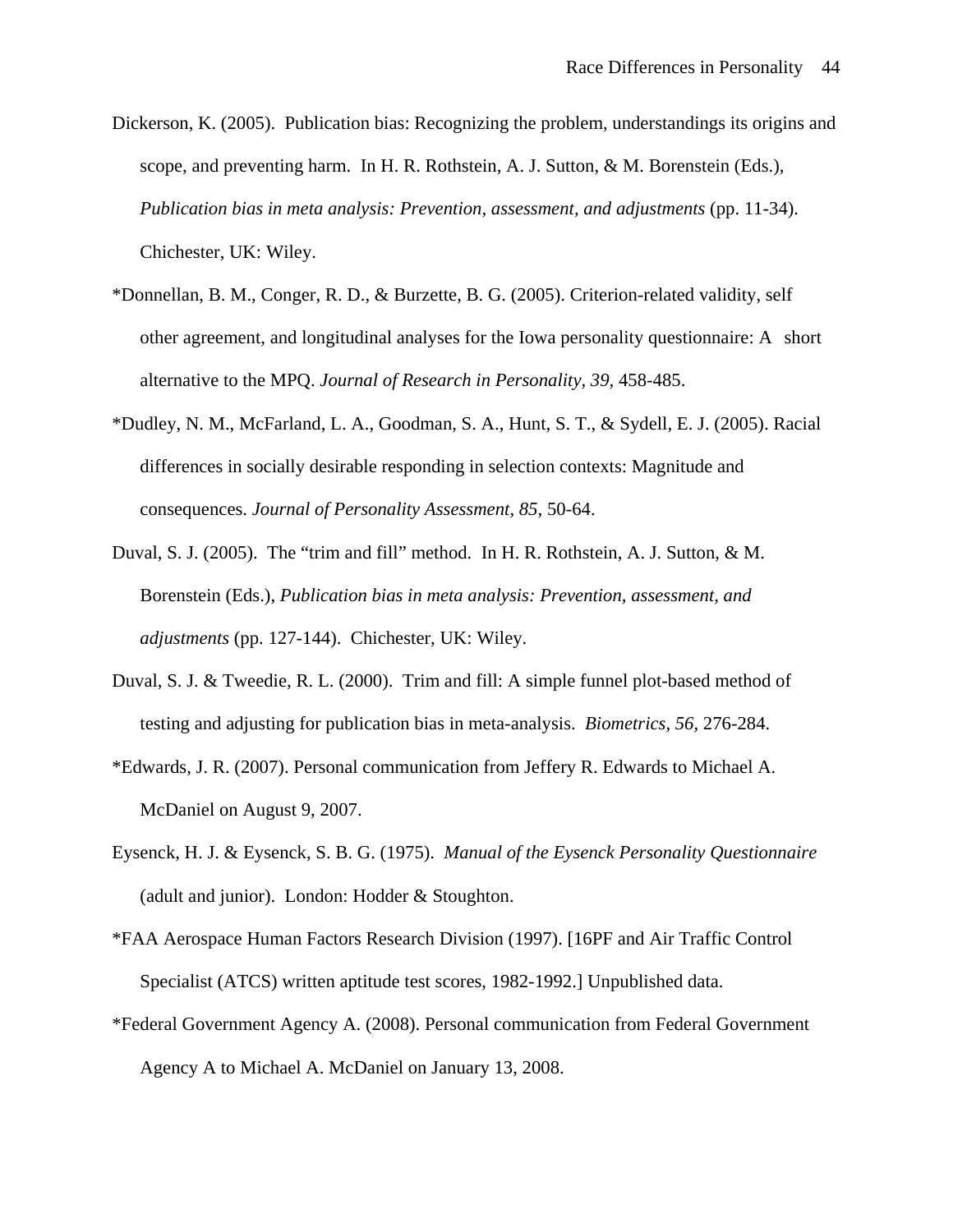Dickerson, K. (2005). Publication bias: Recognizing the problem, understandings its origins and scope, and preventing harm. In H. R. Rothstein, A. J. Sutton, & M. Borenstein (Eds.), *Publication bias in meta analysis: Prevention, assessment, and adjustments* (pp. 11-34). Chichester, UK: Wiley.

*Donnellan, B. M., Conger, R. D., & Burzette, B. G. (2005). Criterion-related validity, self other agreement, and longitudinal analyses for the Iowa personality questionnaire: A short alternative to the MPQ. *Journal of Research in Personality, 39*, 458-485.

*Dudley, N. M., McFarland, L. A., Goodman, S. A., Hunt, S. T., & Sydell, E. J. (2005). Racial differences in socially desirable responding in selection contexts: Magnitude and consequences. *Journal of Personality Assessment, 85,* 50-64.

Duval, S. J. (2005). The "trim and fill" method. In H. R. Rothstein, A. J. Sutton, & M. Borenstein (Eds.), *Publication bias in meta analysis: Prevention, assessment, and adjustments* (pp. 127-144). Chichester, UK: Wiley.

Duval, S. J. & Tweedie, R. L. (2000). Trim and fill: A simple funnel plot-based method of testing and adjusting for publication bias in meta-analysis. *Biometrics, 56,* 276-284.

*Edwards, J. R. (2007). Personal communication from Jeffery R. Edwards to Michael A. McDaniel on August 9, 2007.

Eysenck, H. J. & Eysenck, S. B. G. (1975). *Manual of the Eysenck Personality Questionnaire* (adult and junior). London: Hodder & Stoughton.

*FAA Aerospace Human Factors Research Division (1997). [16PF and Air Traffic Control Specialist (ATCS) written aptitude test scores, 1982-1992.] Unpublished data.

*Federal Government Agency A. (2008). Personal communication from Federal Government Agency A to Michael A. McDaniel on January 13, 2008.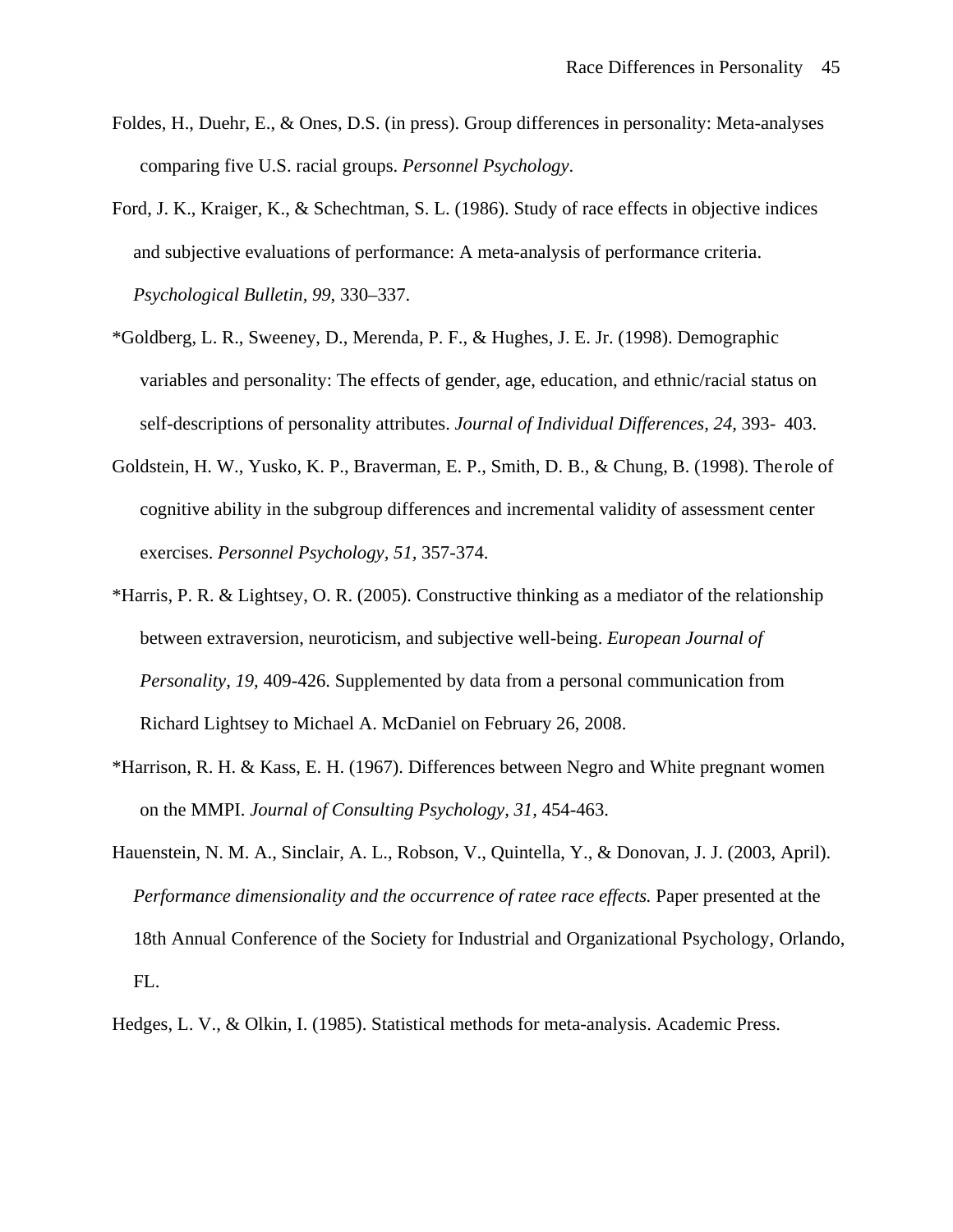Foldes, H., Duehr, E., & Ones, D.S. (in press). Group differences in personality: Meta-analyses comparing five U.S. racial groups. *Personnel Psychology*.

Ford, J. K., Kraiger, K., & Schechtman, S. L. (1986). Study of race effects in objective indices and subjective evaluations of performance: A meta-analysis of performance criteria. *Psychological Bulletin, 99*, 330–337.

*Goldberg, L. R., Sweeney, D., Merenda, P. F., & Hughes, J. E. Jr. (1998). Demographic variables and personality: The effects of gender, age, education, and ethnic/racial status on self-descriptions of personality attributes. *Journal of Individual Differences, 24,* 393- 403.

Goldstein, H. W., Yusko, K. P., Braverman, E. P., Smith, D. B., & Chung, B. (1998). The role of cognitive ability in the subgroup differences and incremental validity of assessment center exercises. *Personnel Psychology, 51,* 357-374.

*Harris, P. R. & Lightsey, O. R. (2005). Constructive thinking as a mediator of the relationship between extraversion, neuroticism, and subjective well-being. *European Journal of Personality, 19,* 409-426. Supplemented by data from a personal communication from Richard Lightsey to Michael A. McDaniel on February 26, 2008.

*Harrison, R. H. & Kass, E. H. (1967). Differences between Negro and White pregnant women on the MMPI. *Journal of Consulting Psychology, 31,* 454-463.

Hauenstein, N. M. A., Sinclair, A. L., Robson, V., Quintella, Y., & Donovan, J. J. (2003, April). *Performance dimensionality and the occurrence of ratee race effects.* Paper presented at the 18th Annual Conference of the Society for Industrial and Organizational Psychology, Orlando, FL.

Hedges, L. V., & Olkin, I. (1985). Statistical methods for meta-analysis. Academic Press.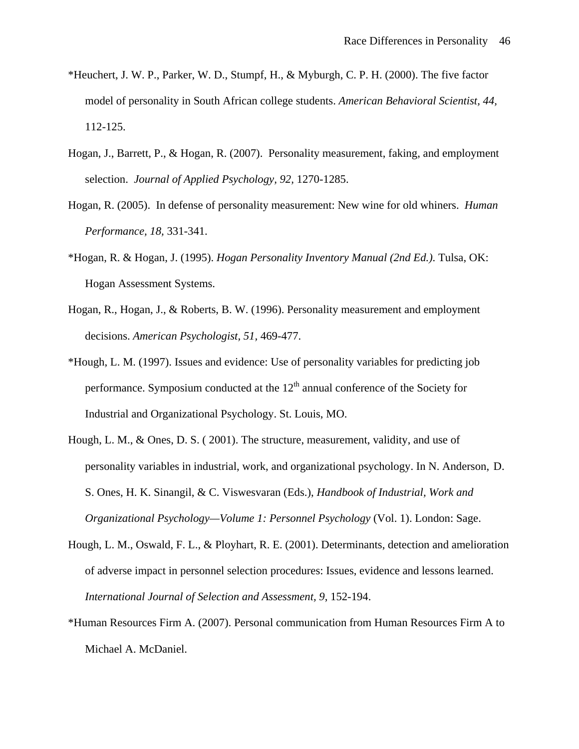*Heuchert, J. W. P., Parker, W. D., Stumpf, H., & Myburgh, C. P. H. (2000). The five factor model of personality in South African college students. *American Behavioral Scientist, 44,* 112-125.

Hogan, J., Barrett, P., & Hogan, R. (2007). Personality measurement, faking, and employment selection. *Journal of Applied Psychology, 92,* 1270-1285.

Hogan, R. (2005). In defense of personality measurement: New wine for old whiners. *Human Performance, 18,* 331-341.

*Hogan, R. & Hogan, J. (1995). *Hogan Personality Inventory Manual (2nd Ed.).* Tulsa, OK: Hogan Assessment Systems.

Hogan, R., Hogan, J., & Roberts, B. W. (1996). Personality measurement and employment decisions. *American Psychologist, 51,* 469-477.

*Hough, L. M. (1997). Issues and evidence: Use of personality variables for predicting job performance. Symposium conducted at the 12th annual conference of the Society for Industrial and Organizational Psychology. St. Louis, MO.

Hough, L. M., & Ones, D. S. ( 2001). The structure, measurement, validity, and use of personality variables in industrial, work, and organizational psychology. In N. Anderson, D. S. Ones, H. K. Sinangil, & C. Viswesvaran (Eds.), *Handbook of Industrial, Work and Organizational Psychology—Volume 1: Personnel Psychology* (Vol. 1). London: Sage.

Hough, L. M., Oswald, F. L., & Ployhart, R. E. (2001). Determinants, detection and amelioration of adverse impact in personnel selection procedures: Issues, evidence and lessons learned. *International Journal of Selection and Assessment, 9,* 152-194.

*Human Resources Firm A. (2007). Personal communication from Human Resources Firm A to Michael A. McDaniel.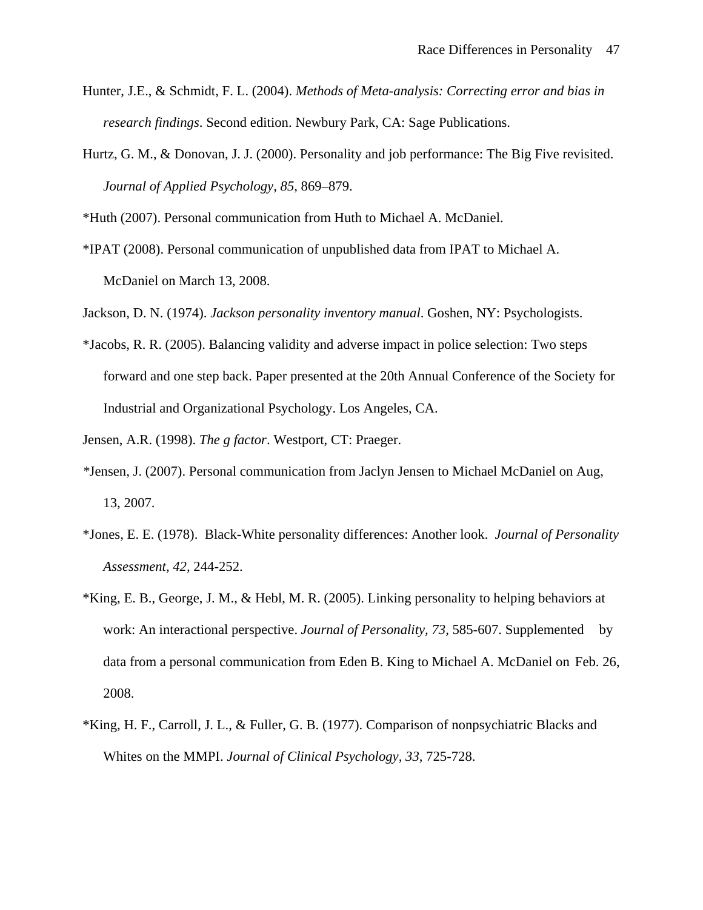Hunter, J.E., & Schmidt, F. L. (2004). *Methods of Meta-analysis: Correcting error and bias in research findings*. Second edition. Newbury Park, CA: Sage Publications.

Hurtz, G. M., & Donovan, J. J. (2000). Personality and job performance: The Big Five revisited. *Journal of Applied Psychology, 85*, 869–879.

*Huth (2007). Personal communication from Huth to Michael A. McDaniel.

*IPAT (2008). Personal communication of unpublished data from IPAT to Michael A. McDaniel on March 13, 2008.

Jackson, D. N. (1974). *Jackson personality inventory manual*. Goshen, NY: Psychologists.

*Jacobs, R. R. (2005). Balancing validity and adverse impact in police selection: Two steps forward and one step back. Paper presented at the 20th Annual Conference of the Society for Industrial and Organizational Psychology. Los Angeles, CA.

Jensen, A.R. (1998). *The g factor*. Westport, CT: Praeger.

*Jensen, J. (2007). Personal communication from Jaclyn Jensen to Michael McDaniel on Aug, 13, 2007.

*Jones, E. E. (1978). Black-White personality differences: Another look. *Journal of Personality Assessment, 42*, 244-252.

*King, E. B., George, J. M., & Hebl, M. R. (2005). Linking personality to helping behaviors at work: An interactional perspective. *Journal of Personality, 73*, 585-607. Supplemented by data from a personal communication from Eden B. King to Michael A. McDaniel on Feb. 26, 2008.

*King, H. F., Carroll, J. L., & Fuller, G. B. (1977). Comparison of nonpsychiatric Blacks and Whites on the MMPI. *Journal of Clinical Psychology, 33*, 725-728.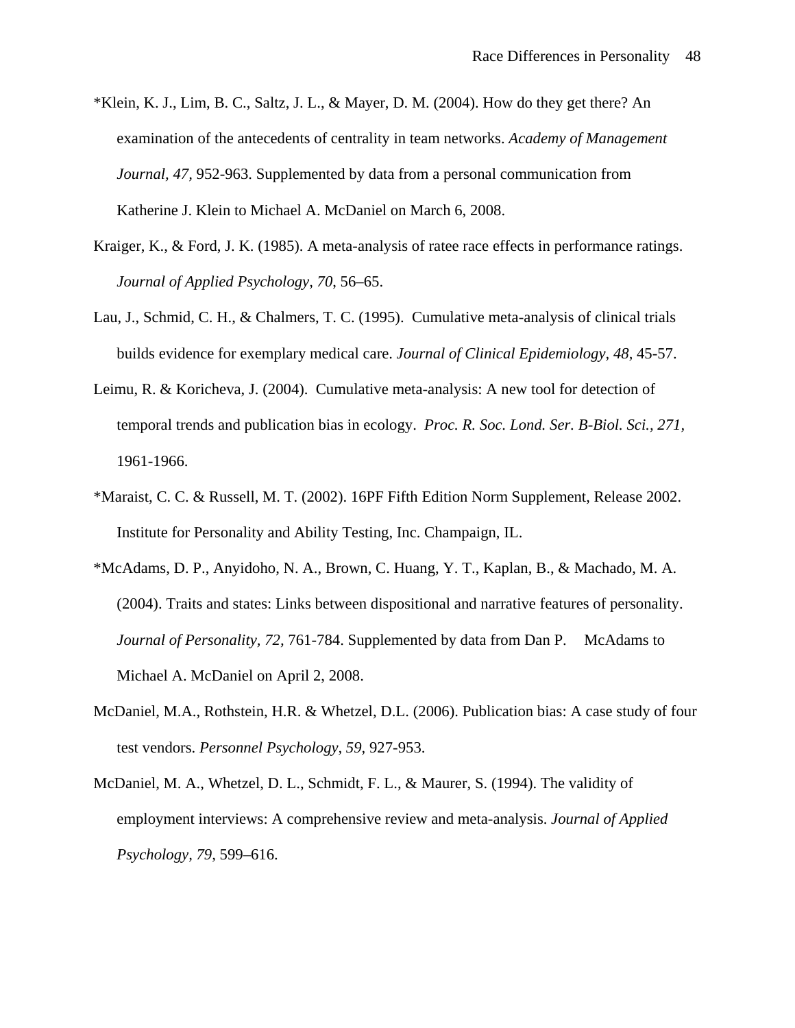*Klein, K. J., Lim, B. C., Saltz, J. L., & Mayer, D. M. (2004). How do they get there? An examination of the antecedents of centrality in team networks. *Academy of Management Journal, 47,* 952-963. Supplemented by data from a personal communication from Katherine J. Klein to Michael A. McDaniel on March 6, 2008.

Kraiger, K., & Ford, J. K. (1985). A meta-analysis of ratee race effects in performance ratings. *Journal of Applied Psychology, 70*, 56–65.

Lau, J., Schmid, C. H., & Chalmers, T. C. (1995). Cumulative meta-analysis of clinical trials builds evidence for exemplary medical care. *Journal of Clinical Epidemiology, 48,* 45-57.

Leimu, R. & Koricheva, J. (2004). Cumulative meta-analysis: A new tool for detection of temporal trends and publication bias in ecology. *Proc. R. Soc. Lond. Ser. B-Biol. Sci., 271,* 1961-1966.

*Maraist, C. C. & Russell, M. T. (2002). 16PF Fifth Edition Norm Supplement, Release 2002. Institute for Personality and Ability Testing, Inc. Champaign, IL.

*McAdams, D. P., Anyidoho, N. A., Brown, C. Huang, Y. T., Kaplan, B., & Machado, M. A. (2004). Traits and states: Links between dispositional and narrative features of personality. *Journal of Personality, 72,* 761-784. Supplemented by data from Dan P. McAdams to Michael A. McDaniel on April 2, 2008.

McDaniel, M.A., Rothstein, H.R. & Whetzel, D.L. (2006). Publication bias: A case study of four test vendors. *Personnel Psychology, 59,* 927-953.

McDaniel, M. A., Whetzel, D. L., Schmidt, F. L., & Maurer, S. (1994). The validity of employment interviews: A comprehensive review and meta-analysis. *Journal of Applied Psychology, 79,* 599–616.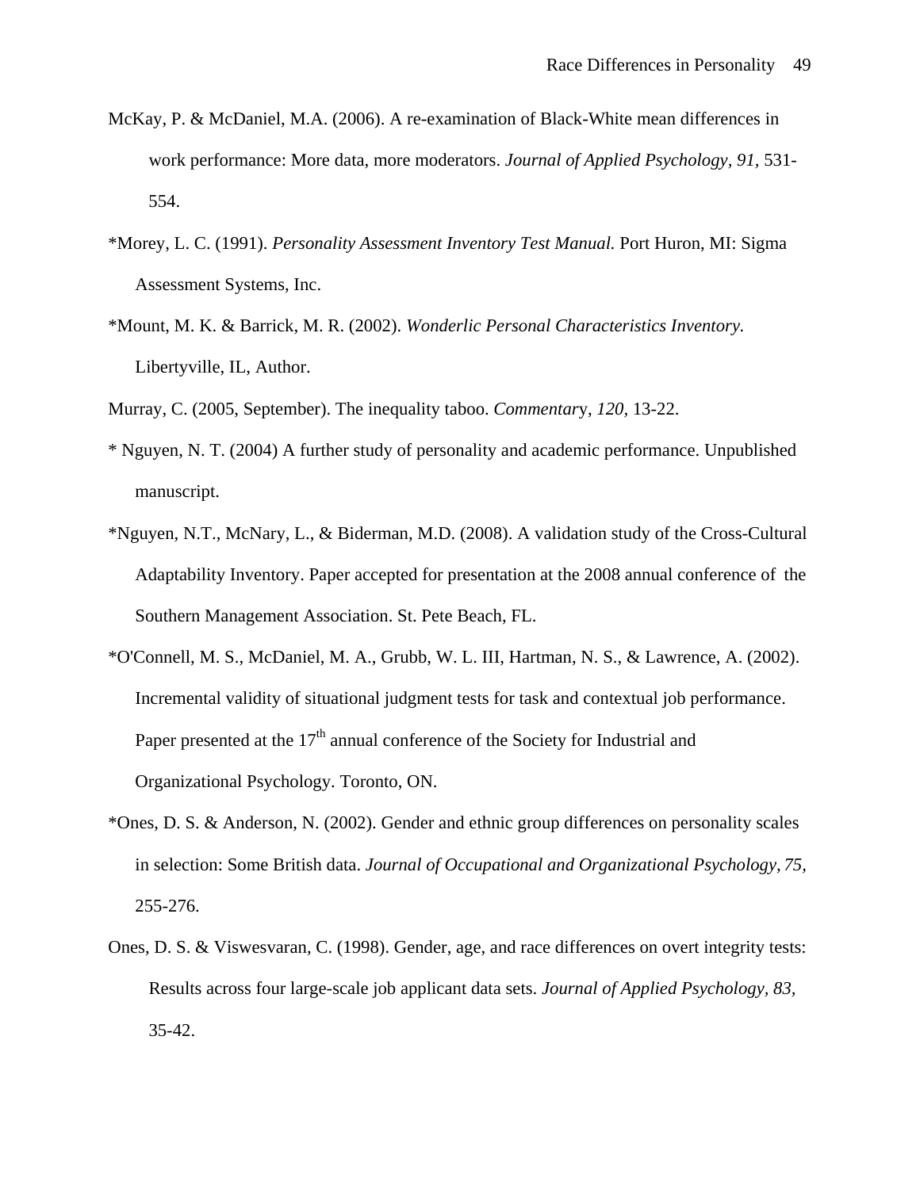McKay, P. & McDaniel, M.A. (2006). A re-examination of Black-White mean differences in work performance: More data, more moderators. *Journal of Applied Psychology, 91*, 531-554.

*Morey, L. C. (1991). *Personality Assessment Inventory Test Manual.* Port Huron, MI: Sigma Assessment Systems, Inc.

*Mount, M. K. & Barrick, M. R. (2002). *Wonderlic Personal Characteristics Inventory.* Libertyville, IL, Author.

Murray, C. (2005, September). The inequality taboo. *Commentary*, *120,* 13-22.

\* Nguyen, N. T. (2004) A further study of personality and academic performance. Unpublished manuscript.

*Nguyen, N.T., McNary, L., & Biderman, M.D. (2008). A validation study of the Cross-Cultural Adaptability Inventory. Paper accepted for presentation at the 2008 annual conference of the Southern Management Association. St. Pete Beach, FL.

*O'Connell, M. S., McDaniel, M. A., Grubb, W. L. III, Hartman, N. S., & Lawrence, A. (2002). Incremental validity of situational judgment tests for task and contextual job performance. Paper presented at the 17th annual conference of the Society for Industrial and Organizational Psychology. Toronto, ON.

*Ones, D. S. & Anderson, N. (2002). Gender and ethnic group differences on personality scales in selection: Some British data. *Journal of Occupational and Organizational Psychology, 75,* 255-276.

Ones, D. S. & Viswesvaran, C. (1998). Gender, age, and race differences on overt integrity tests: Results across four large-scale job applicant data sets. *Journal of Applied Psychology, 83*, 35-42.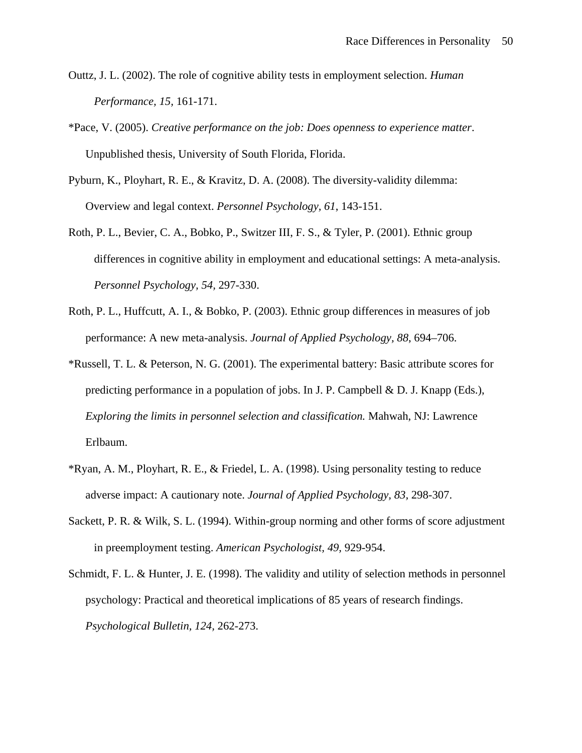Outtz, J. L. (2002). The role of cognitive ability tests in employment selection. *Human Performance, 15,* 161-171.

*Pace, V. (2005). *Creative performance on the job: Does openness to experience matter*. Unpublished thesis, University of South Florida, Florida.

Pyburn, K., Ployhart, R. E., & Kravitz, D. A. (2008). The diversity-validity dilemma: Overview and legal context. *Personnel Psychology, 61,* 143-151.

Roth, P. L., Bevier, C. A., Bobko, P., Switzer III, F. S., & Tyler, P. (2001). Ethnic group differences in cognitive ability in employment and educational settings: A meta-analysis. *Personnel Psychology, 54,* 297-330.

Roth, P. L., Huffcutt, A. I., & Bobko, P. (2003). Ethnic group differences in measures of job performance: A new meta-analysis. *Journal of Applied Psychology, 88*, 694–706.

*Russell, T. L. & Peterson, N. G. (2001). The experimental battery: Basic attribute scores for predicting performance in a population of jobs. In J. P. Campbell & D. J. Knapp (Eds.), *Exploring the limits in personnel selection and classification.* Mahwah, NJ: Lawrence Erlbaum.

*Ryan, A. M., Ployhart, R. E., & Friedel, L. A. (1998). Using personality testing to reduce adverse impact: A cautionary note. *Journal of Applied Psychology, 83,* 298-307.

Sackett, P. R. & Wilk, S. L. (1994). Within-group norming and other forms of score adjustment in preemployment testing. *American Psychologist, 49,* 929-954.

Schmidt, F. L. & Hunter, J. E. (1998). The validity and utility of selection methods in personnel psychology: Practical and theoretical implications of 85 years of research findings. *Psychological Bulletin, 124,* 262-273.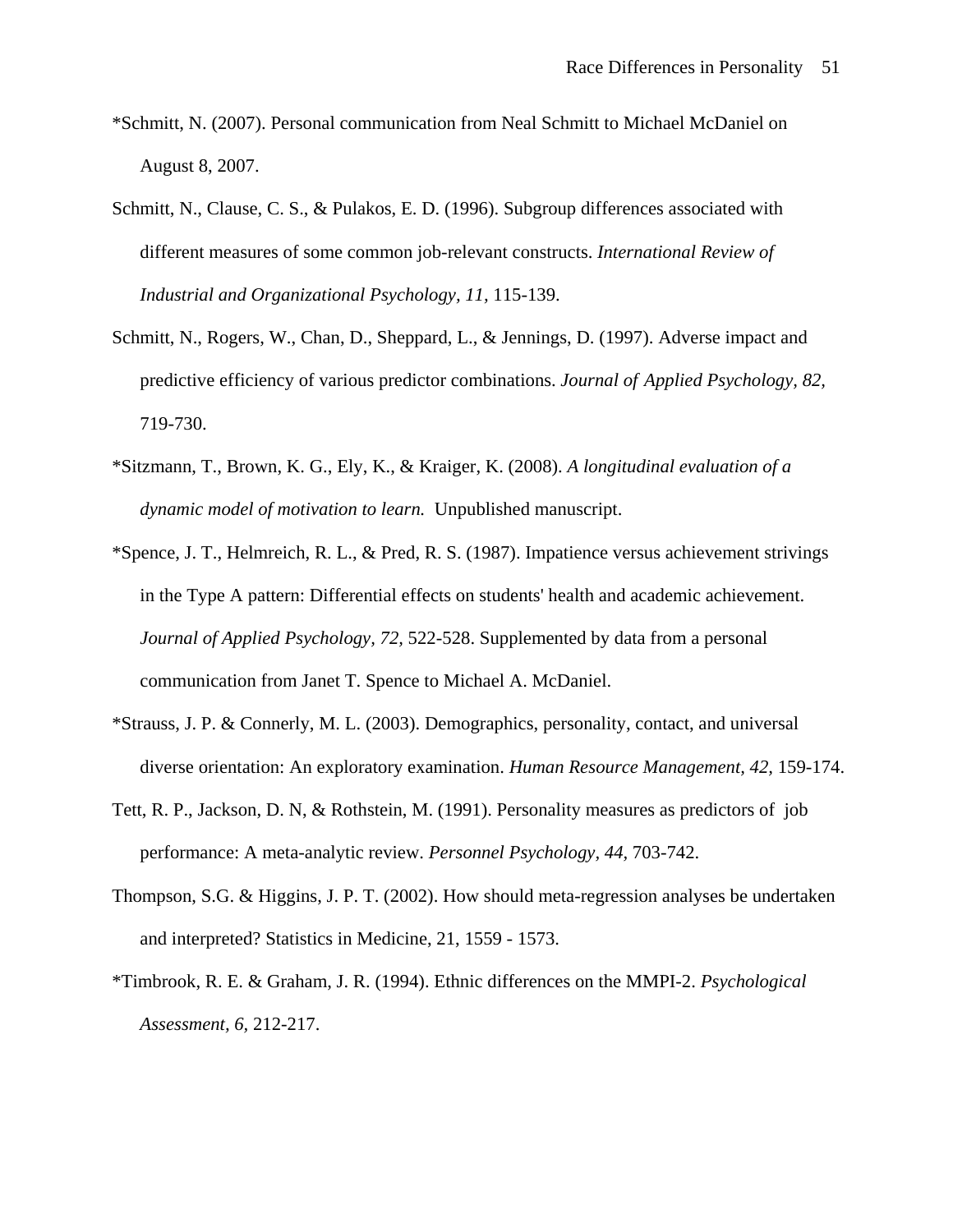*Schmitt, N. (2007). Personal communication from Neal Schmitt to Michael McDaniel on August 8, 2007.

Schmitt, N., Clause, C. S., & Pulakos, E. D. (1996). Subgroup differences associated with different measures of some common job-relevant constructs. *International Review of Industrial and Organizational Psychology, 11,* 115-139.

Schmitt, N., Rogers, W., Chan, D., Sheppard, L., & Jennings, D. (1997). Adverse impact and predictive efficiency of various predictor combinations. *Journal of Applied Psychology, 82,* 719-730.

*Sitzmann, T., Brown, K. G., Ely, K., & Kraiger, K. (2008). *A longitudinal evaluation of a dynamic model of motivation to learn.* Unpublished manuscript.

*Spence, J. T., Helmreich, R. L., & Pred, R. S. (1987). Impatience versus achievement strivings in the Type A pattern: Differential effects on students' health and academic achievement. *Journal of Applied Psychology, 72,* 522-528. Supplemented by data from a personal communication from Janet T. Spence to Michael A. McDaniel.

*Strauss, J. P. & Connerly, M. L. (2003). Demographics, personality, contact, and universal diverse orientation: An exploratory examination. *Human Resource Management, 42,* 159-174.

Tett, R. P., Jackson, D. N, & Rothstein, M. (1991). Personality measures as predictors of job performance: A meta-analytic review. *Personnel Psychology, 44,* 703-742.

Thompson, S.G. & Higgins, J. P. T. (2002). How should meta-regression analyses be undertaken and interpreted? Statistics in Medicine, 21, 1559 - 1573.

*Timbrook, R. E. & Graham, J. R. (1994). Ethnic differences on the MMPI-2. *Psychological Assessment, 6,* 212-217.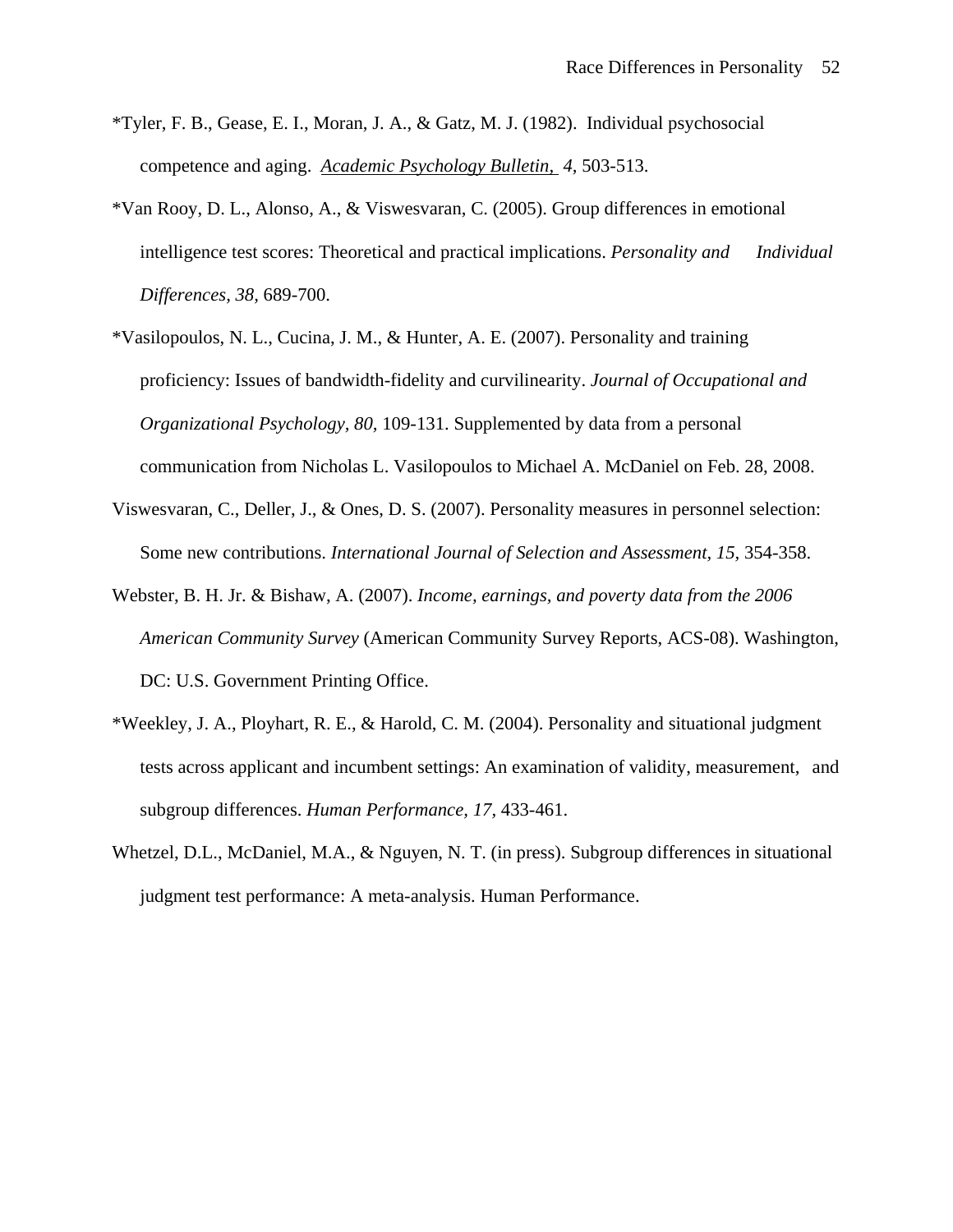*Tyler, F. B., Gease, E. I., Moran, J. A., & Gatz, M. J. (1982). Individual psychosocial competence and aging. *Academic Psychology Bulletin, 4,* 503-513.

*Van Rooy, D. L., Alonso, A., & Viswesvaran, C. (2005). Group differences in emotional intelligence test scores: Theoretical and practical implications. *Personality and Individual Differences, 38,* 689-700.

*Vasilopoulos, N. L., Cucina, J. M., & Hunter, A. E. (2007). Personality and training proficiency: Issues of bandwidth-fidelity and curvilinearity. *Journal of Occupational and Organizational Psychology, 80,* 109-131. Supplemented by data from a personal communication from Nicholas L. Vasilopoulos to Michael A. McDaniel on Feb. 28, 2008.

Viswesvaran, C., Deller, J., & Ones, D. S. (2007). Personality measures in personnel selection: Some new contributions. *International Journal of Selection and Assessment, 15,* 354-358.

Webster, B. H. Jr. & Bishaw, A. (2007). *Income, earnings, and poverty data from the 2006 American Community Survey* (American Community Survey Reports, ACS-08). Washington, DC: U.S. Government Printing Office.

*Weekley, J. A., Ployhart, R. E., & Harold, C. M. (2004). Personality and situational judgment tests across applicant and incumbent settings: An examination of validity, measurement, and subgroup differences. *Human Performance, 17,* 433-461.

Whetzel, D.L., McDaniel, M.A., & Nguyen, N. T. (in press). Subgroup differences in situational judgment test performance: A meta-analysis. Human Performance.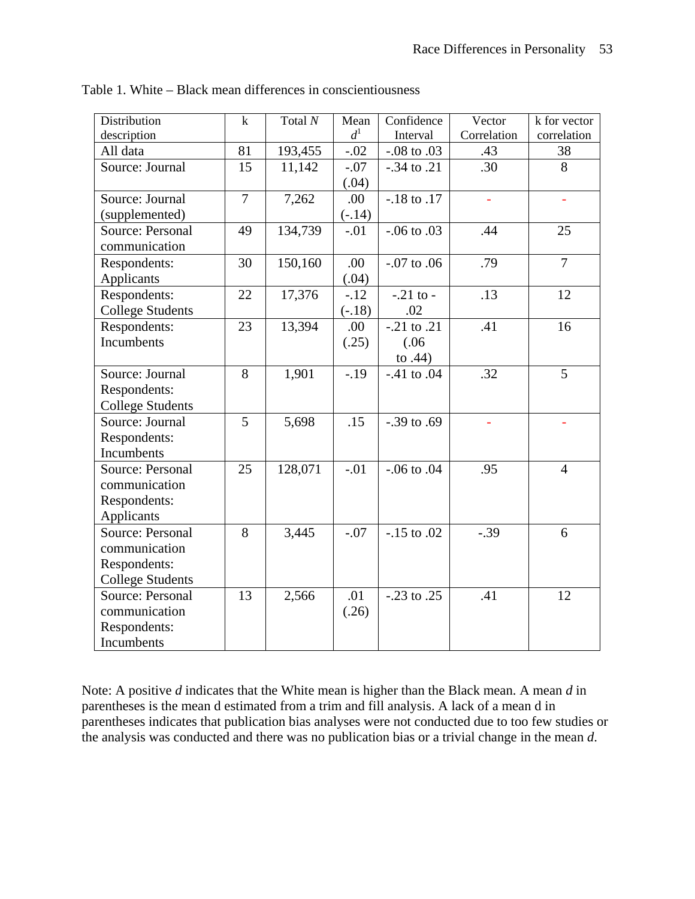Table 1. White – Black mean differences in conscientiousness

| Distribution description | k | Total *N* | Mean $d$[1] | Confidence Interval | Vector Correlation | k for vector correlation |
|---|---|---|---|---|---|---|
| All data | 81 | 193,455 | -.02 | -.08 to .03 | .43 | 38 |
| Source: Journal | 15 | 11,142 | -.07 (.04) | -.34 to .21 | .30 | 8 |
| Source: Journal (supplemented) | 7 | 7,262 | .00 (-.14) | -.18 to .17 | - | - |
| Source: Personal communication | 49 | 134,739 | -.01 | -.06 to .03 | .44 | 25 |
| Respondents: Applicants | 30 | 150,160 | .00 (.04) | -.07 to .06 | .79 | 7 |
| Respondents: College Students | 22 | 17,376 | -.12 (-.18) | -.21 to -.02 | .13 | 12 |
| Respondents: Incumbents | 23 | 13,394 | .00 (.25) | -.21 to .21 (.06 to .44) | .41 | 16 |
| Source: Journal Respondents: College Students | 8 | 1,901 | -.19 | -.41 to .04 | .32 | 5 |
| Source: Journal Respondents: Incumbents | 5 | 5,698 | .15 | -.39 to .69 | - | - |
| Source: Personal communication Respondents: Applicants | 25 | 128,071 | -.01 | -.06 to .04 | .95 | 4 |
| Source: Personal communication Respondents: College Students | 8 | 3,445 | -.07 | -.15 to .02 | -.39 | 6 |
| Source: Personal communication Respondents: Incumbents | 13 | 2,566 | .01 (.26) | -.23 to .25 | .41 | 12 |

Note: A positive *d* indicates that the White mean is higher than the Black mean. A mean *d* in parentheses is the mean d estimated from a trim and fill analysis. A lack of a mean d in parentheses indicates that publication bias analyses were not conducted due to too few studies or the analysis was conducted and there was no publication bias or a trivial change in the mean *d*.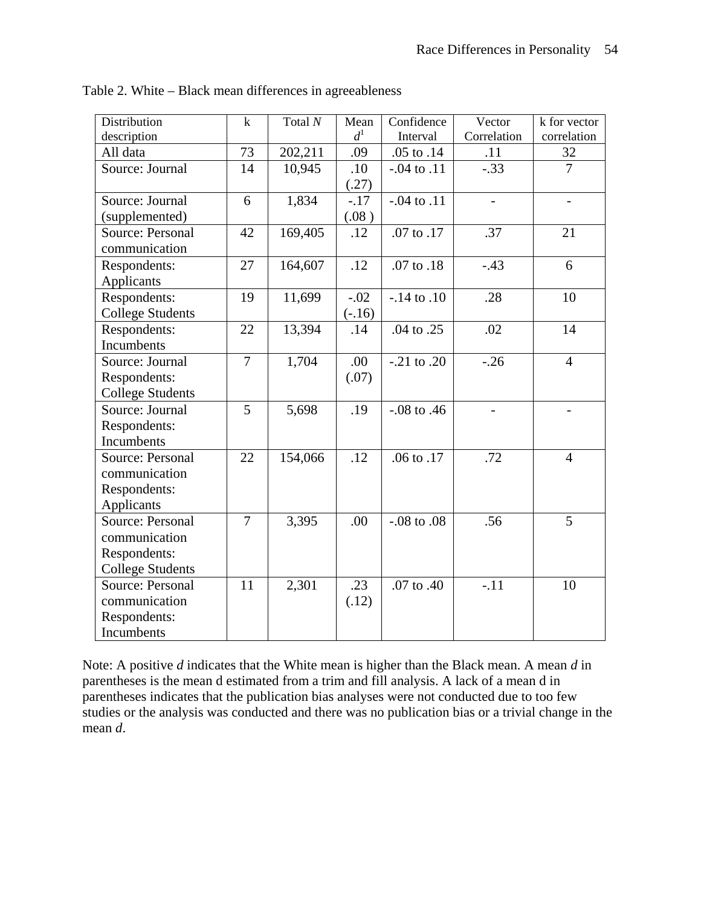Table 2. White – Black mean differences in agreeableness

| Distribution description | k | Total *N* | Mean *d*[1] | Confidence Interval | Vector Correlation | k for vector correlation |
|---|---|---|---|---|---|---|
| All data | 73 | 202,211 | .09 | .05 to .14 | .11 | 32 |
| Source: Journal | 14 | 10,945 | .10 (.27) | -.04 to .11 | -.33 | 7 |
| Source: Journal (supplemented) | 6 | 1,834 | -.17 (.08 ) | -.04 to .11 | - | - |
| Source: Personal communication | 42 | 169,405 | .12 | .07 to .17 | .37 | 21 |
| Respondents: Applicants | 27 | 164,607 | .12 | .07 to .18 | -.43 | 6 |
| Respondents: College Students | 19 | 11,699 | -.02 (-.16) | -.14 to .10 | .28 | 10 |
| Respondents: Incumbents | 22 | 13,394 | .14 | .04 to .25 | .02 | 14 |
| Source: Journal Respondents: College Students | 7 | 1,704 | .00 (.07) | -.21 to .20 | -.26 | 4 |
| Source: Journal Respondents: Incumbents | 5 | 5,698 | .19 | -.08 to .46 | - | - |
| Source: Personal communication Respondents: Applicants | 22 | 154,066 | .12 | .06 to .17 | .72 | 4 |
| Source: Personal communication Respondents: College Students | 7 | 3,395 | .00 | -.08 to .08 | .56 | 5 |
| Source: Personal communication Respondents: Incumbents | 11 | 2,301 | .23 (.12) | .07 to .40 | -.11 | 10 |

Note: A positive *d* indicates that the White mean is higher than the Black mean. A mean *d* in parentheses is the mean d estimated from a trim and fill analysis. A lack of a mean d in parentheses indicates that the publication bias analyses were not conducted due to too few studies or the analysis was conducted and there was no publication bias or a trivial change in the mean *d*.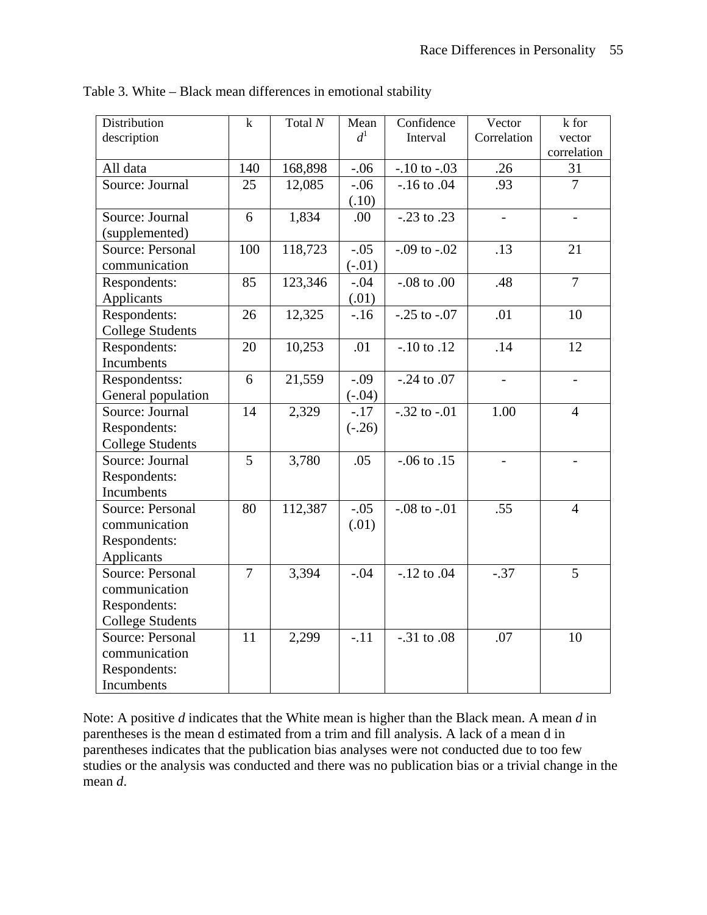Table 3. White – Black mean differences in emotional stability

| Distribution description | k | Total *N* | Mean $d^1$ | Confidence Interval | Vector Correlation | k for vector correlation |
|---|---|---|---|---|---|---|
| All data | 140 | 168,898 | -.06 | -.10 to -.03 | .26 | 31 |
| Source: Journal | 25 | 12,085 | -.06 (.10) | -.16 to .04 | .93 | 7 |
| Source: Journal (supplemented) | 6 | 1,834 | .00 | -.23 to .23 | - | - |
| Source: Personal communication | 100 | 118,723 | -.05 (-.01) | -.09 to -.02 | .13 | 21 |
| Respondents: Applicants | 85 | 123,346 | -.04 (.01) | -.08 to .00 | .48 | 7 |
| Respondents: College Students | 26 | 12,325 | -.16 | -.25 to -.07 | .01 | 10 |
| Respondents: Incumbents | 20 | 10,253 | .01 | -.10 to .12 | .14 | 12 |
| Respondentss: General population | 6 | 21,559 | -.09 (-.04) | -.24 to .07 | - | - |
| Source: Journal Respondents: College Students | 14 | 2,329 | -.17 (-.26) | -.32 to -.01 | 1.00 | 4 |
| Source: Journal Respondents: Incumbents | 5 | 3,780 | .05 | -.06 to .15 | - | - |
| Source: Personal communication Respondents: Applicants | 80 | 112,387 | -.05 (.01) | -.08 to -.01 | .55 | 4 |
| Source: Personal communication Respondents: College Students | 7 | 3,394 | -.04 | -.12 to .04 | -.37 | 5 |
| Source: Personal communication Respondents: Incumbents | 11 | 2,299 | -.11 | -.31 to .08 | .07 | 10 |

Note: A positive *d* indicates that the White mean is higher than the Black mean. A mean *d* in parentheses is the mean d estimated from a trim and fill analysis. A lack of a mean d in parentheses indicates that the publication bias analyses were not conducted due to too few studies or the analysis was conducted and there was no publication bias or a trivial change in the mean *d*.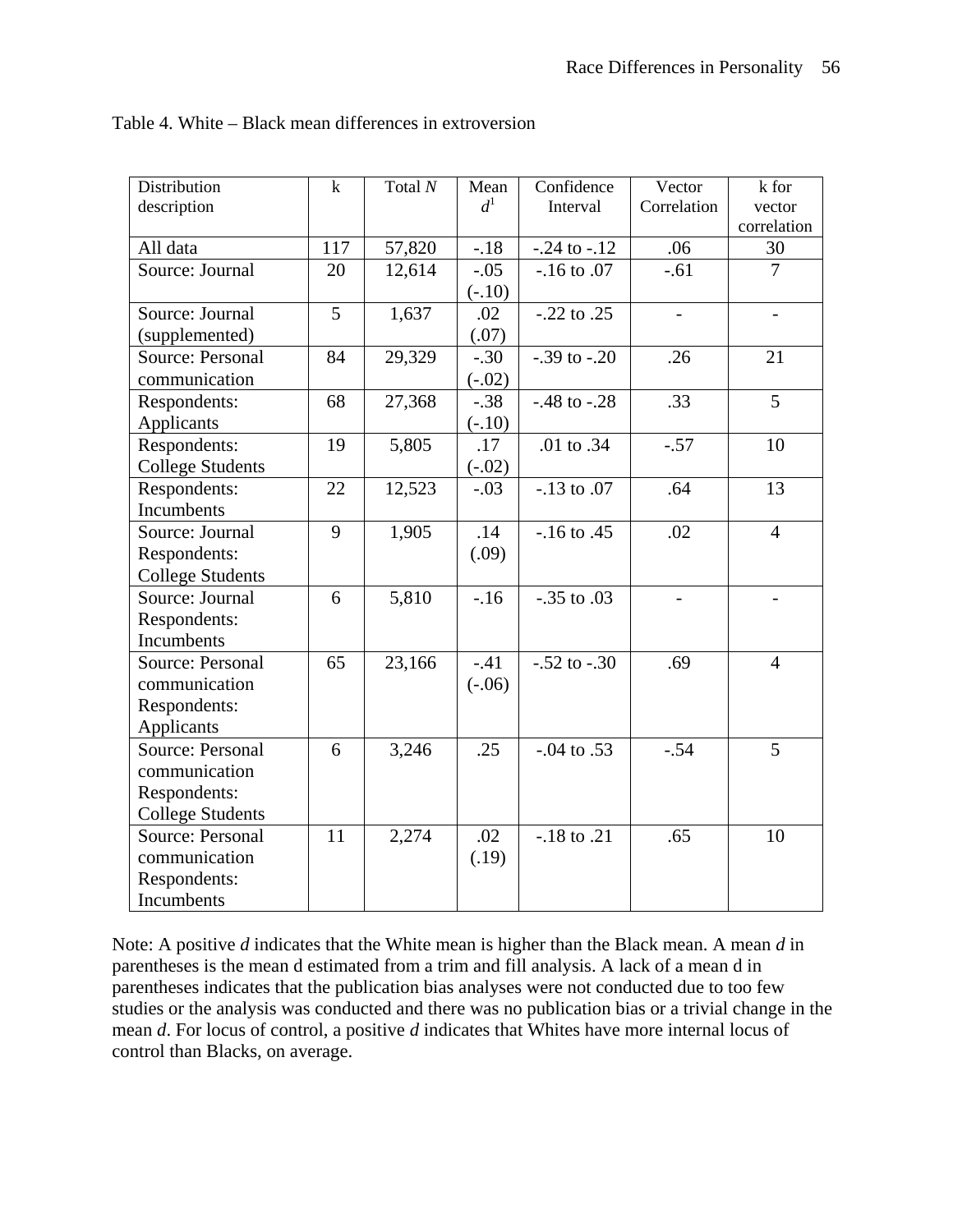Table 4. White – Black mean differences in extroversion

| Distribution description | k | Total *N* | Mean $d^1$ | Confidence Interval | Vector Correlation | k for vector correlation |
|---|---|---|---|---|---|---|
| All data | 117 | 57,820 | -.18 | -.24 to -.12 | .06 | 30 |
| Source: Journal | 20 | 12,614 | -.05 (-.10) | -.16 to .07 | -.61 | 7 |
| Source: Journal (supplemented) | 5 | 1,637 | .02 (.07) | -.22 to .25 | - | - |
| Source: Personal communication | 84 | 29,329 | -.30 (-.02) | -.39 to -.20 | .26 | 21 |
| Respondents: Applicants | 68 | 27,368 | -.38 (-.10) | -.48 to -.28 | .33 | 5 |
| Respondents: College Students | 19 | 5,805 | .17 (-.02) | .01 to .34 | -.57 | 10 |
| Respondents: Incumbents | 22 | 12,523 | -.03 | -.13 to .07 | .64 | 13 |
| Source: Journal Respondents: College Students | 9 | 1,905 | .14 (.09) | -.16 to .45 | .02 | 4 |
| Source: Journal Respondents: Incumbents | 6 | 5,810 | -.16 | -.35 to .03 | - | - |
| Source: Personal communication Respondents: Applicants | 65 | 23,166 | -.41 (-.06) | -.52 to -.30 | .69 | 4 |
| Source: Personal communication Respondents: College Students | 6 | 3,246 | .25 | -.04 to .53 | -.54 | 5 |
| Source: Personal communication Respondents: Incumbents | 11 | 2,274 | .02 (.19) | -.18 to .21 | .65 | 10 |

Note: A positive *d* indicates that the White mean is higher than the Black mean. A mean *d* in parentheses is the mean d estimated from a trim and fill analysis. A lack of a mean d in parentheses indicates that the publication bias analyses were not conducted due to too few studies or the analysis was conducted and there was no publication bias or a trivial change in the mean *d*. For locus of control, a positive *d* indicates that Whites have more internal locus of control than Blacks, on average.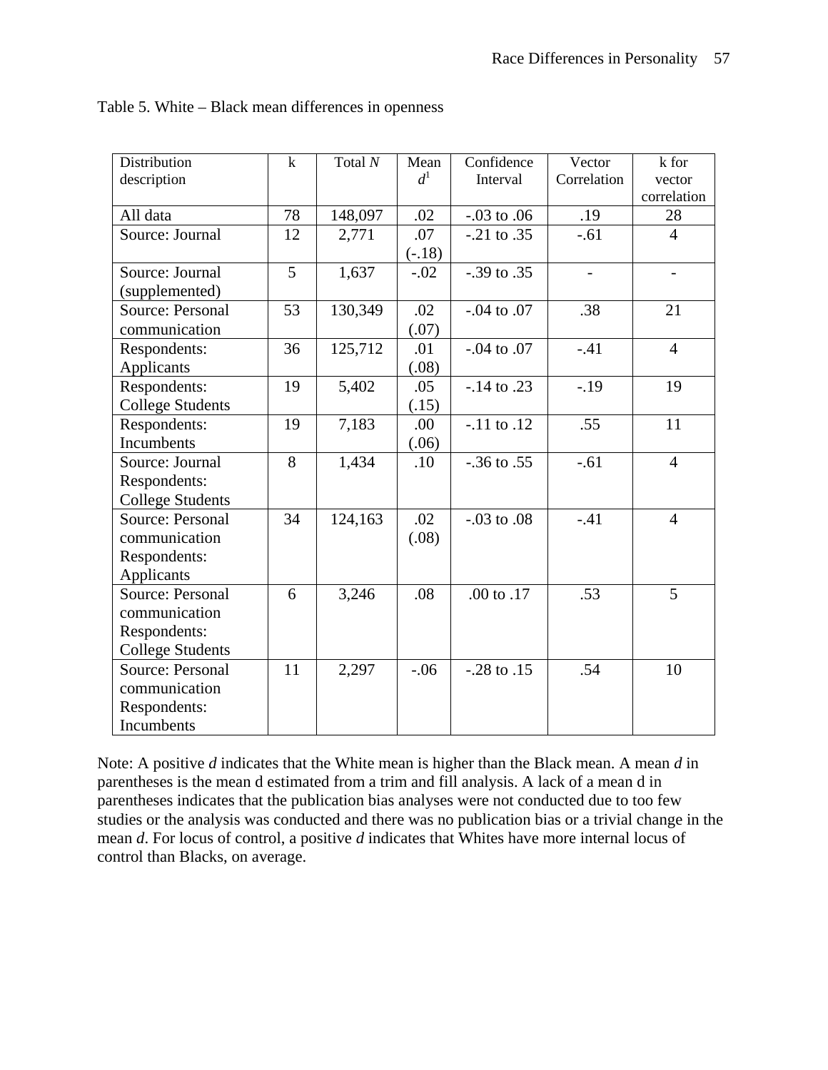Table 5. White – Black mean differences in openness

| Distribution description | k | Total *N* | Mean *d*[1] | Confidence Interval | Vector Correlation | k for vector correlation |
|---|---|---|---|---|---|---|
| All data | 78 | 148,097 | .02 | -.03 to .06 | .19 | 28 |
| Source: Journal | 12 | 2,771 | .07 (-.18) | -.21 to .35 | -.61 | 4 |
| Source: Journal (supplemented) | 5 | 1,637 | -.02 | -.39 to .35 | - | - |
| Source: Personal communication | 53 | 130,349 | .02 (.07) | -.04 to .07 | .38 | 21 |
| Respondents: Applicants | 36 | 125,712 | .01 (.08) | -.04 to .07 | -.41 | 4 |
| Respondents: College Students | 19 | 5,402 | .05 (.15) | -.14 to .23 | -.19 | 19 |
| Respondents: Incumbents | 19 | 7,183 | .00 (.06) | -.11 to .12 | .55 | 11 |
| Source: Journal Respondents: College Students | 8 | 1,434 | .10 | -.36 to .55 | -.61 | 4 |
| Source: Personal communication Respondents: Applicants | 34 | 124,163 | .02 (.08) | -.03 to .08 | -.41 | 4 |
| Source: Personal communication Respondents: College Students | 6 | 3,246 | .08 | .00 to .17 | .53 | 5 |
| Source: Personal communication Respondents: Incumbents | 11 | 2,297 | -.06 | -.28 to .15 | .54 | 10 |

Note: A positive *d* indicates that the White mean is higher than the Black mean. A mean *d* in parentheses is the mean d estimated from a trim and fill analysis. A lack of a mean d in parentheses indicates that the publication bias analyses were not conducted due to too few studies or the analysis was conducted and there was no publication bias or a trivial change in the mean *d*. For locus of control, a positive *d* indicates that Whites have more internal locus of control than Blacks, on average.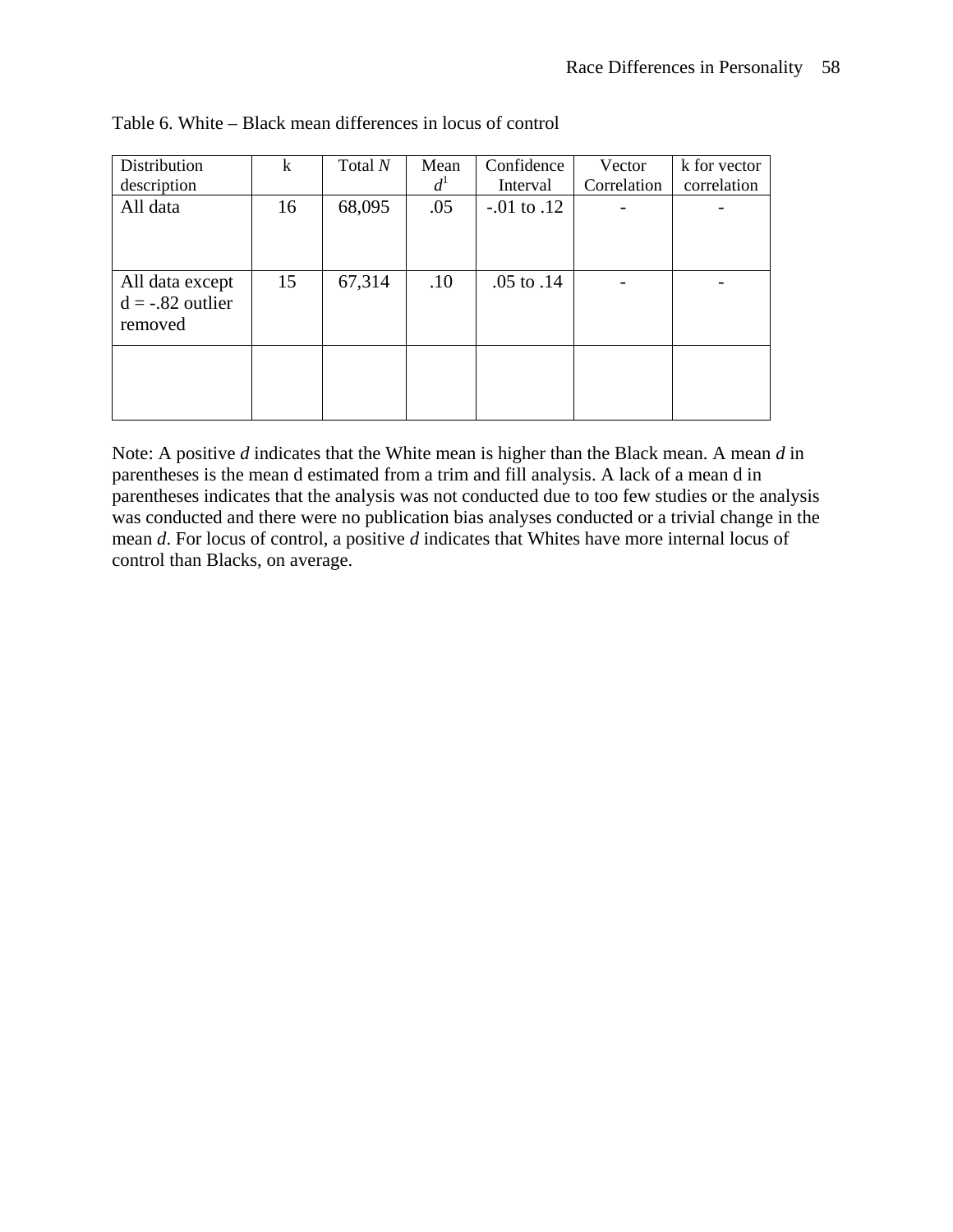Table 6. White – Black mean differences in locus of control

| Distribution description | k | Total *N* | Mean *d*[1] | Confidence Interval | Vector Correlation | k for vector correlation |
|---|---|---|---|---|---|---|
| All data | 16 | 68,095 | .05 | -.01 to .12 | - | - |
| All data except d = -.82 outlier removed | 15 | 67,314 | .10 | .05 to .14 | - | - |
| | | | | | | |

Note: A positive *d* indicates that the White mean is higher than the Black mean. A mean *d* in parentheses is the mean d estimated from a trim and fill analysis. A lack of a mean d in parentheses indicates that the analysis was not conducted due to too few studies or the analysis was conducted and there were no publication bias analyses conducted or a trivial change in the mean *d*. For locus of control, a positive *d* indicates that Whites have more internal locus of control than Blacks, on average.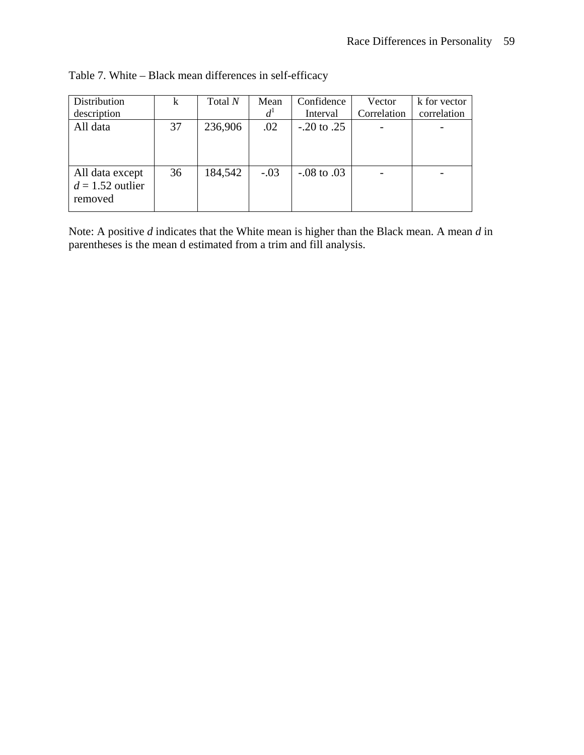Table 7. White – Black mean differences in self-efficacy

| Distribution description | k | Total *N* | Mean *d*[1] | Confidence Interval | Vector Correlation | k for vector correlation |
|---|---|---|---|---|---|---|
| All data | 37 | 236,906 | .02 | -.20 to .25 | - | - |
| All data except *d* = 1.52 outlier removed | 36 | 184,542 | -.03 | -.08 to .03 | - | - |

Note: A positive *d* indicates that the White mean is higher than the Black mean. A mean *d* in parentheses is the mean d estimated from a trim and fill analysis.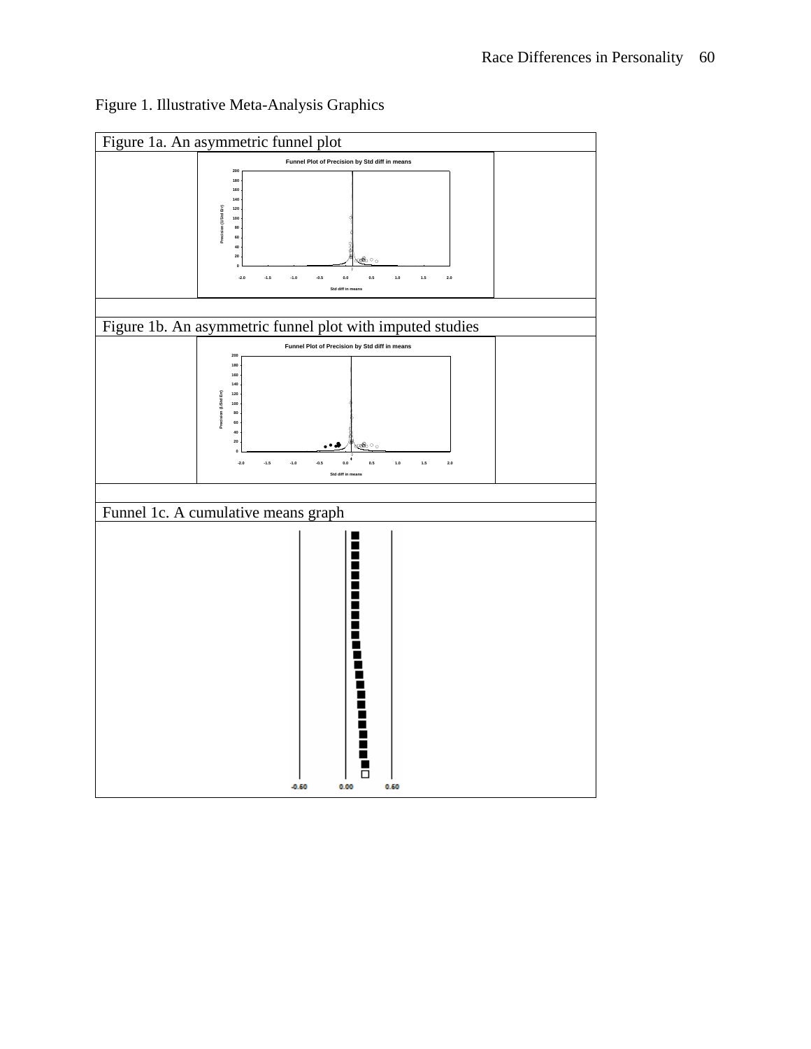Figure 1. Illustrative Meta-Analysis Graphics

Figure 1a. An asymmetric funnel plot

Funnel Plot of Precision by Std diff in means

Precision (1/Std Err)

Std diff in means

Figure 1b. An asymmetric funnel plot with imputed studies

Funnel Plot of Precision by Std diff in means

Precision (1/Std Err)

Std diff in means

Funnel 1c. A cumulative means graph

-0.60 0.00 0.60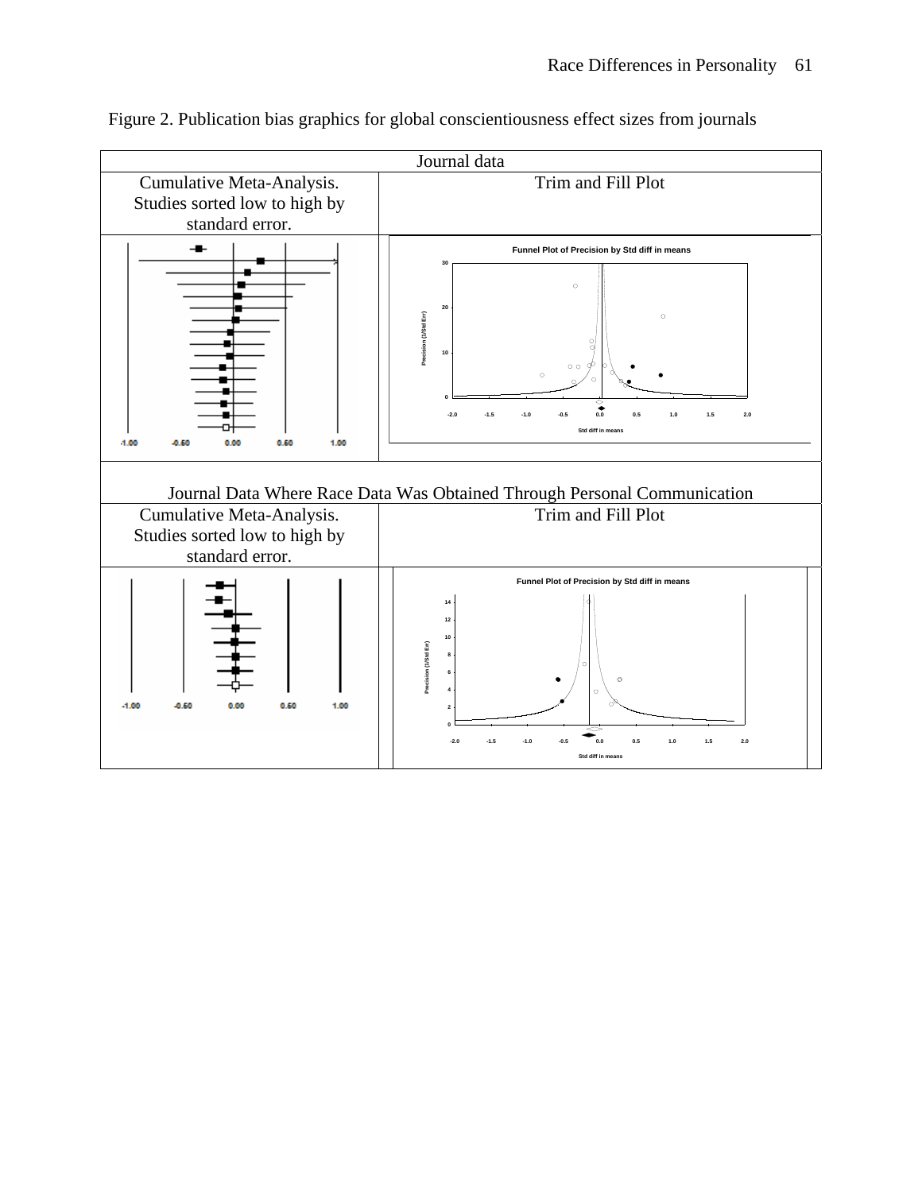Figure 2. Publication bias graphics for global conscientiousness effect sizes from journals

| Journal data | |
|---|---|
| Cumulative Meta-Analysis. Studies sorted low to high by standard error. | Trim and Fill Plot |
| | Funnel Plot of Precision by Std diff in means |
| Journal Data Where Race Data Was Obtained Through Personal Communication | |
| Cumulative Meta-Analysis. Studies sorted low to high by standard error. | Trim and Fill Plot |
| | Funnel Plot of Precision by Std diff in means |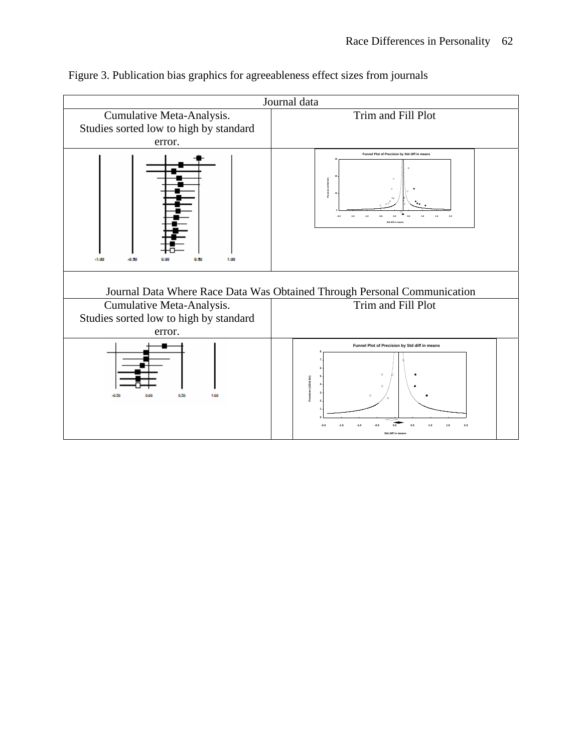Figure 3. Publication bias graphics for agreeableness effect sizes from journals

| Journal data | |
|---|---|
| Cumulative Meta-Analysis. Studies sorted low to high by standard error. | Trim and Fill Plot |
| | Funnel Plot of Precision by Std diff in means |
| Journal Data Where Race Data Was Obtained Through Personal Communication | |
| Cumulative Meta-Analysis. Studies sorted low to high by standard error. | Trim and Fill Plot |
| | Funnel Plot of Precision by Std diff in means |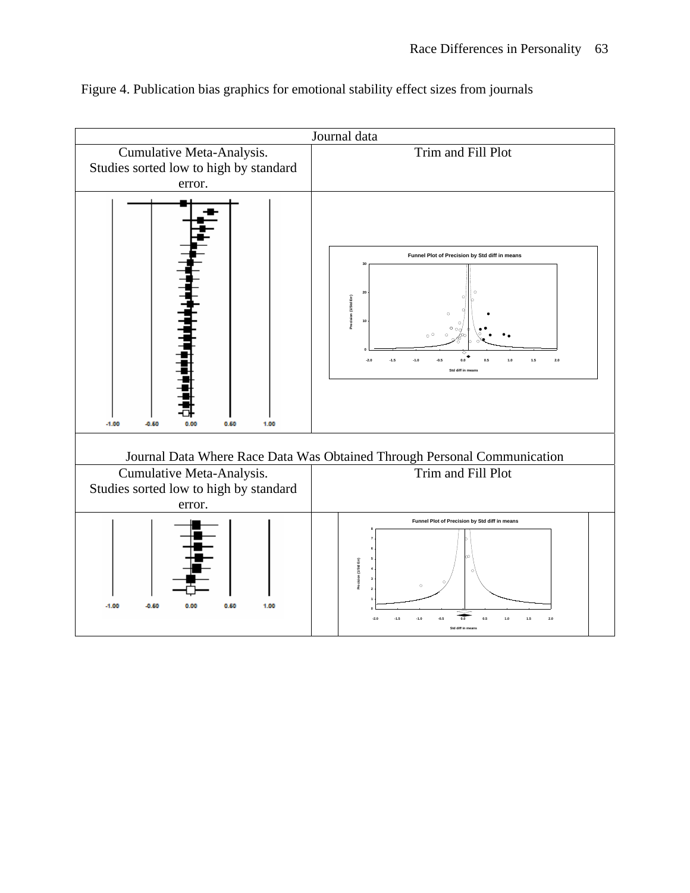Figure 4. Publication bias graphics for emotional stability effect sizes from journals

| Journal data | |
|---|---|
| Cumulative Meta-Analysis. Studies sorted low to high by standard error. | Trim and Fill Plot |
| | |
| **Journal Data Where Race Data Was Obtained Through Personal Communication** | |
| Cumulative Meta-Analysis. Studies sorted low to high by standard error. | Trim and Fill Plot |
| | |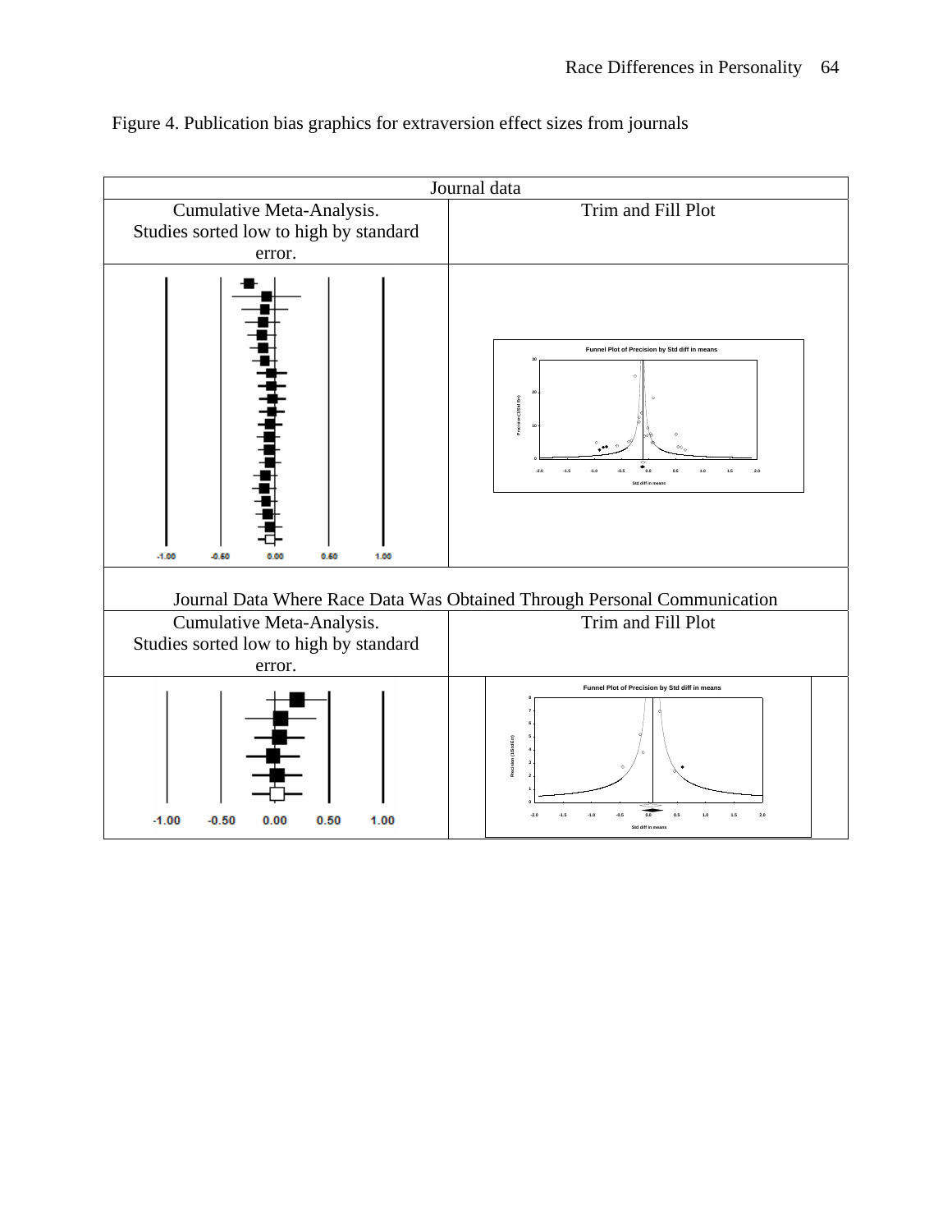Figure 4. Publication bias graphics for extraversion effect sizes from journals

| Journal data | |
|---|---|
| Cumulative Meta-Analysis. Studies sorted low to high by standard error. | Trim and Fill Plot |
| | Funnel Plot of Precision by Std diff in means |
| **Journal Data Where Race Data Was Obtained Through Personal Communication** | |
| Cumulative Meta-Analysis. Studies sorted low to high by standard error. | Trim and Fill Plot |
| | Funnel Plot of Precision by Std diff in means |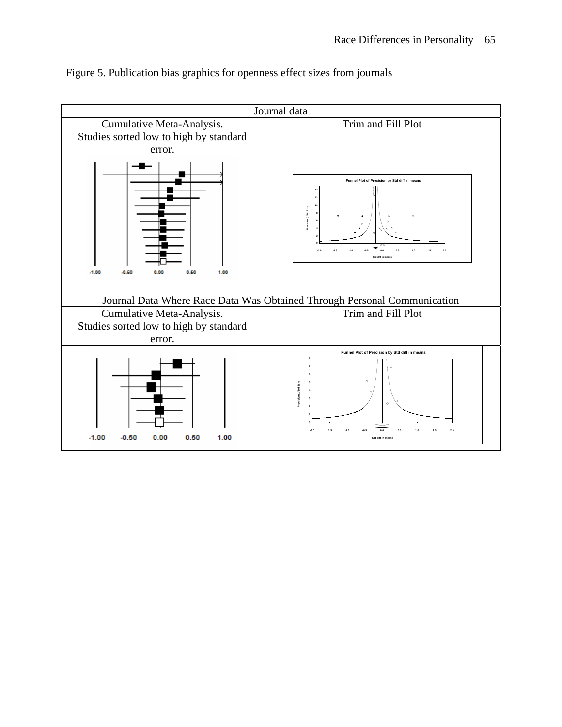Figure 5. Publication bias graphics for openness effect sizes from journals

| Journal data | |
|---|---|
| Cumulative Meta-Analysis. Studies sorted low to high by standard error. | Trim and Fill Plot |
| -1.00 -0.50 0.00 0.50 1.00 | Funnel Plot of Precision by Std diff in means<br>Precision (1/Std Err)<br>0 2 4 6 8 10 12 14<br>-2.0 -1.5 -1.0 -0.5 0.0 0.5 1.0 1.5 2.0<br>Std diff in means |
| Journal Data Where Race Data Was Obtained Through Personal Communication | |
| Cumulative Meta-Analysis. Studies sorted low to high by standard error. | Trim and Fill Plot |
| -1.00 -0.50 0.00 0.50 1.00 | Funnel Plot of Precision by Std diff in means<br>Precision (1/Std Err)<br>0 1 2 3 4 5 6 7 8<br>-2.0 -1.5 -1.0 -0.5 0.0 0.5 1.0 1.5 2.0<br>Std diff in means |